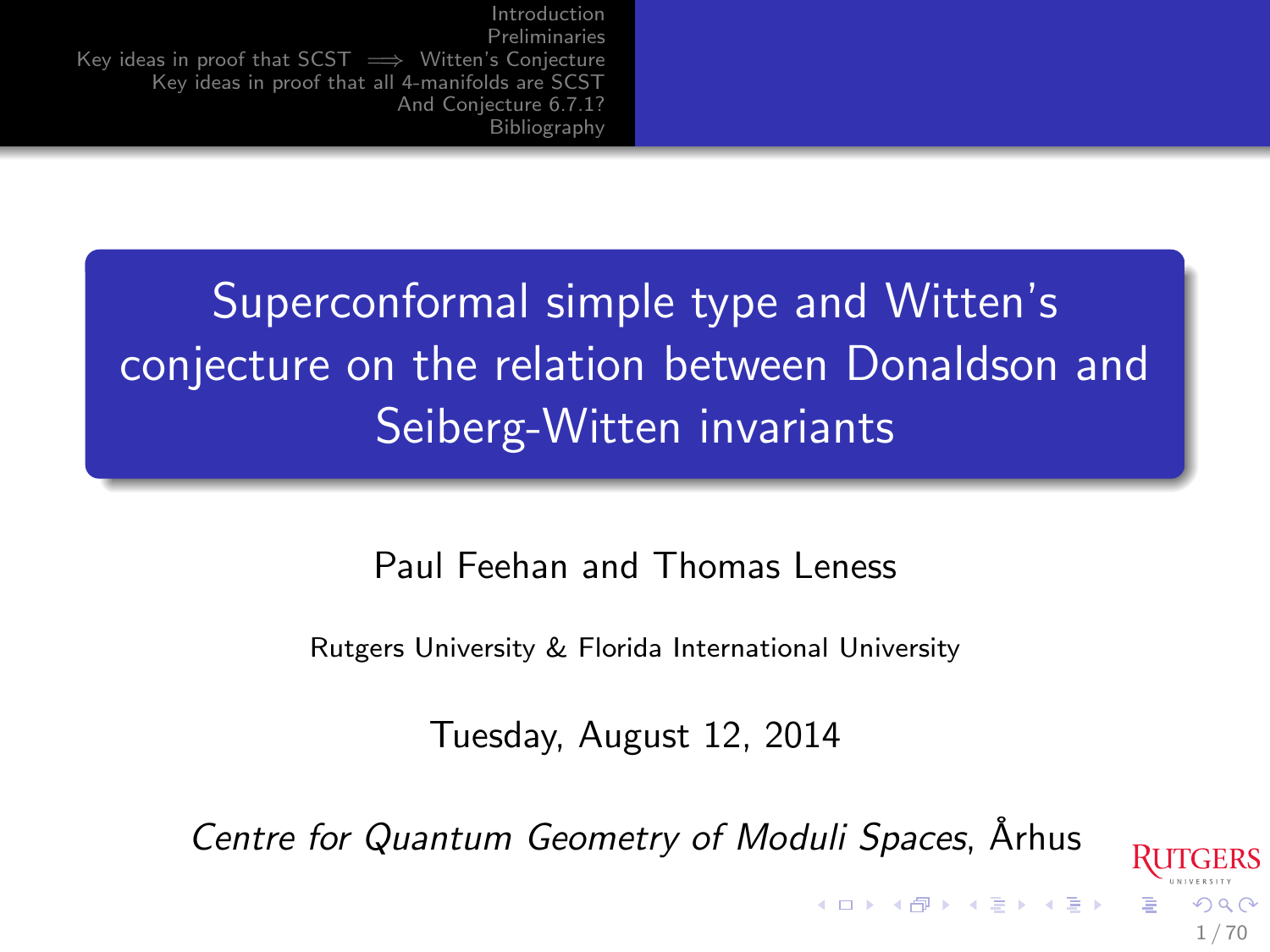# Superconformal simple type and Witten's conjecture on the relation between Donaldson and Seiberg-Witten invariants

Paul Feehan and Thomas Leness

Rutgers University & Florida International University

Tuesday, August 12, 2014

*Centre for Quantum Geometry of Moduli Spaces*, Århus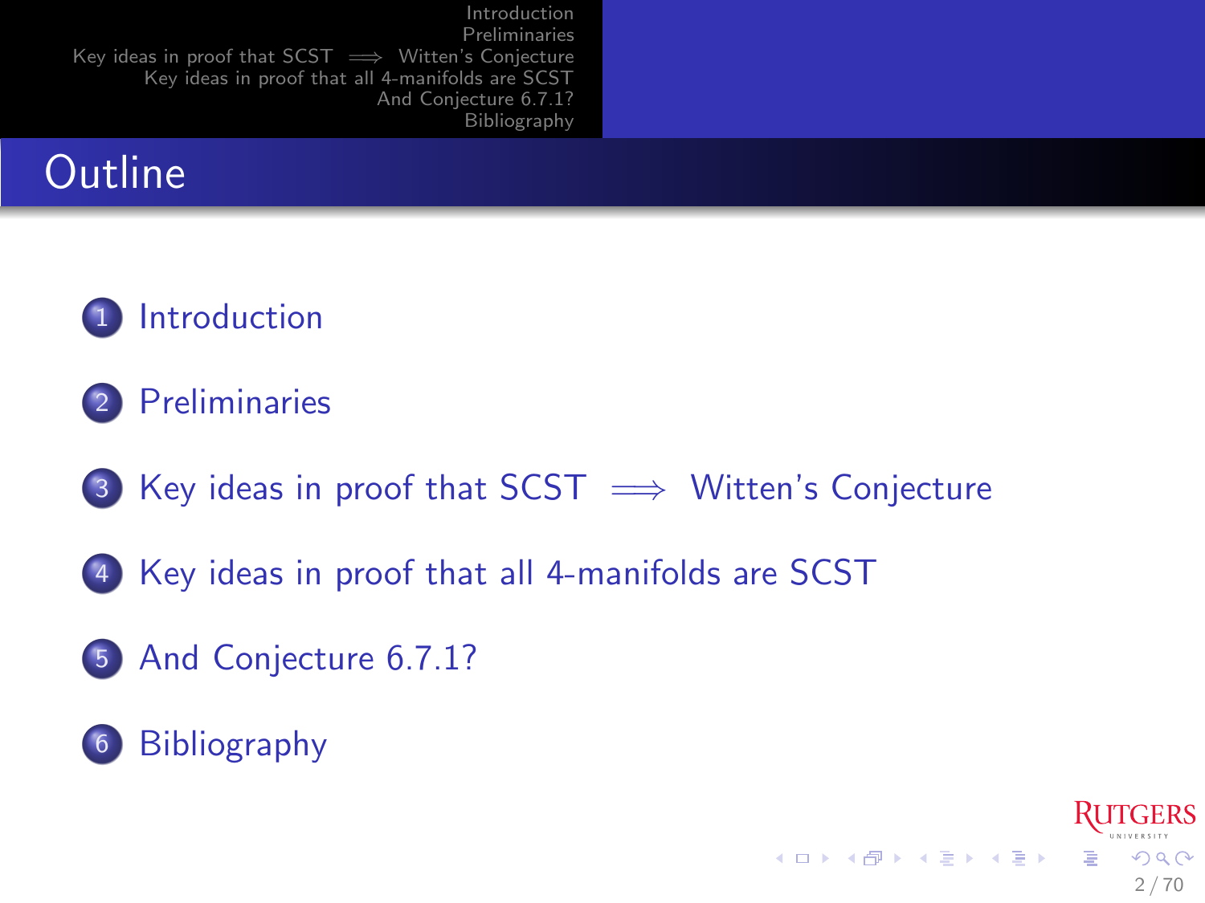# Outline

1. Introduction
2. Preliminaries
3. Key ideas in proof that SCST $\implies$ Witten's Conjecture
4. Key ideas in proof that all 4-manifolds are SCST
5. And Conjecture 6.7.1?
6. Bibliography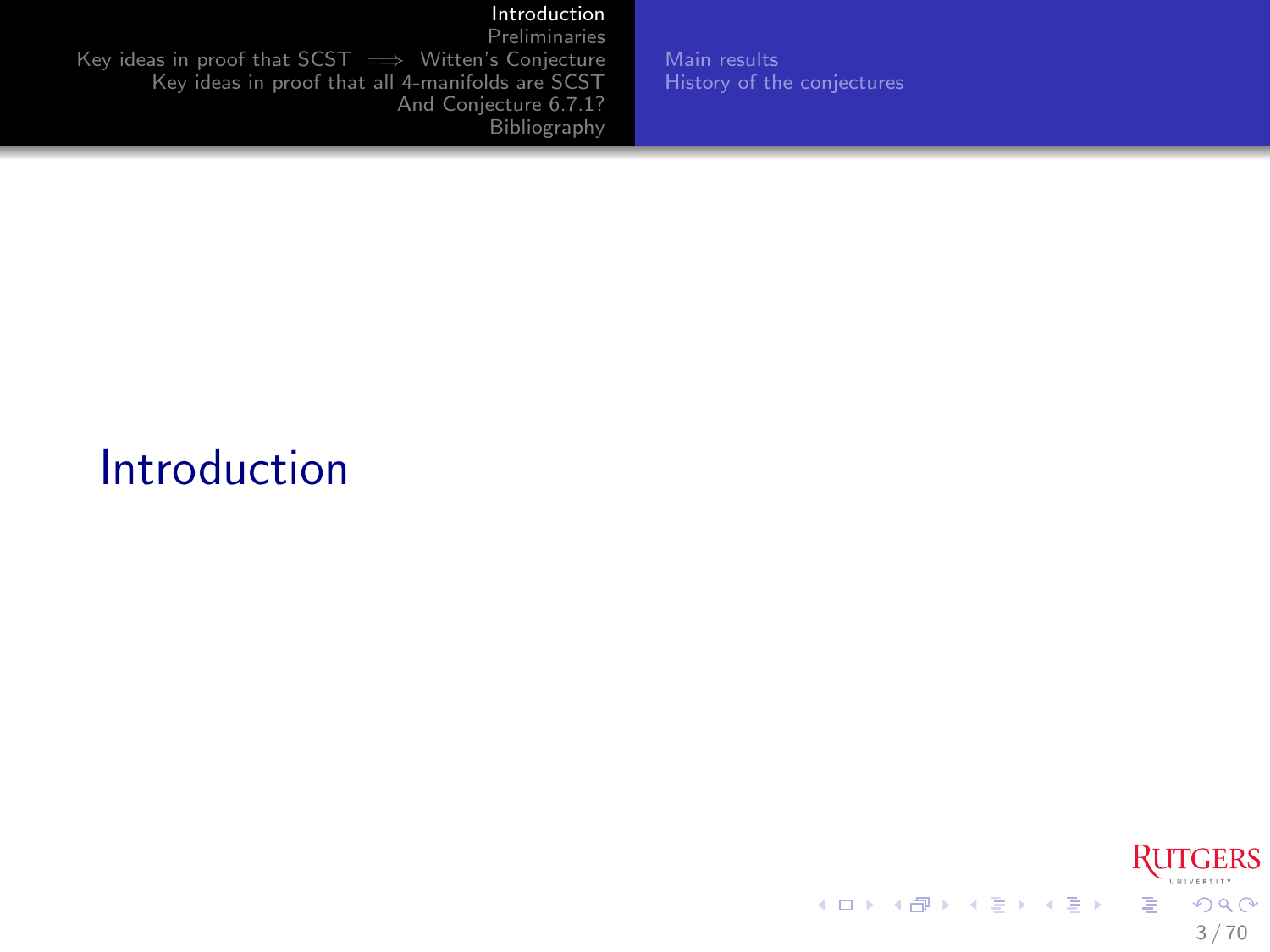# Introduction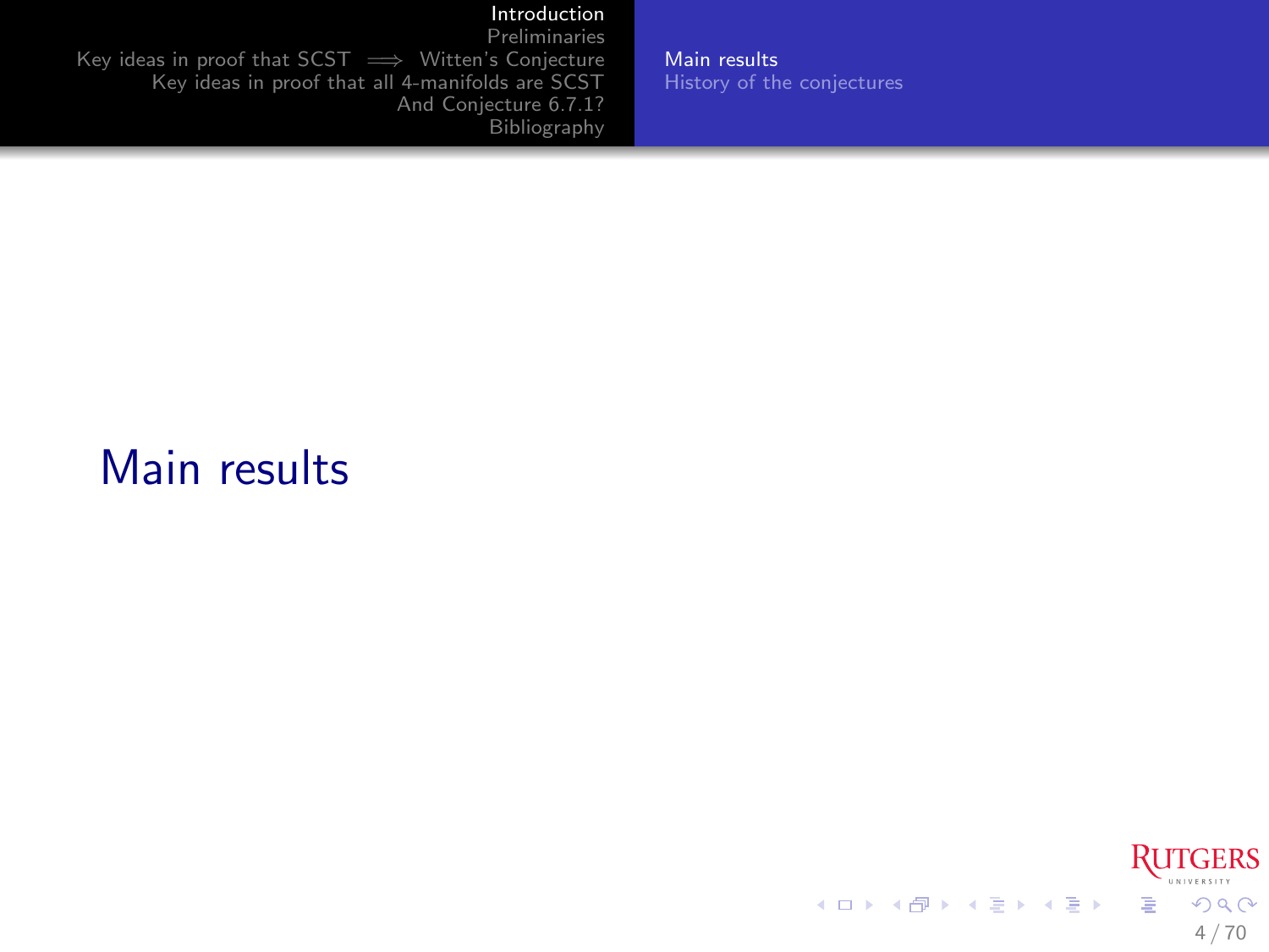# Main results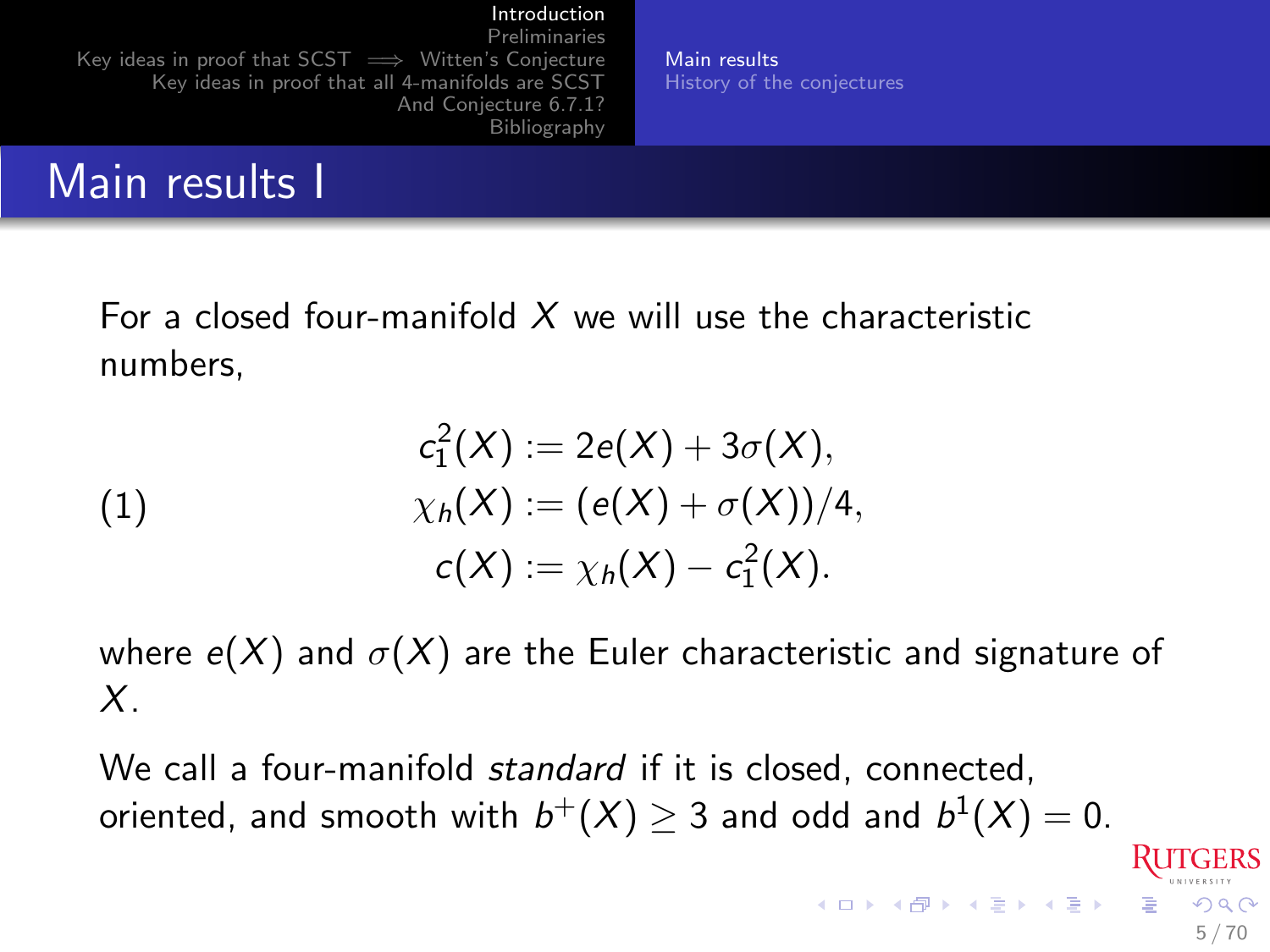# Main results I

For a closed four-manifold $X$ we will use the characteristic numbers,

$$
\begin{aligned}
c_1^2(X) &:= 2e(X) + 3\sigma(X), \\
\chi_h(X) &:= (e(X) + \sigma(X))/4, \\
c(X) &:= \chi_h(X) - c_1^2(X).
\end{aligned}
\tag{1}
$$

where $e(X)$ and $\sigma(X)$ are the Euler characteristic and signature of $X$.

We call a four-manifold *standard* if it is closed, connected, oriented, and smooth with $b^+(X) \geq 3$ and odd and $b^1(X) = 0$.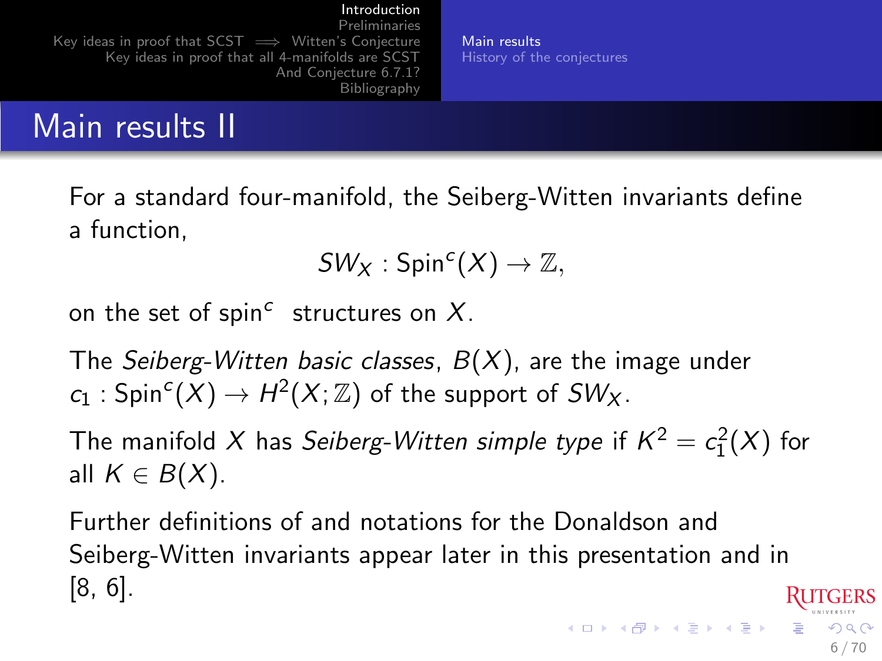## Main results II

For a standard four-manifold, the Seiberg-Witten invariants define a function,

$$SW_X : \mathrm{Spin}^c(X) \to \mathbb{Z},$$

on the set of spin$^c$ structures on $X$.

The *Seiberg-Witten basic classes*, $B(X)$, are the image under $c_1 : \mathrm{Spin}^c(X) \to H^2(X;\mathbb{Z})$ of the support of $SW_X$.

The manifold $X$ has *Seiberg-Witten simple type* if $K^2 = c_1^2(X)$ for all $K \in B(X)$.

Further definitions of and notations for the Donaldson and Seiberg-Witten invariants appear later in this presentation and in [8, 6].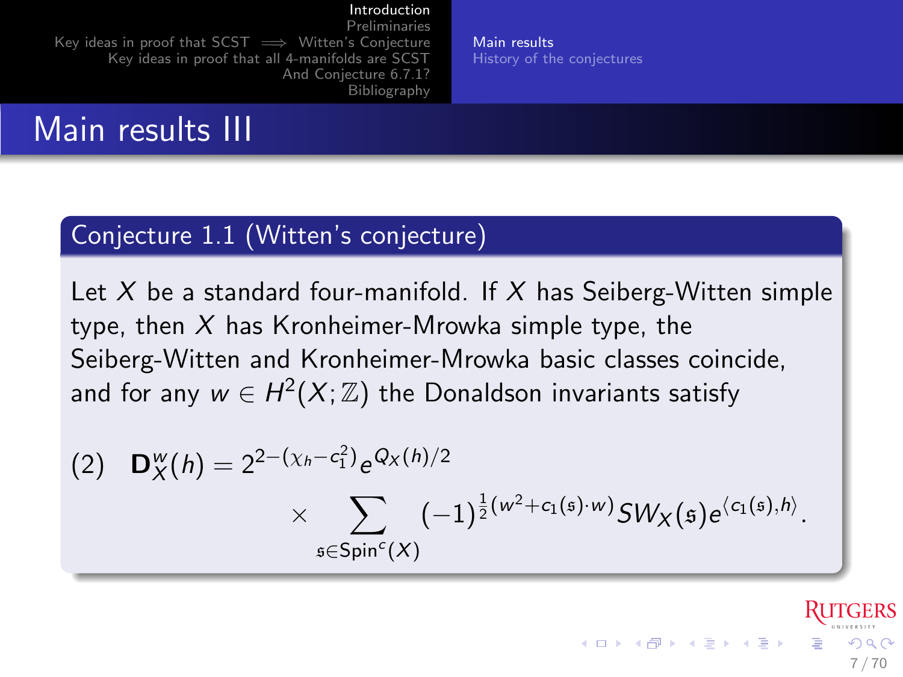# Main results III

**Conjecture 1.1 (Witten's conjecture)**

Let $X$ be a standard four-manifold. If $X$ has Seiberg-Witten simple type, then $X$ has Kronheimer-Mrowka simple type, the Seiberg-Witten and Kronheimer-Mrowka basic classes coincide, and for any $w \in H^2(X;\mathbb{Z})$ the Donaldson invariants satisfy

$$
(2) \quad \mathbf{D}_X^w(h) = 2^{2-(\chi_h - c_1^2)} e^{Q_X(h)/2} \times \sum_{\mathfrak{s} \in \mathrm{Spin}^c(X)} (-1)^{\frac{1}{2}(w^2 + c_1(\mathfrak{s})\cdot w)} SW_X(\mathfrak{s}) e^{\langle c_1(\mathfrak{s}), h \rangle}.
$$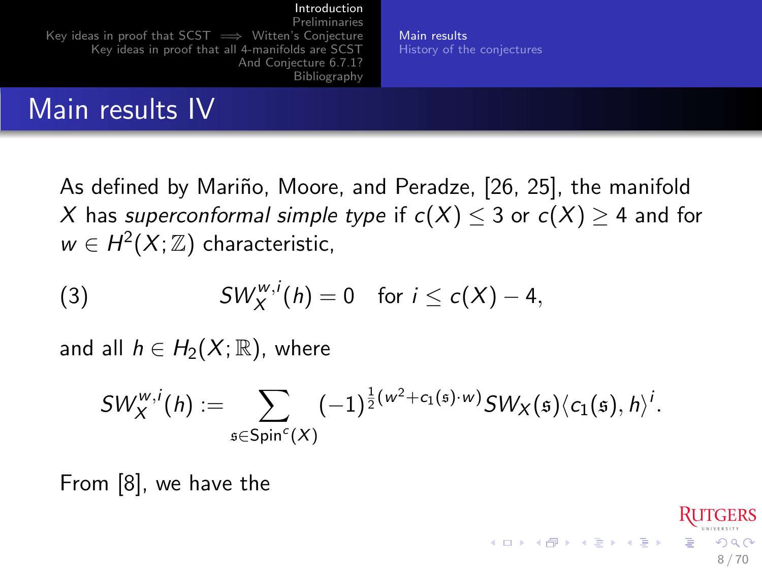## Main results IV

As defined by Mariño, Moore, and Peradze, [26, 25], the manifold $X$ has *superconformal simple type* if $c(X) \leq 3$ or $c(X) \geq 4$ and for $w \in H^2(X;\mathbb{Z})$ characteristic,

$$SW_X^{w,i}(h) = 0 \quad \text{for } i \leq c(X) - 4, \tag{3}$$

and all $h \in H_2(X;\mathbb{R})$, where

$$SW_X^{w,i}(h) := \sum_{\mathfrak{s} \in \mathrm{Spin}^c(X)} (-1)^{\frac{1}{2}(w^2 + c_1(\mathfrak{s})\cdot w)} SW_X(\mathfrak{s}) \langle c_1(\mathfrak{s}), h\rangle^i.$$

From [8], we have the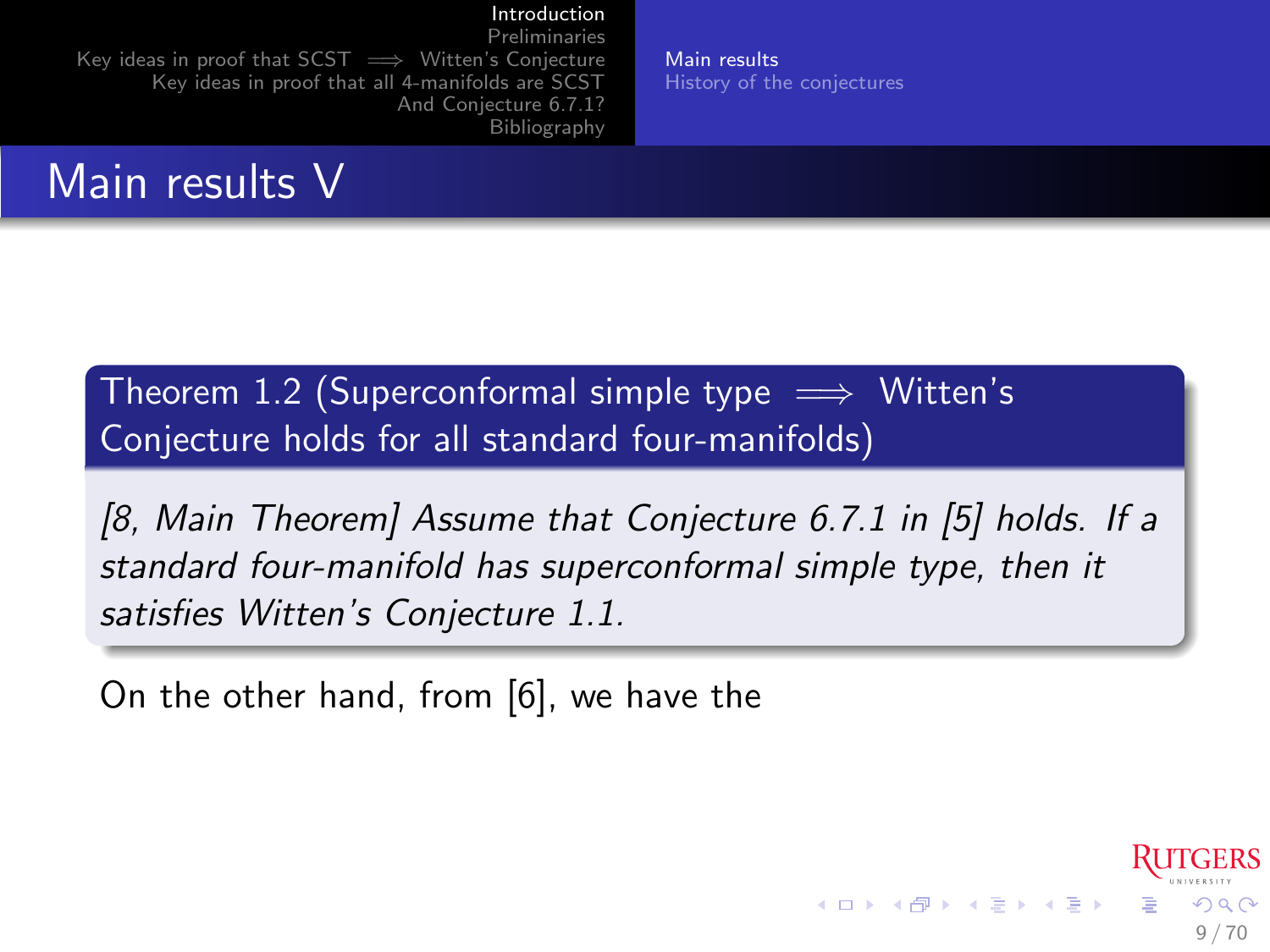# Main results V

**Theorem 1.2 (Superconformal simple type $\implies$ Witten's Conjecture holds for all standard four-manifolds)**

*[8, Main Theorem] Assume that Conjecture 6.7.1 in [5] holds. If a standard four-manifold has superconformal simple type, then it satisfies Witten's Conjecture 1.1.*

On the other hand, from [6], we have the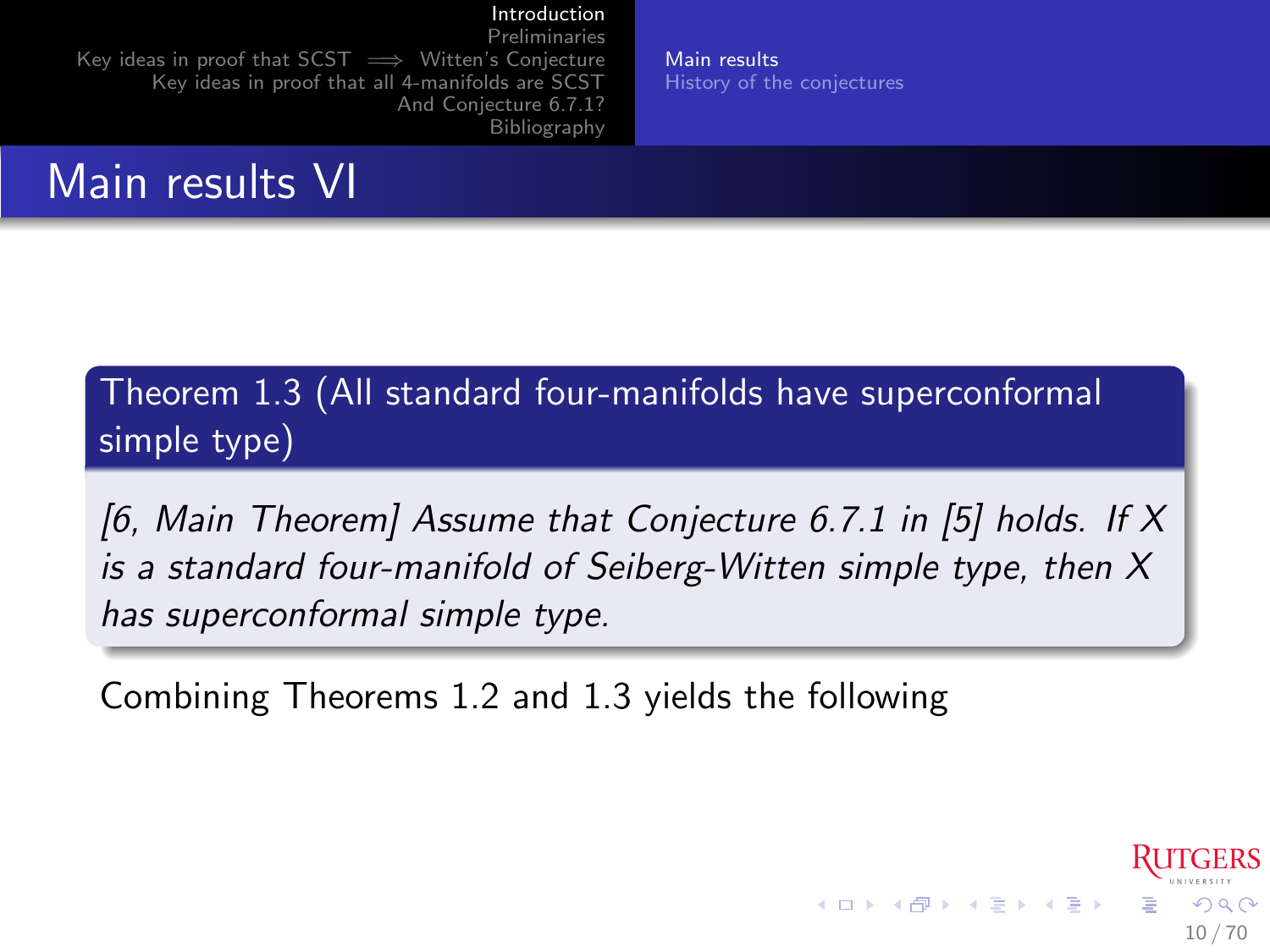# Main results VI

**Theorem 1.3 (All standard four-manifolds have superconformal simple type)**

*[6, Main Theorem] Assume that Conjecture 6.7.1 in [5] holds. If $X$ is a standard four-manifold of Seiberg-Witten simple type, then $X$ has superconformal simple type.*

Combining Theorems 1.2 and 1.3 yields the following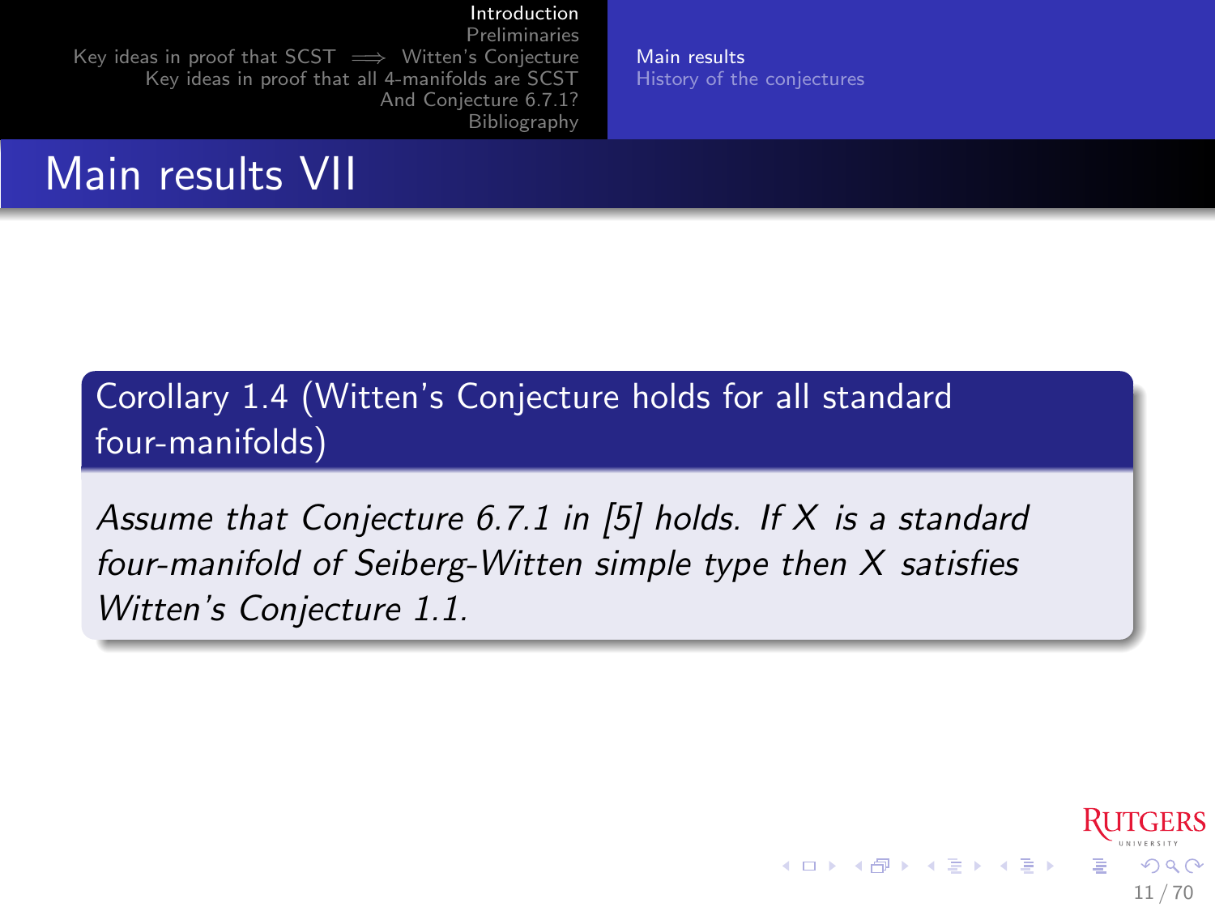## Main results VII

**Corollary 1.4 (Witten's Conjecture holds for all standard four-manifolds)**

*Assume that Conjecture 6.7.1 in [5] holds. If $X$ is a standard four-manifold of Seiberg-Witten simple type then $X$ satisfies Witten's Conjecture 1.1.*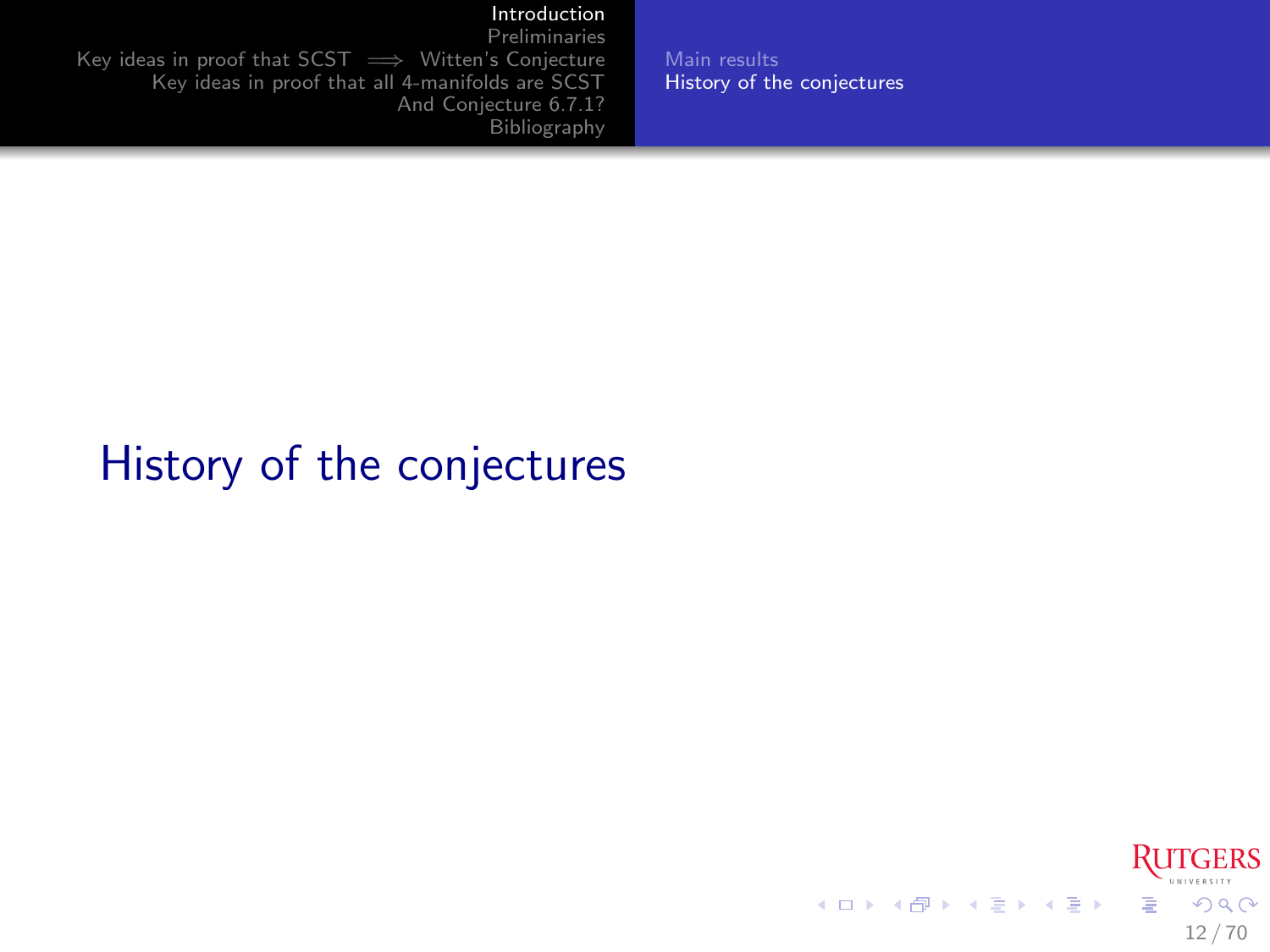# History of the conjectures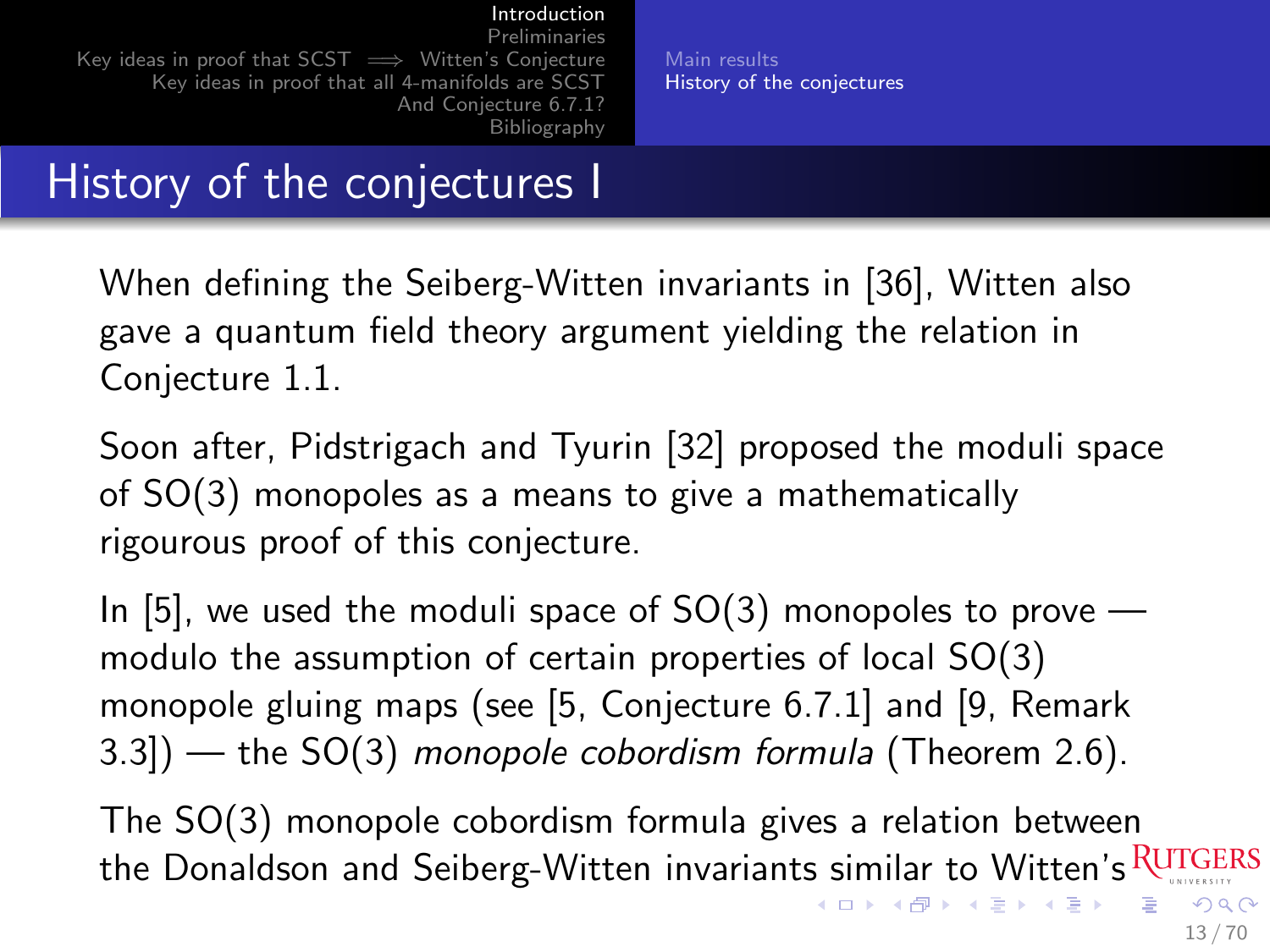# History of the conjectures I

When defining the Seiberg-Witten invariants in [36], Witten also gave a quantum field theory argument yielding the relation in Conjecture 1.1.

Soon after, Pidstrigach and Tyurin [32] proposed the moduli space of SO(3) monopoles as a means to give a mathematically rigourous proof of this conjecture.

In [5], we used the moduli space of SO(3) monopoles to prove — modulo the assumption of certain properties of local SO(3) monopole gluing maps (see [5, Conjecture 6.7.1] and [9, Remark 3.3]) — the SO(3) *monopole cobordism formula* (Theorem 2.6).

The SO(3) monopole cobordism formula gives a relation between the Donaldson and Seiberg-Witten invariants similar to Witten's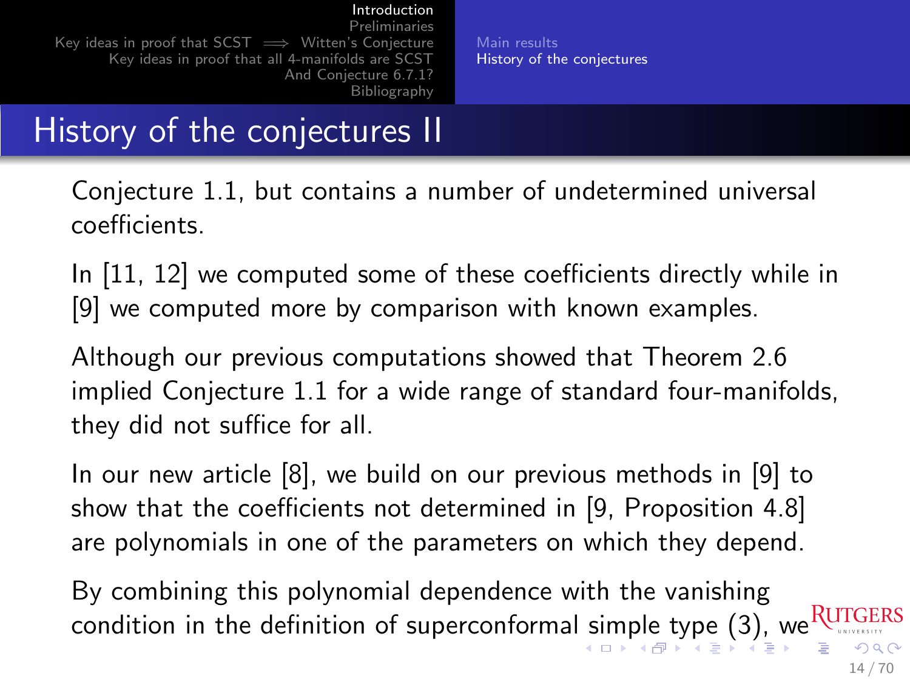## History of the conjectures II

Conjecture 1.1, but contains a number of undetermined universal coefficients.

In [11, 12] we computed some of these coefficients directly while in [9] we computed more by comparison with known examples.

Although our previous computations showed that Theorem 2.6 implied Conjecture 1.1 for a wide range of standard four-manifolds, they did not suffice for all.

In our new article [8], we build on our previous methods in [9] to show that the coefficients not determined in [9, Proposition 4.8] are polynomials in one of the parameters on which they depend.

By combining this polynomial dependence with the vanishing condition in the definition of superconformal simple type (3), we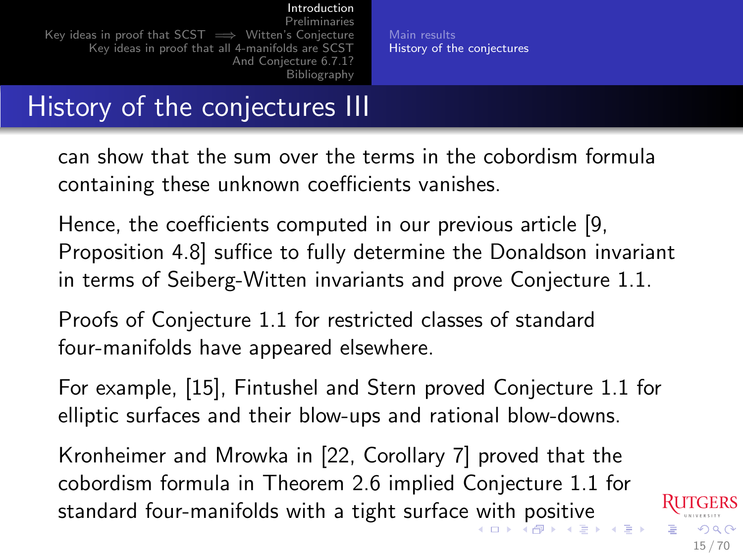## History of the conjectures III

can show that the sum over the terms in the cobordism formula containing these unknown coefficients vanishes.

Hence, the coefficients computed in our previous article [9, Proposition 4.8] suffice to fully determine the Donaldson invariant in terms of Seiberg-Witten invariants and prove Conjecture 1.1.

Proofs of Conjecture 1.1 for restricted classes of standard four-manifolds have appeared elsewhere.

For example, [15], Fintushel and Stern proved Conjecture 1.1 for elliptic surfaces and their blow-ups and rational blow-downs.

Kronheimer and Mrowka in [22, Corollary 7] proved that the cobordism formula in Theorem 2.6 implied Conjecture 1.1 for standard four-manifolds with a tight surface with positive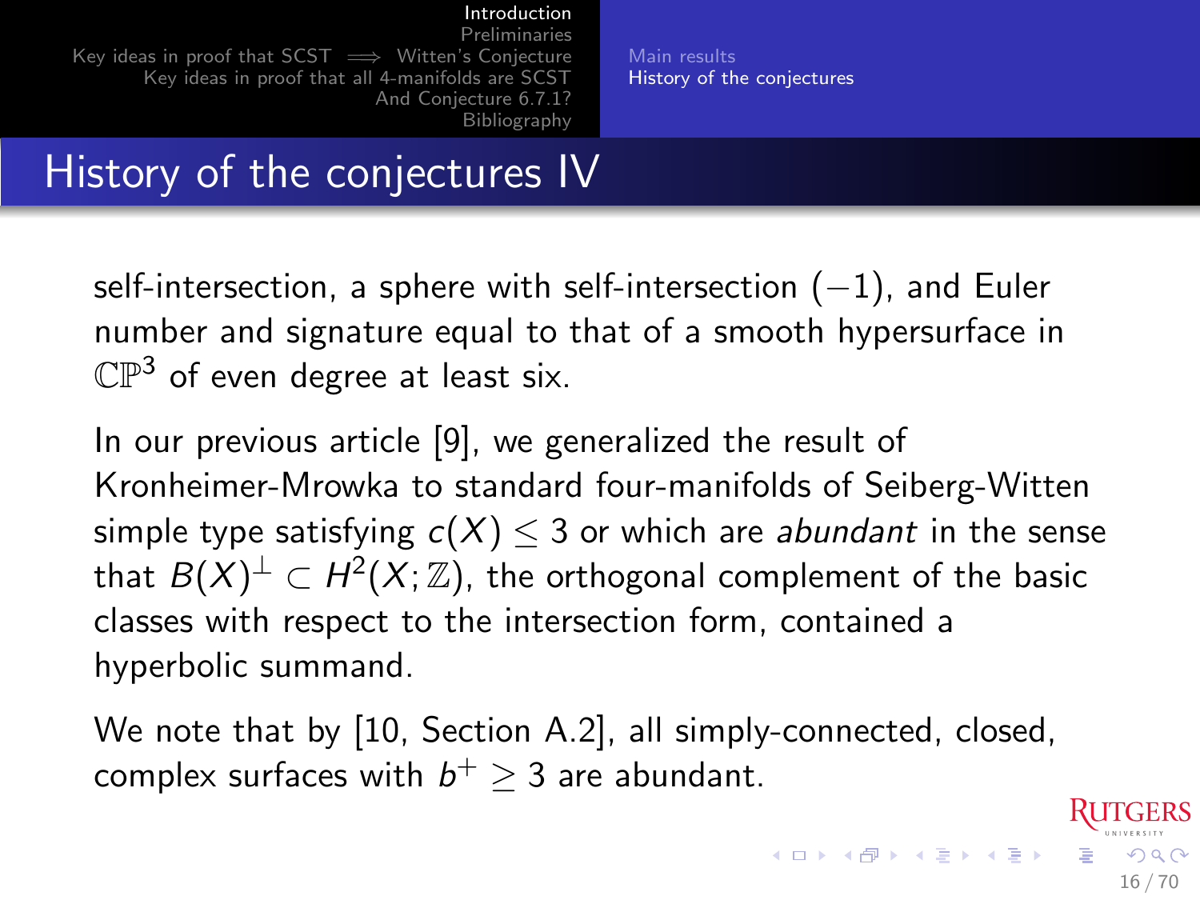## History of the conjectures IV

self-intersection, a sphere with self-intersection $(-1)$, and Euler number and signature equal to that of a smooth hypersurface in $\mathbb{CP}^3$ of even degree at least six.

In our previous article [9], we generalized the result of Kronheimer-Mrowka to standard four-manifolds of Seiberg-Witten simple type satisfying $c(X) \leq 3$ or which are *abundant* in the sense that $B(X)^{\perp} \subset H^2(X;\mathbb{Z})$, the orthogonal complement of the basic classes with respect to the intersection form, contained a hyperbolic summand.

We note that by [10, Section A.2], all simply-connected, closed, complex surfaces with $b^+ \geq 3$ are abundant.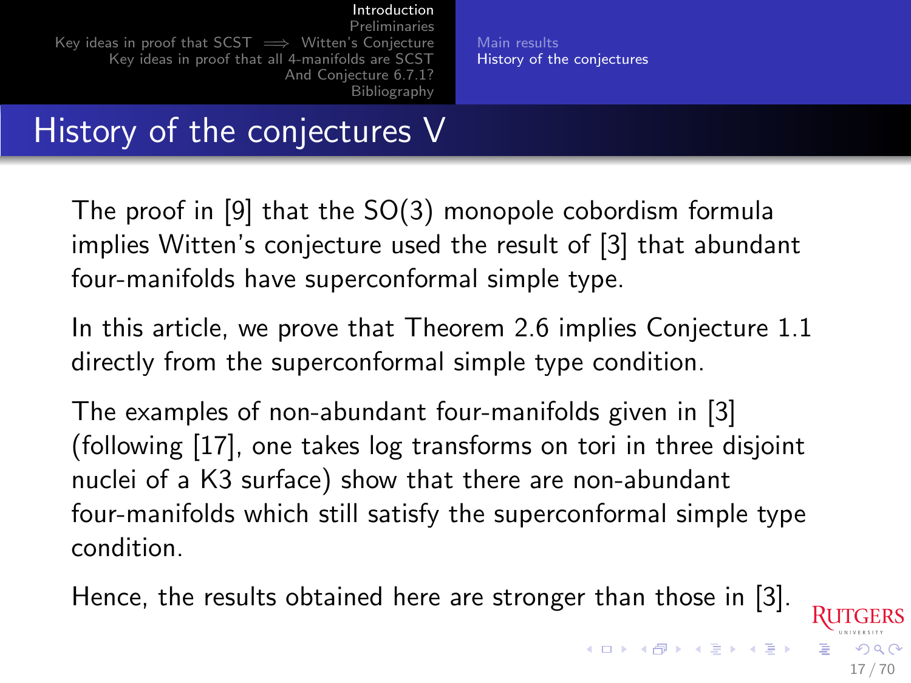# History of the conjectures V

The proof in [9] that the SO(3) monopole cobordism formula implies Witten's conjecture used the result of [3] that abundant four-manifolds have superconformal simple type.

In this article, we prove that Theorem 2.6 implies Conjecture 1.1 directly from the superconformal simple type condition.

The examples of non-abundant four-manifolds given in [3] (following [17], one takes log transforms on tori in three disjoint nuclei of a K3 surface) show that there are non-abundant four-manifolds which still satisfy the superconformal simple type condition.

Hence, the results obtained here are stronger than those in [3].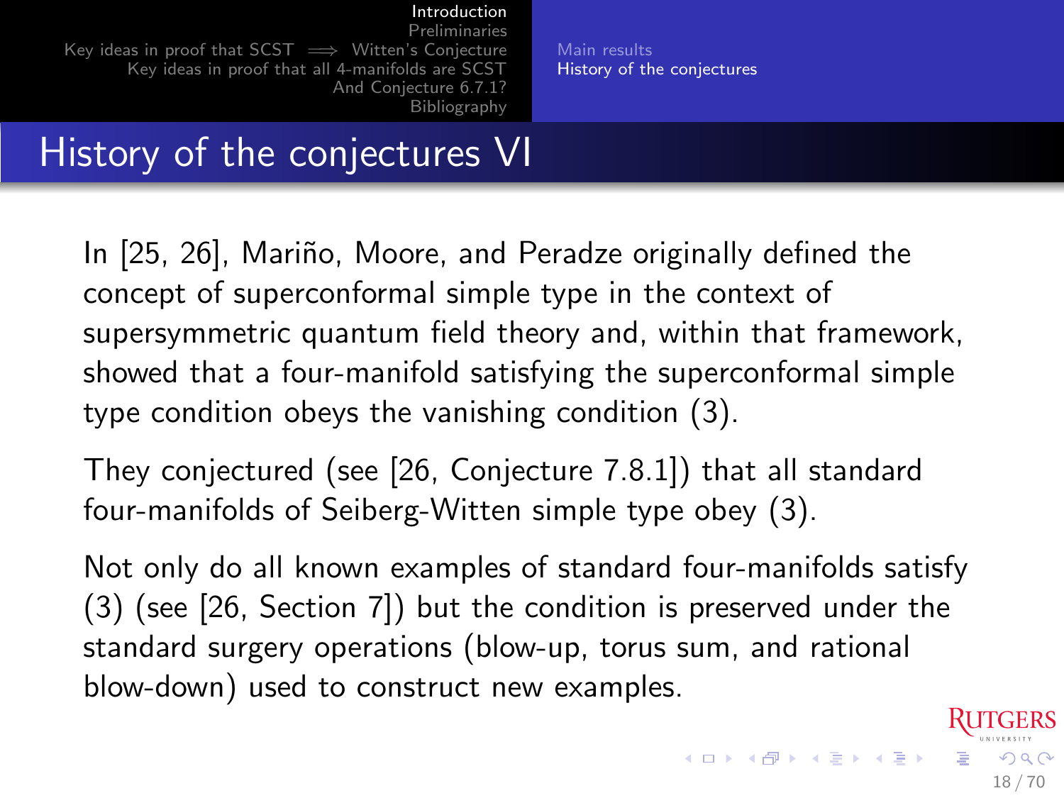# History of the conjectures VI

In [25, 26], Mariño, Moore, and Peradze originally defined the concept of superconformal simple type in the context of supersymmetric quantum field theory and, within that framework, showed that a four-manifold satisfying the superconformal simple type condition obeys the vanishing condition (3).

They conjectured (see [26, Conjecture 7.8.1]) that all standard four-manifolds of Seiberg-Witten simple type obey (3).

Not only do all known examples of standard four-manifolds satisfy (3) (see [26, Section 7]) but the condition is preserved under the standard surgery operations (blow-up, torus sum, and rational blow-down) used to construct new examples.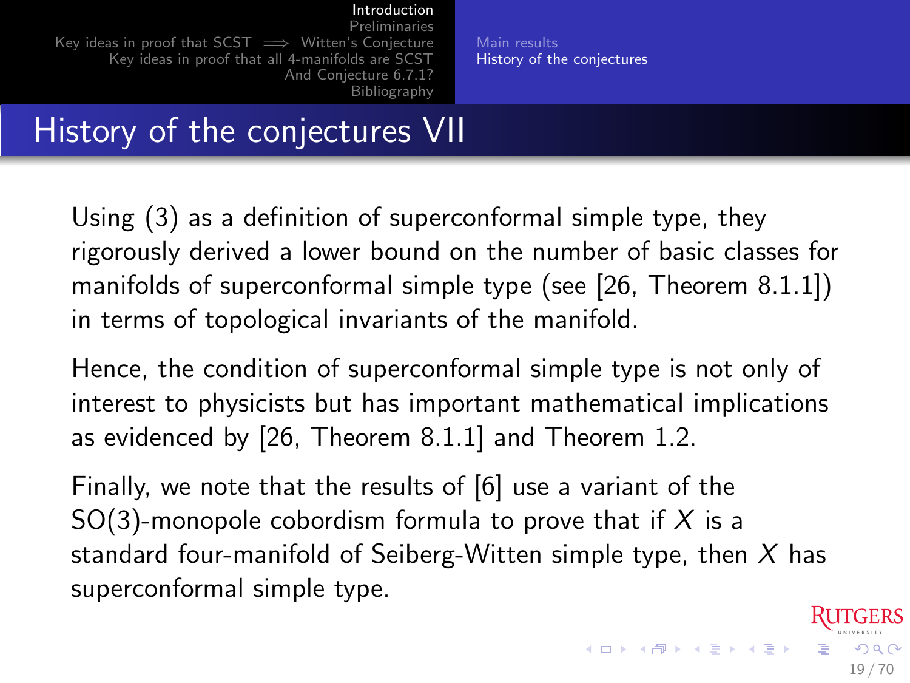## History of the conjectures VII

Using (3) as a definition of superconformal simple type, they rigorously derived a lower bound on the number of basic classes for manifolds of superconformal simple type (see [26, Theorem 8.1.1]) in terms of topological invariants of the manifold.

Hence, the condition of superconformal simple type is not only of interest to physicists but has important mathematical implications as evidenced by [26, Theorem 8.1.1] and Theorem 1.2.

Finally, we note that the results of [6] use a variant of the SO(3)-monopole cobordism formula to prove that if $X$ is a standard four-manifold of Seiberg-Witten simple type, then $X$ has superconformal simple type.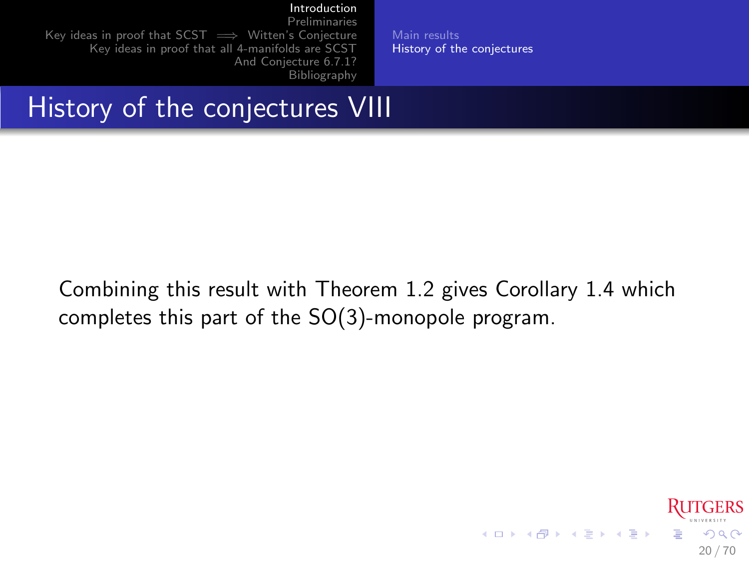# History of the conjectures VIII

Combining this result with Theorem 1.2 gives Corollary 1.4 which completes this part of the SO(3)-monopole program.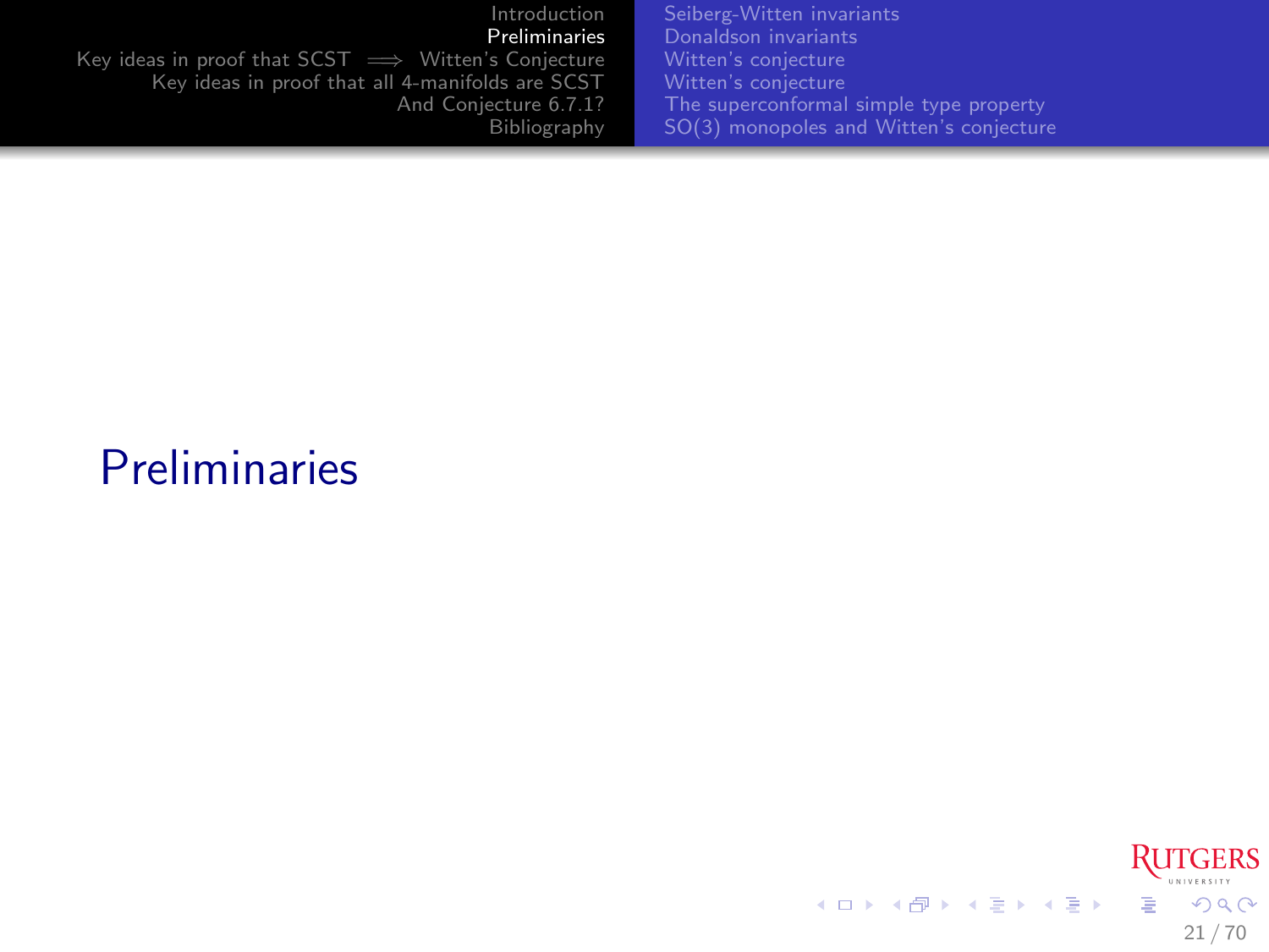# Preliminaries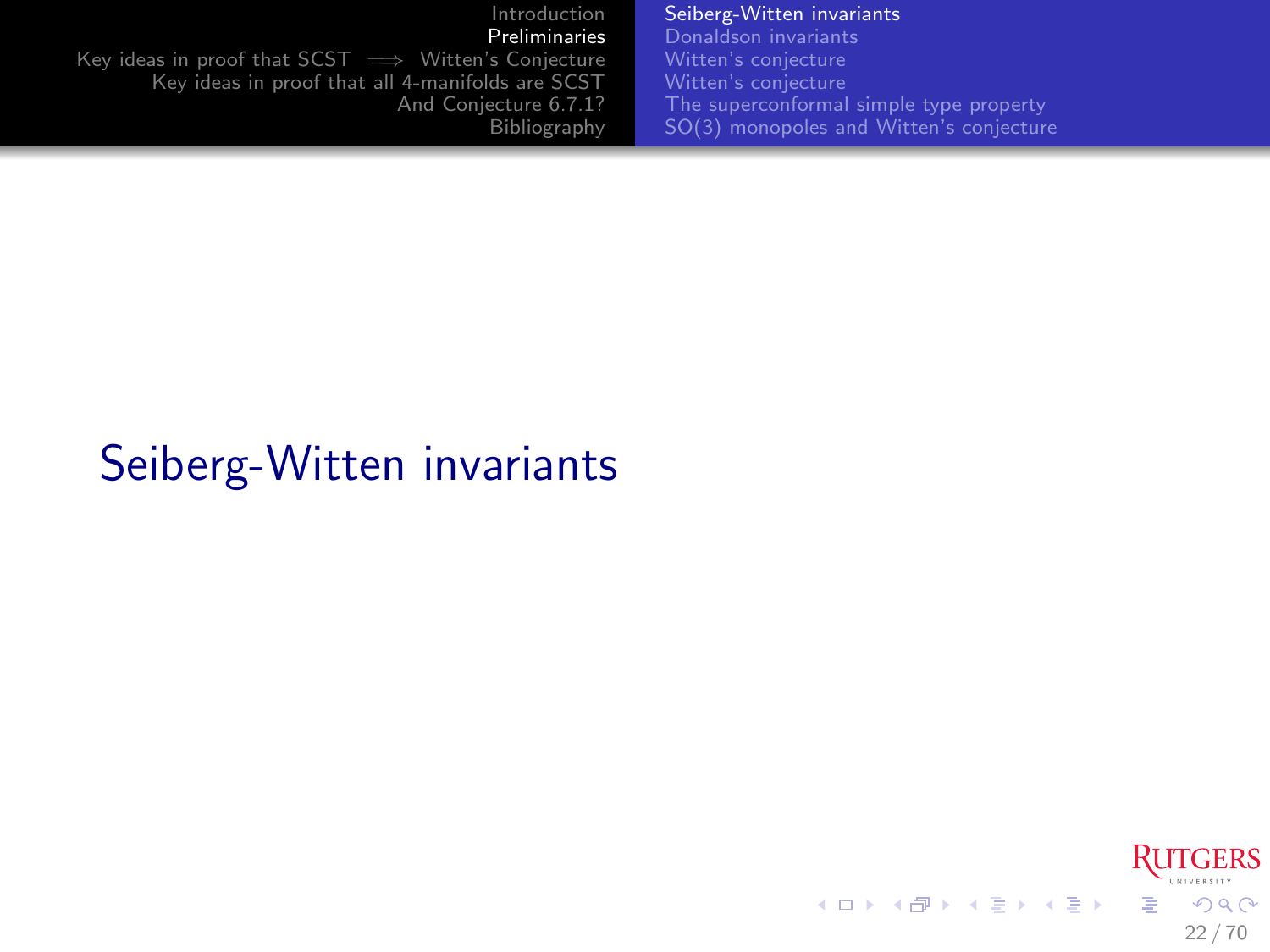# Seiberg-Witten invariants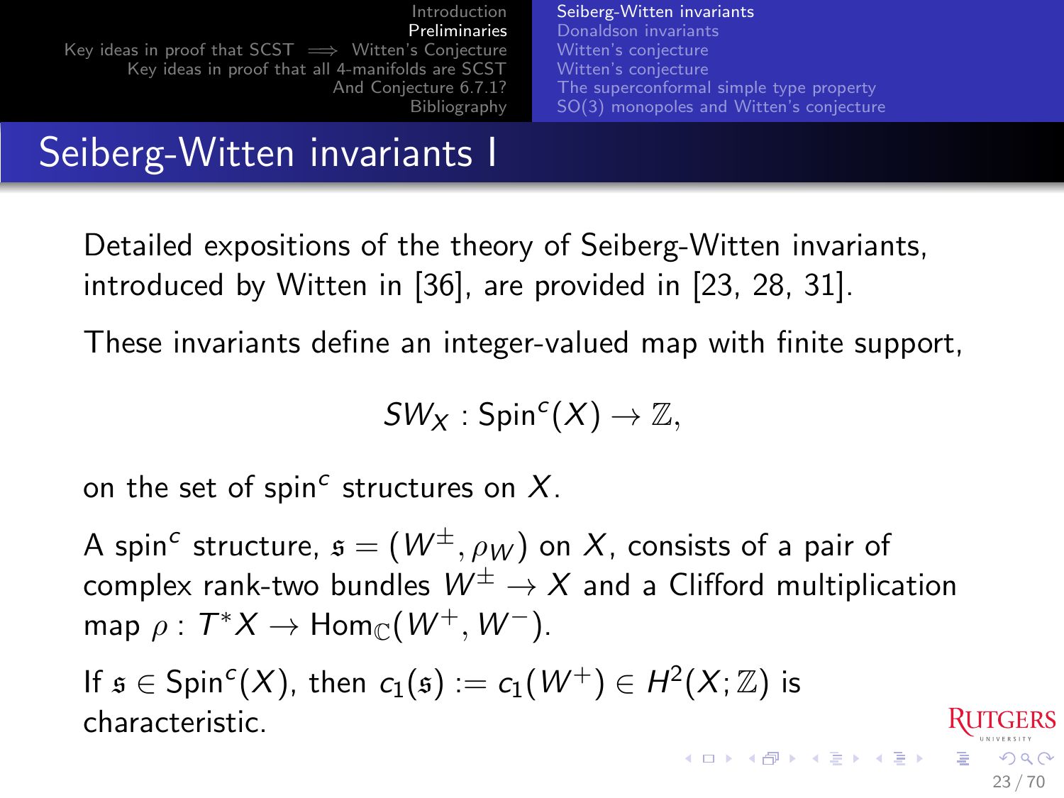# Seiberg-Witten invariants I

Detailed expositions of the theory of Seiberg-Witten invariants, introduced by Witten in [36], are provided in [23, 28, 31].

These invariants define an integer-valued map with finite support,

$$SW_X : \mathrm{Spin}^c(X) \to \mathbb{Z},$$

on the set of spin$^c$ structures on $X$.

A spin$^c$ structure, $\mathfrak{s} = (W^\pm, \rho_W)$ on $X$, consists of a pair of complex rank-two bundles $W^\pm \to X$ and a Clifford multiplication map $\rho : T^*X \to \mathrm{Hom}_{\mathbb{C}}(W^+, W^-)$.

If $\mathfrak{s} \in \mathrm{Spin}^c(X)$, then $c_1(\mathfrak{s}) := c_1(W^+) \in H^2(X; \mathbb{Z})$ is characteristic.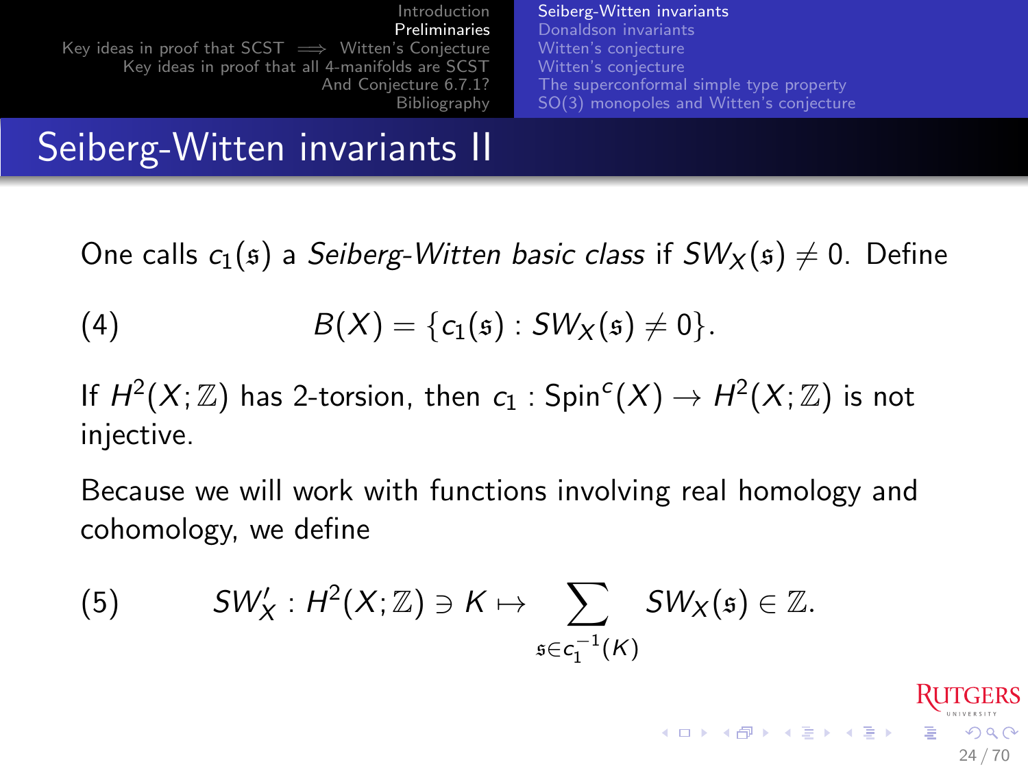# Seiberg-Witten invariants II

One calls $c_1(\mathfrak{s})$ a *Seiberg-Witten basic class* if $SW_X(\mathfrak{s}) \neq 0$. Define

$$B(X) = \{c_1(\mathfrak{s}) : SW_X(\mathfrak{s}) \neq 0\}. \tag{4}$$

If $H^2(X;\mathbb{Z})$ has 2-torsion, then $c_1 : \mathrm{Spin}^c(X) \to H^2(X;\mathbb{Z})$ is not injective.

Because we will work with functions involving real homology and cohomology, we define

$$SW'_X : H^2(X;\mathbb{Z}) \ni K \mapsto \sum_{\mathfrak{s} \in c_1^{-1}(K)} SW_X(\mathfrak{s}) \in \mathbb{Z}. \tag{5}$$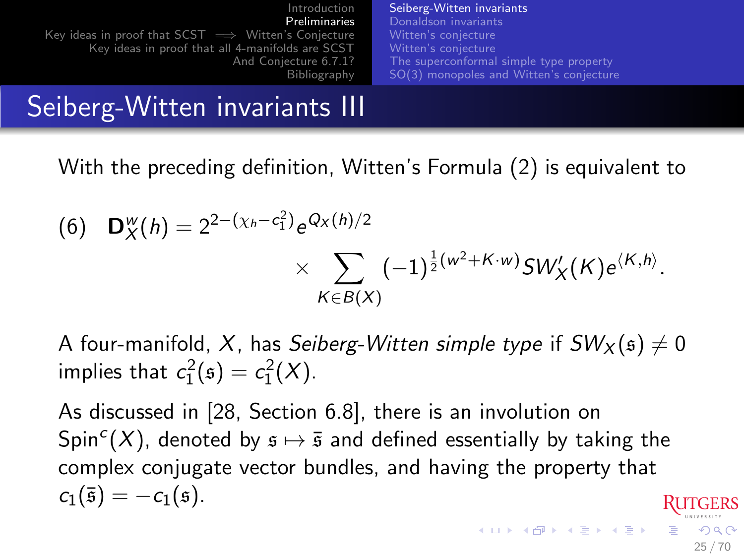## Seiberg-Witten invariants III

With the preceding definition, Witten's Formula (2) is equivalent to

$$
(6) \quad \mathbf{D}_X^w(h) = 2^{2-(\chi_h - c_1^2)} e^{Q_X(h)/2} \times \sum_{K \in B(X)} (-1)^{\frac{1}{2}(w^2 + K \cdot w)} SW_X'(K) e^{\langle K, h \rangle}.
$$

A four-manifold, $X$, has *Seiberg-Witten simple type* if $SW_X(\mathfrak{s}) \neq 0$ implies that $c_1^2(\mathfrak{s}) = c_1^2(X)$.

As discussed in [28, Section 6.8], there is an involution on $\mathrm{Spin}^c(X)$, denoted by $\mathfrak{s} \mapsto \bar{\mathfrak{s}}$ and defined essentially by taking the complex conjugate vector bundles, and having the property that $c_1(\bar{\mathfrak{s}}) = -c_1(\mathfrak{s})$.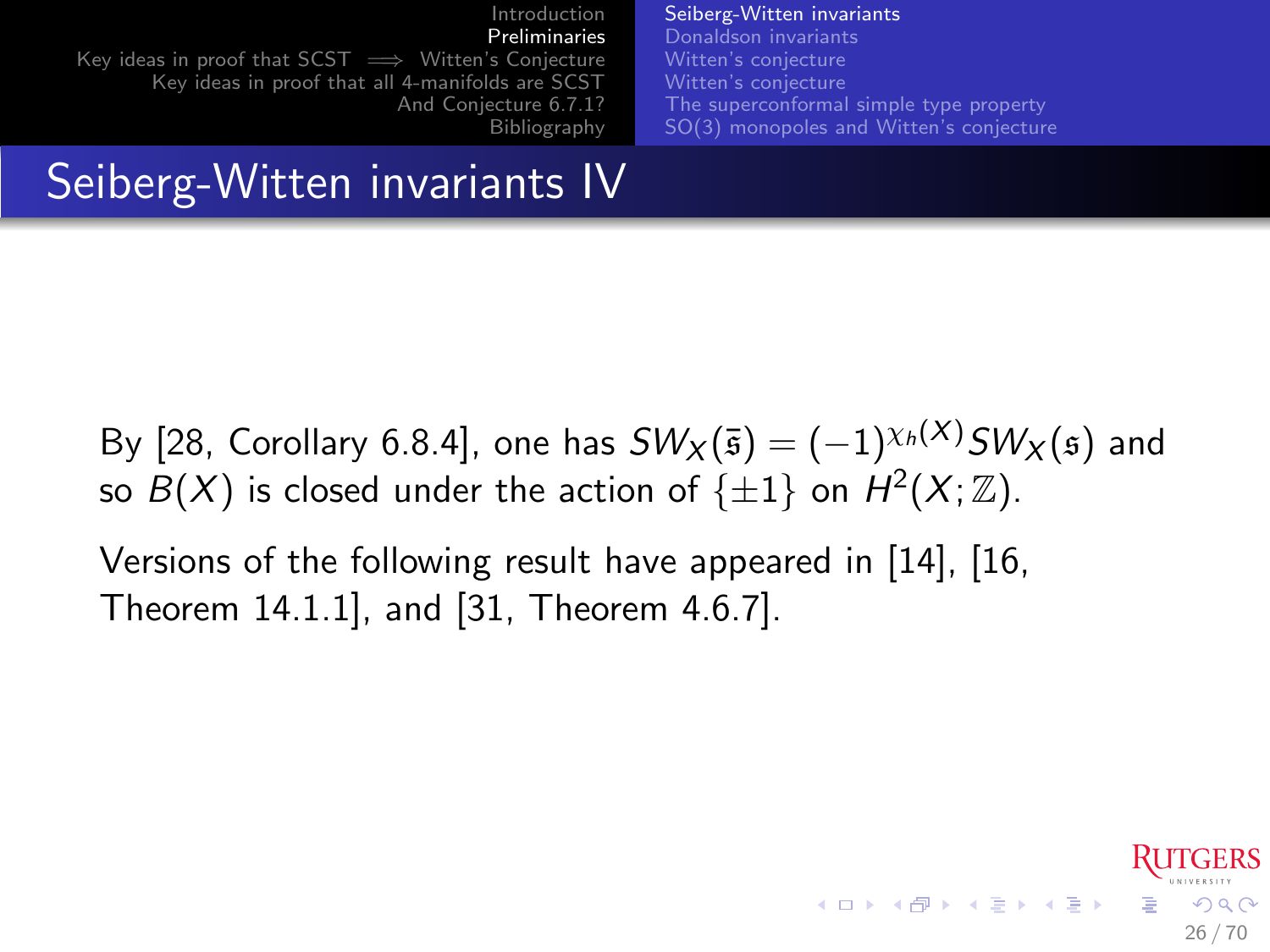## Seiberg-Witten invariants IV

By [28, Corollary 6.8.4], one has $SW_X(\bar{\mathfrak{s}}) = (-1)^{\chi_h(X)} SW_X(\mathfrak{s})$ and so $B(X)$ is closed under the action of $\{\pm 1\}$ on $H^2(X;\mathbb{Z})$.

Versions of the following result have appeared in [14], [16, Theorem 14.1.1], and [31, Theorem 4.6.7].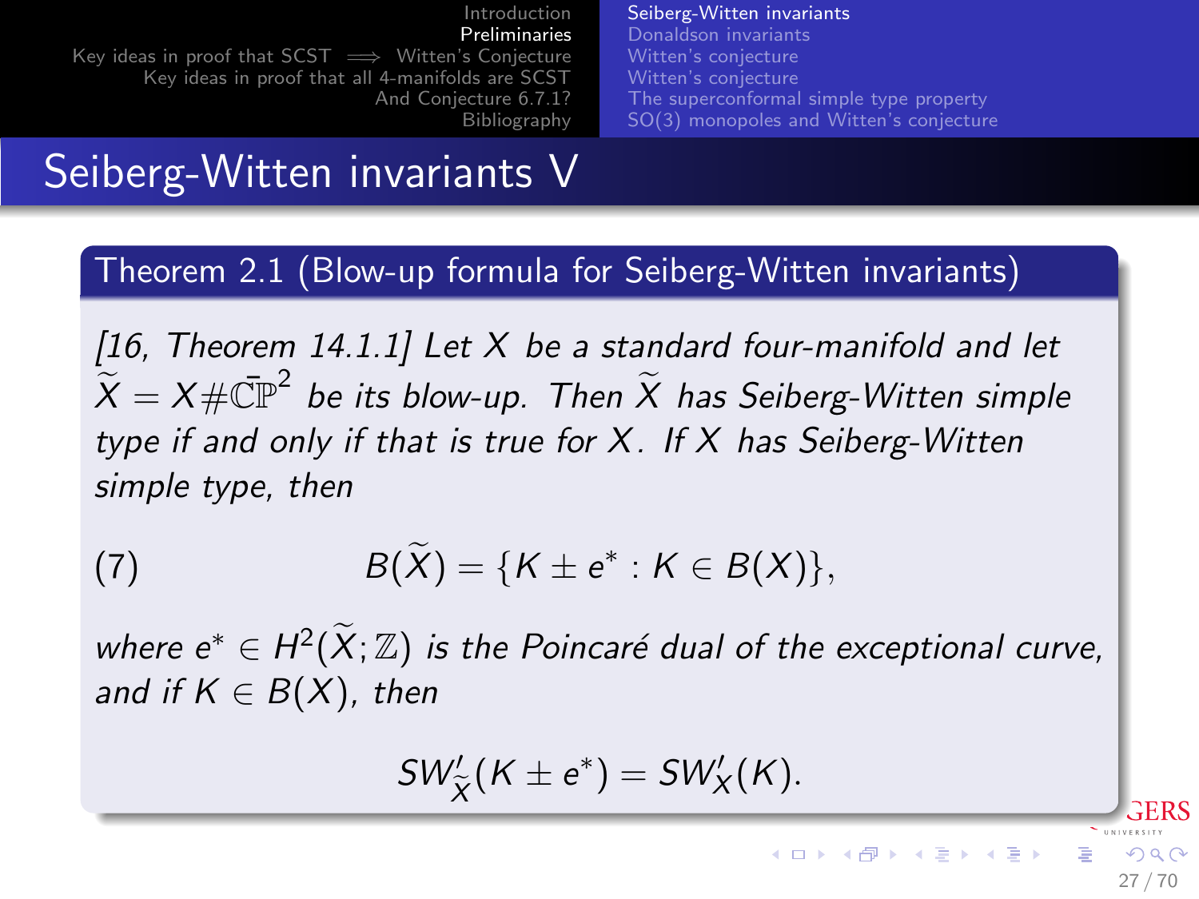# Seiberg-Witten invariants V

**Theorem 2.1 (Blow-up formula for Seiberg-Witten invariants)**

*[16, Theorem 14.1.1] Let $X$ be a standard four-manifold and let $\widetilde{X} = X \# \overline{\mathbb{CP}}^2$ be its blow-up. Then $\widetilde{X}$ has Seiberg-Witten simple type if and only if that is true for $X$. If $X$ has Seiberg-Witten simple type, then*

$$B(\widetilde{X}) = \{K \pm e^* : K \in B(X)\}, \tag{7}$$

*where $e^* \in H^2(\widetilde{X}; \mathbb{Z})$ is the Poincaré dual of the exceptional curve, and if $K \in B(X)$, then*

$$SW'_{\widetilde{X}}(K \pm e^*) = SW'_X(K).$$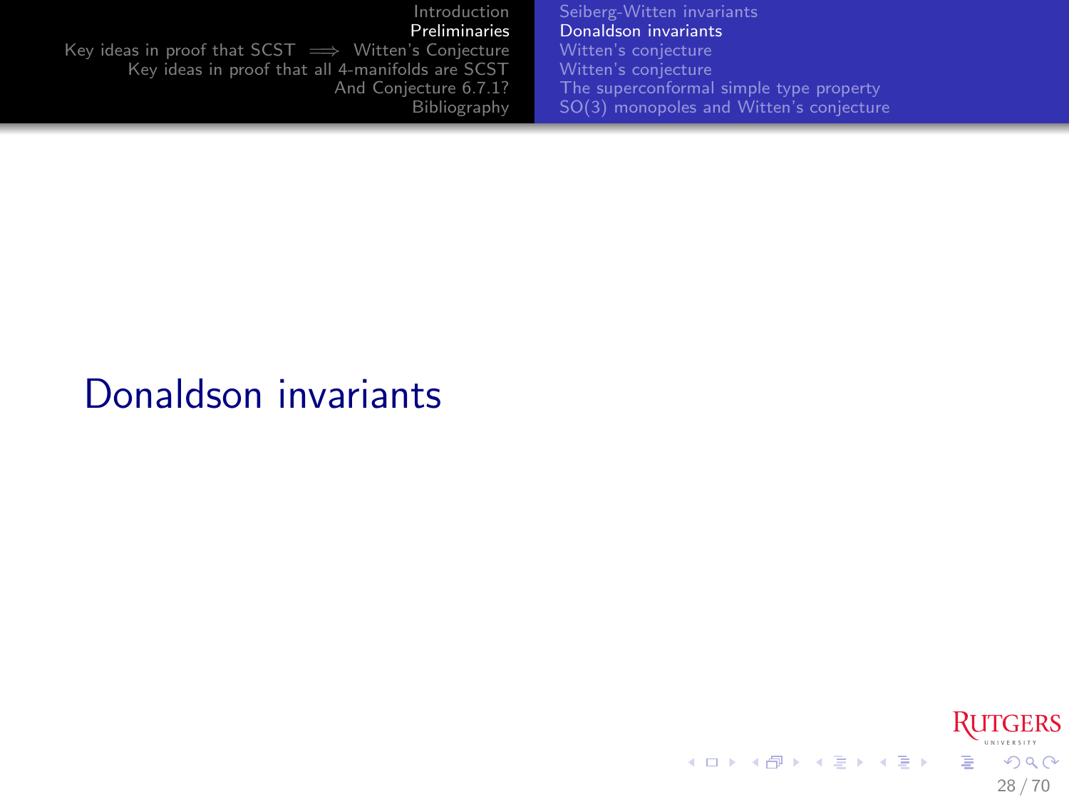# Donaldson invariants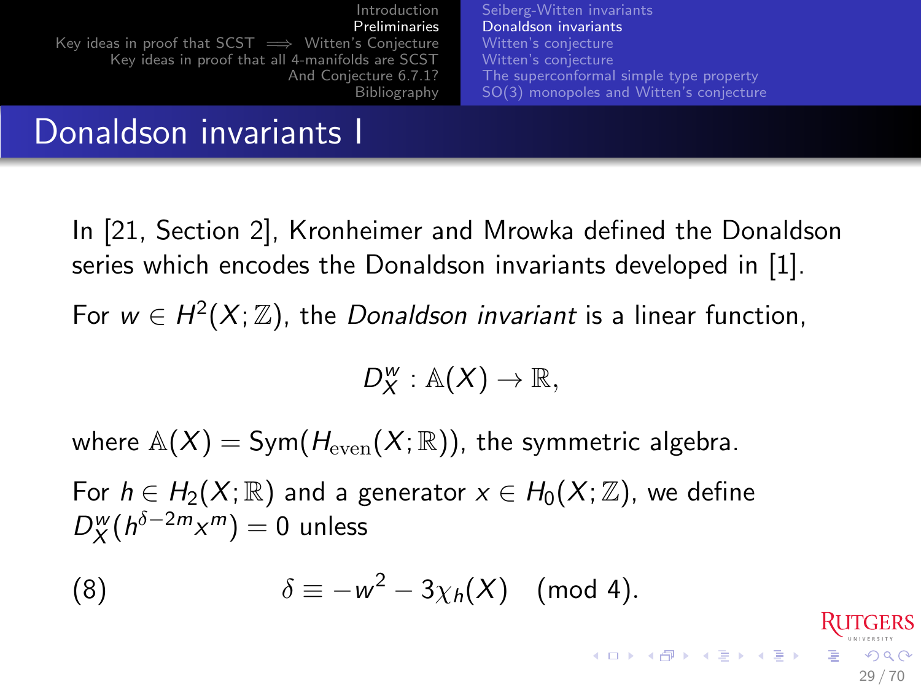## Donaldson invariants I

In [21, Section 2], Kronheimer and Mrowka defined the Donaldson series which encodes the Donaldson invariants developed in [1].

For $w \in H^2(X;\mathbb{Z})$, the *Donaldson invariant* is a linear function,

$$D_X^w : \mathbb{A}(X) \to \mathbb{R},$$

where $\mathbb{A}(X) = \mathrm{Sym}(H_{\mathrm{even}}(X;\mathbb{R}))$, the symmetric algebra.

For $h \in H_2(X;\mathbb{R})$ and a generator $x \in H_0(X;\mathbb{Z})$, we define $D_X^w(h^{\delta-2m}x^m) = 0$ unless

$$\delta \equiv -w^2 - 3\chi_h(X) \pmod 4. \tag{8}$$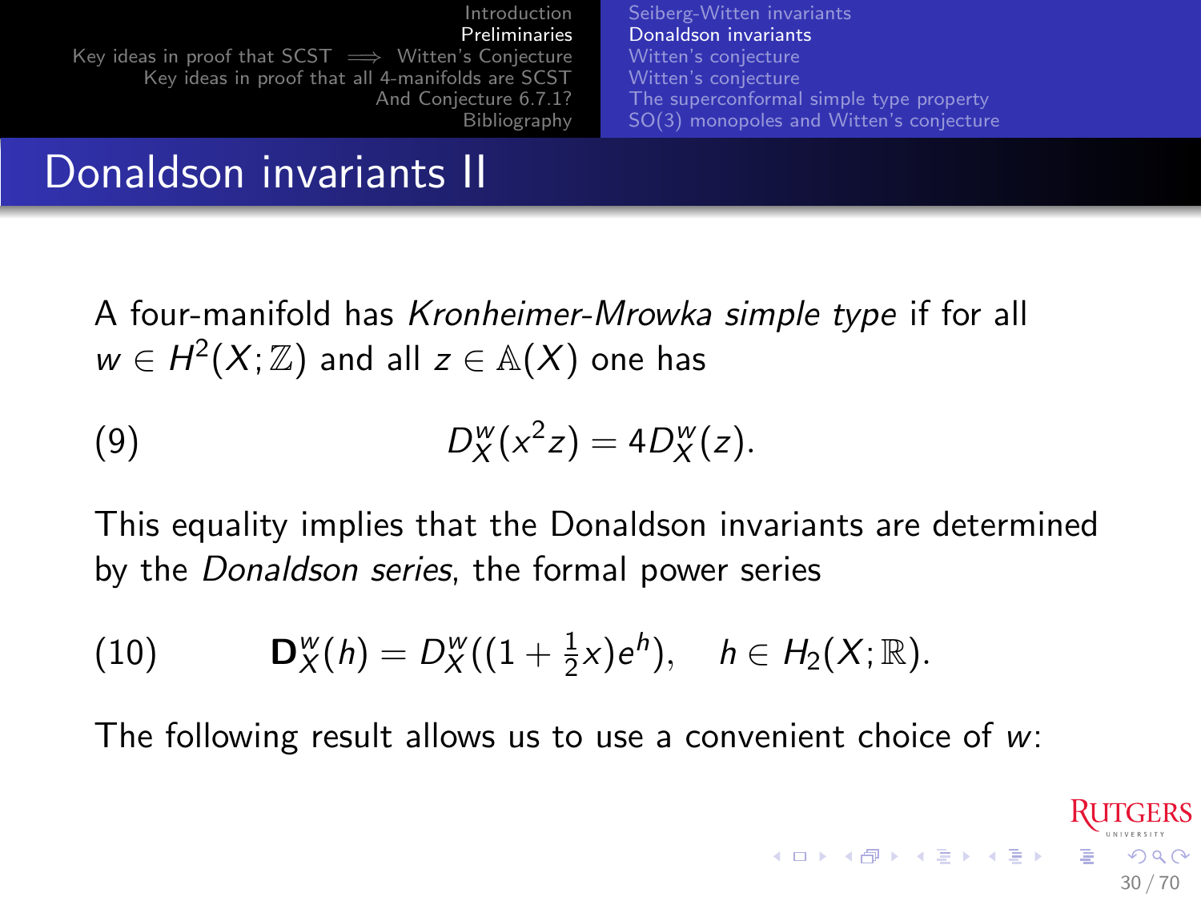# Donaldson invariants II

A four-manifold has *Kronheimer-Mrowka simple type* if for all $w \in H^2(X;\mathbb{Z})$ and all $z \in \mathbb{A}(X)$ one has

$$D_X^w(x^2 z) = 4 D_X^w(z). \tag{9}$$

This equality implies that the Donaldson invariants are determined by the *Donaldson series*, the formal power series

$$\mathbf{D}_X^w(h) = D_X^w((1 + \tfrac{1}{2}x)e^h), \quad h \in H_2(X;\mathbb{R}). \tag{10}$$

The following result allows us to use a convenient choice of $w$: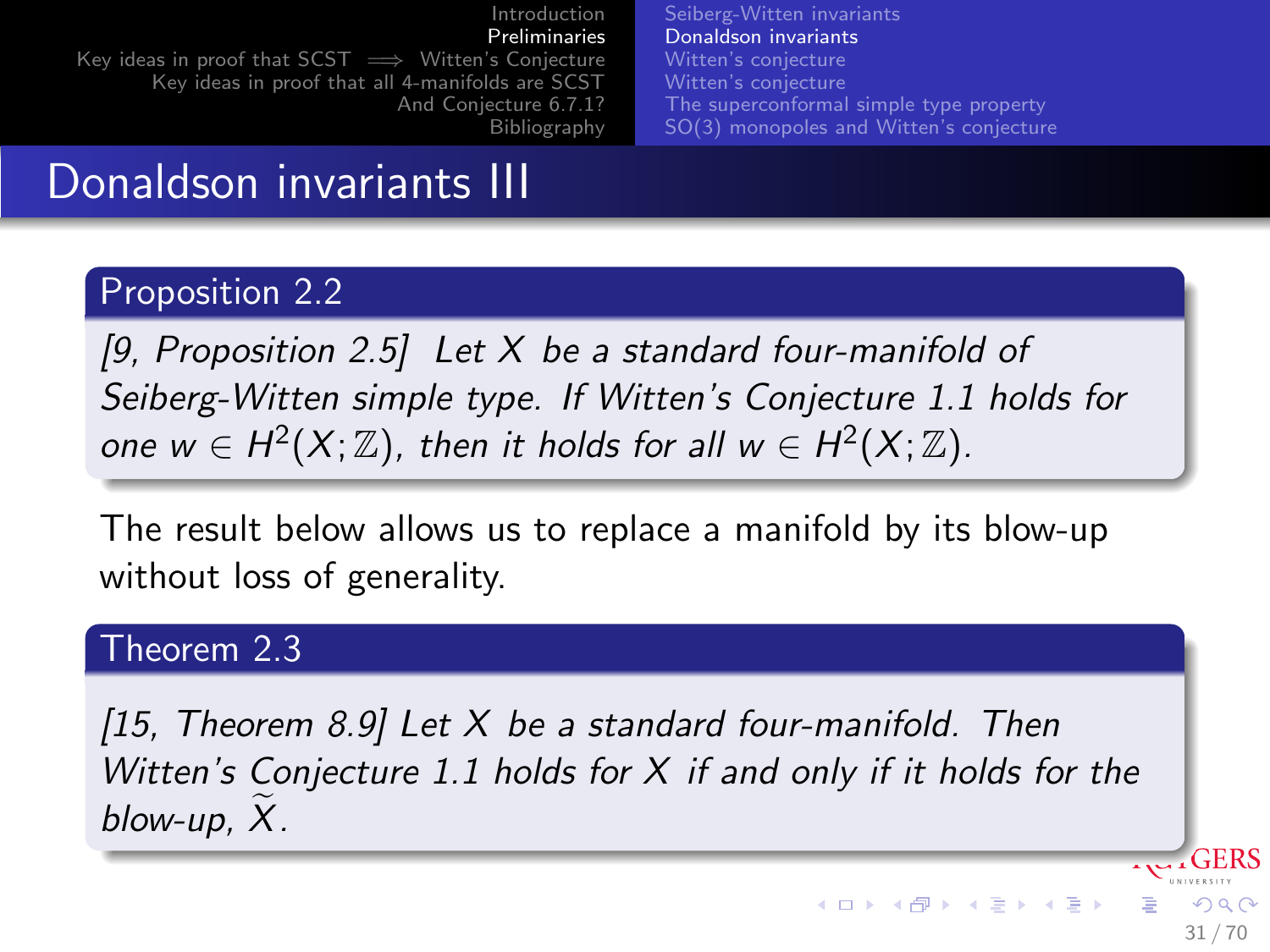# Donaldson invariants III

**Proposition 2.2**

*[9, Proposition 2.5] Let $X$ be a standard four-manifold of Seiberg-Witten simple type. If Witten's Conjecture 1.1 holds for one $w \in H^2(X;\mathbb{Z})$, then it holds for all $w \in H^2(X;\mathbb{Z})$.*

The result below allows us to replace a manifold by its blow-up without loss of generality.

**Theorem 2.3**

*[15, Theorem 8.9] Let $X$ be a standard four-manifold. Then Witten's Conjecture 1.1 holds for $X$ if and only if it holds for the blow-up, $\widetilde{X}$.*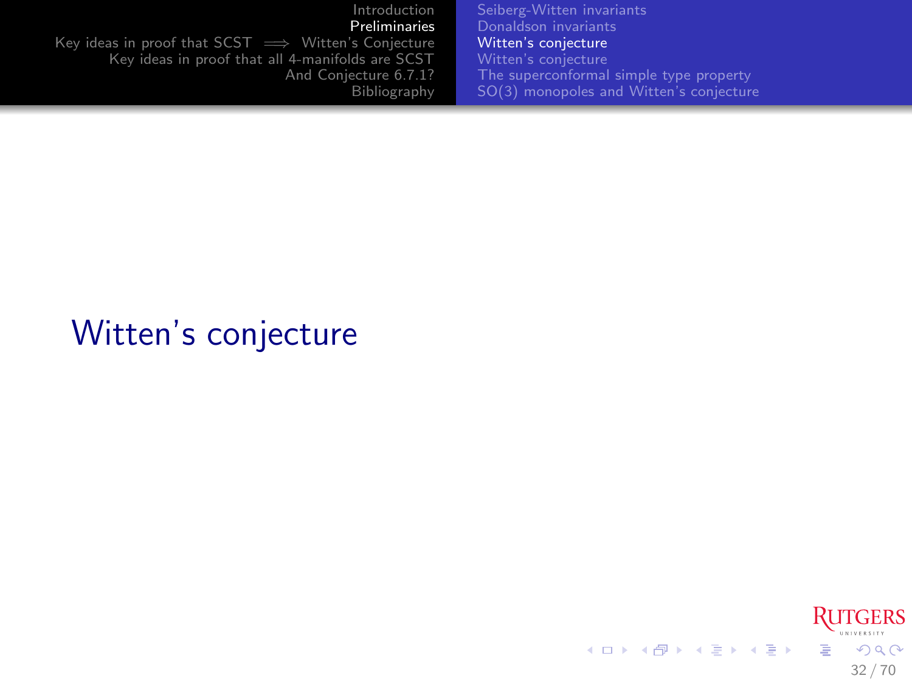# Witten's conjecture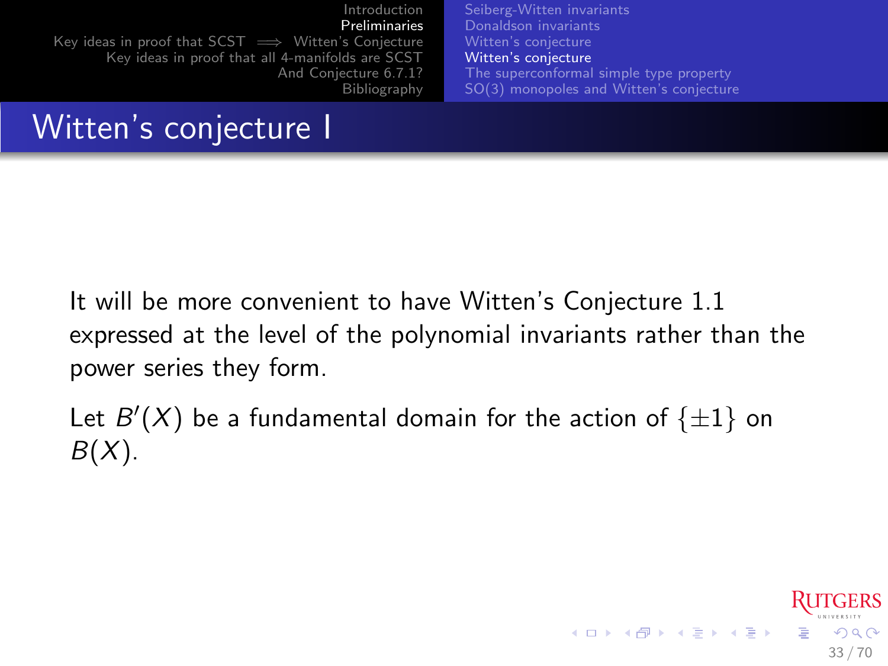# Witten's conjecture I

It will be more convenient to have Witten's Conjecture 1.1 expressed at the level of the polynomial invariants rather than the power series they form.

Let $B'(X)$ be a fundamental domain for the action of $\{\pm 1\}$ on $B(X)$.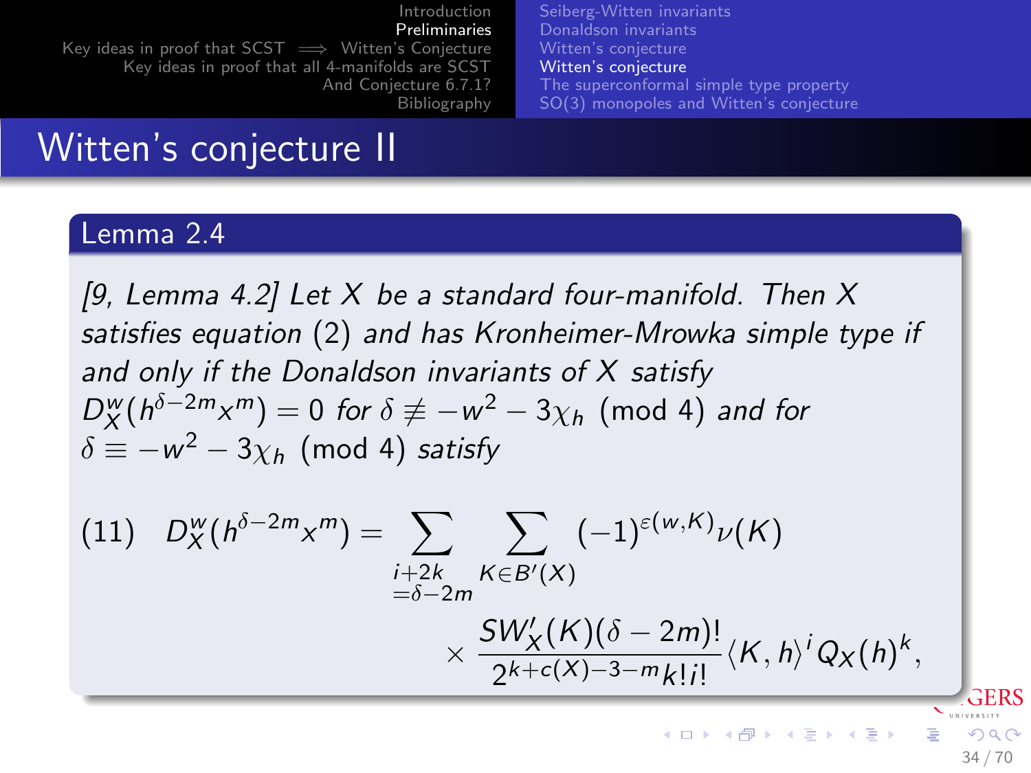# Witten's conjecture II

**Lemma 2.4**

*[9, Lemma 4.2] Let $X$ be a standard four-manifold. Then $X$ satisfies equation (2) and has Kronheimer-Mrowka simple type if and only if the Donaldson invariants of $X$ satisfy $D^w_X(h^{\delta-2m}x^m) = 0$ for $\delta \not\equiv -w^2 - 3\chi_h \pmod 4$ and for $\delta \equiv -w^2 - 3\chi_h \pmod 4$ satisfy*

$$
(11) \quad D^w_X(h^{\delta-2m}x^m) = \sum_{\substack{i+2k \\ =\delta-2m}} \sum_{K\in B'(X)} (-1)^{\varepsilon(w,K)}\nu(K) \times \frac{SW'_X(K)(\delta-2m)!}{2^{k+c(X)-3-m}k!i!}\langle K, h\rangle^i Q_X(h)^k,
$$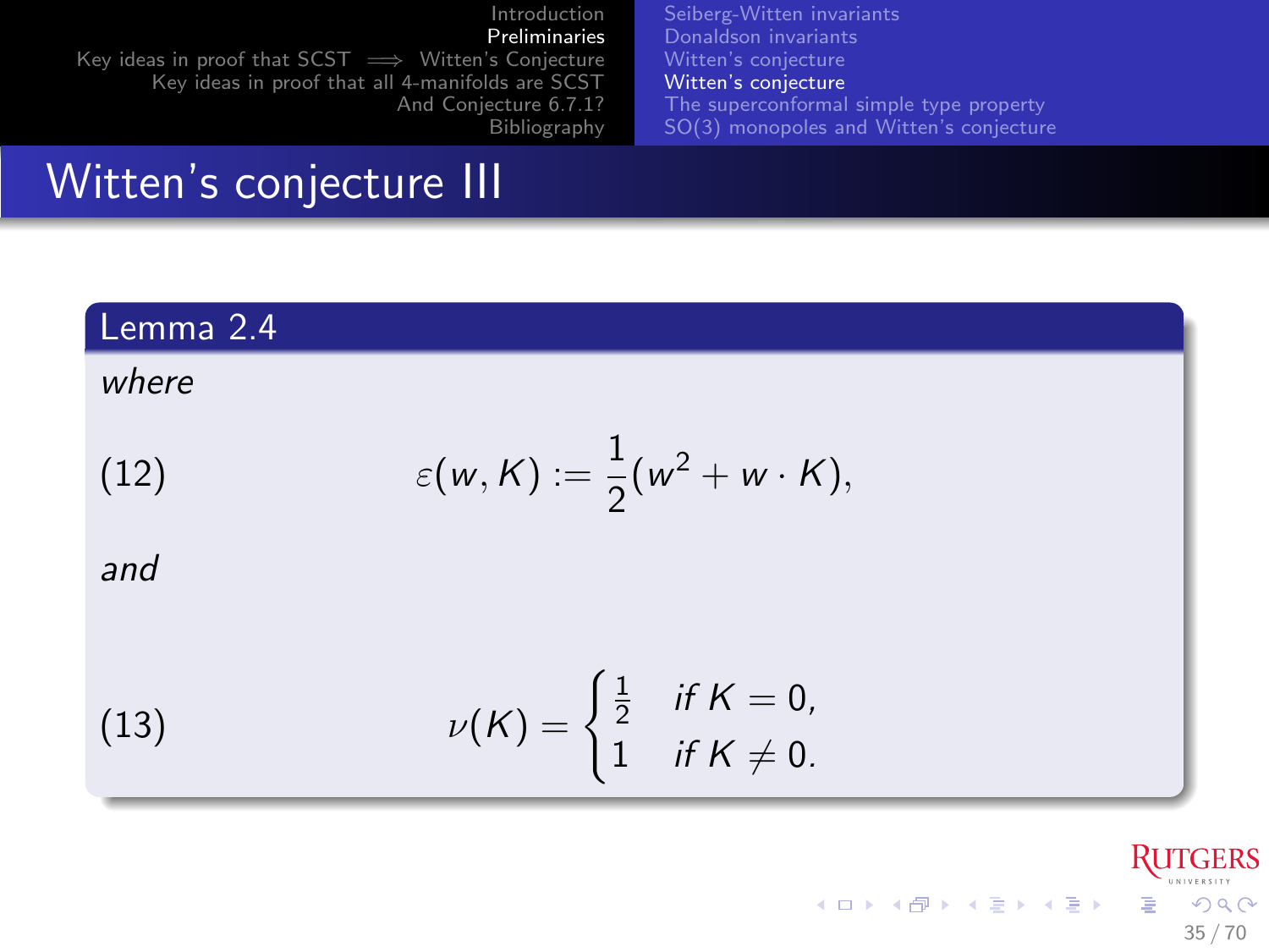# Witten's conjecture III

**Lemma 2.4**

*where*

$$\varepsilon(w,K) := \frac{1}{2}(w^2 + w\cdot K), \tag{12}$$

*and*

$$\nu(K) = \begin{cases} \frac{1}{2} & \text{if } K = 0, \\ 1 & \text{if } K \neq 0. \end{cases} \tag{13}$$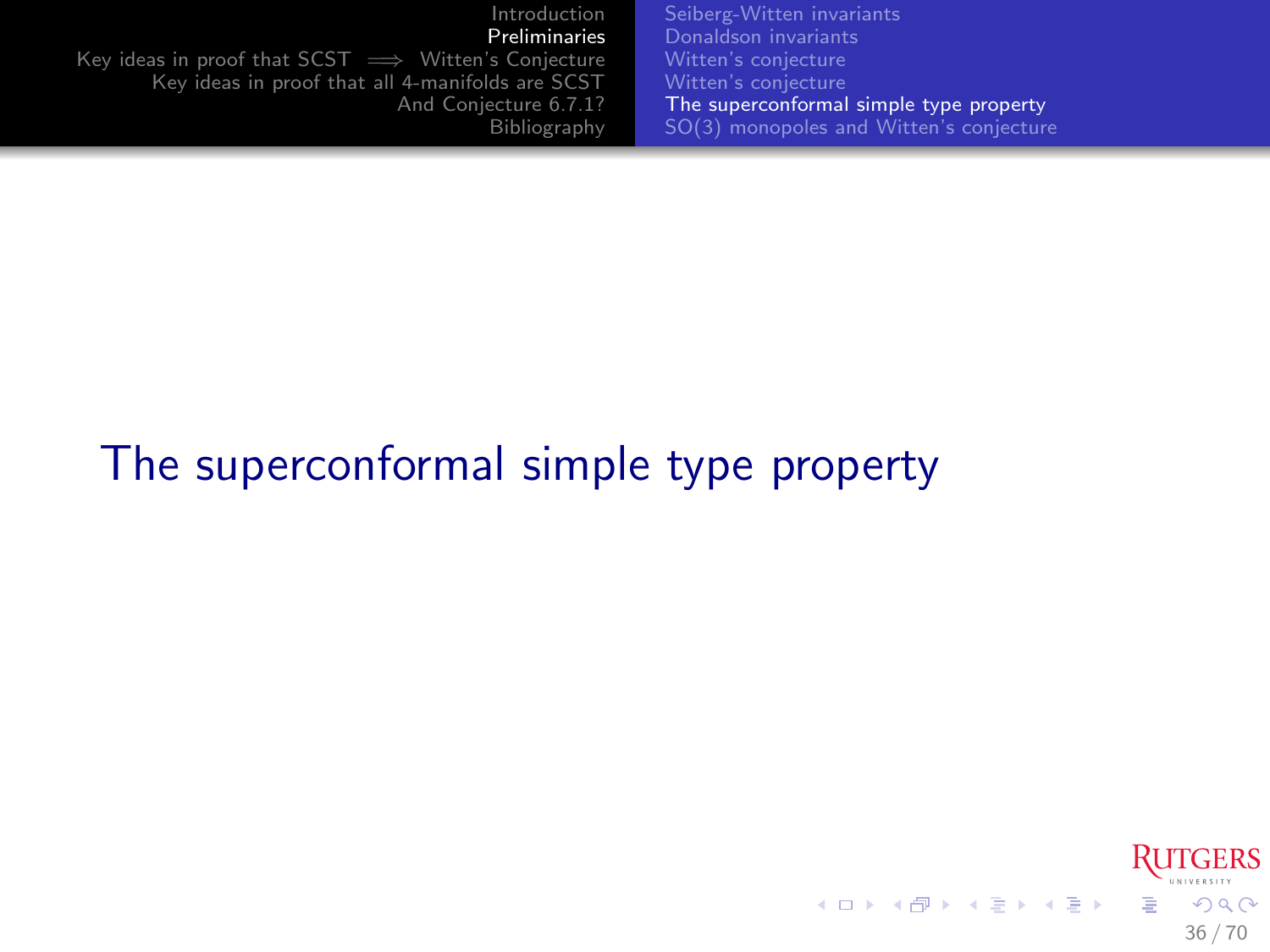# The superconformal simple type property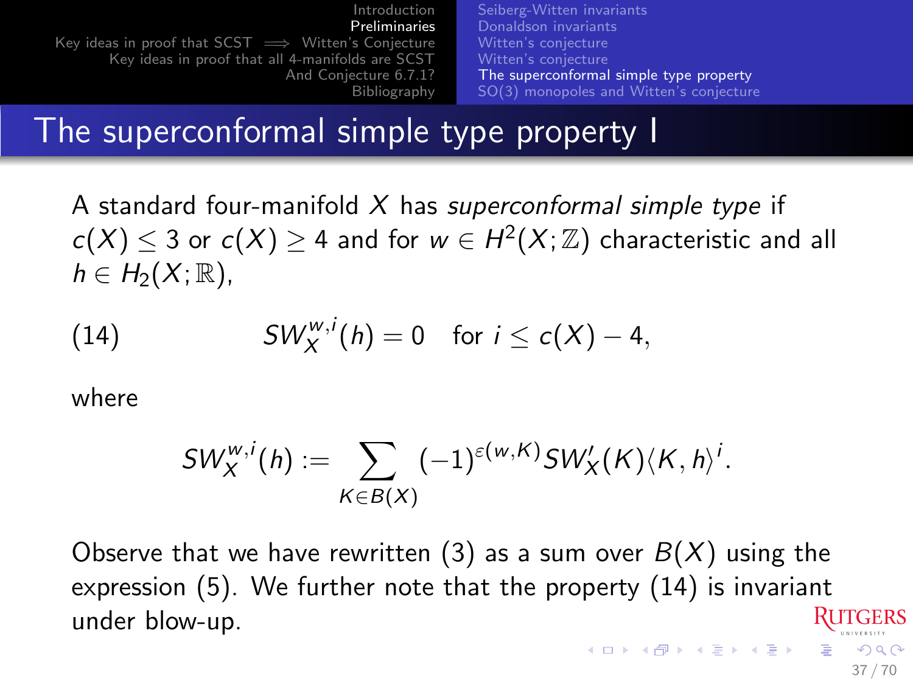# The superconformal simple type property I

A standard four-manifold $X$ has *superconformal simple type* if $c(X) \leq 3$ or $c(X) \geq 4$ and for $w \in H^2(X;\mathbb{Z})$ characteristic and all $h \in H_2(X;\mathbb{R})$,

$$SW_X^{w,i}(h) = 0 \quad \text{for } i \leq c(X) - 4, \tag{14}$$

where

$$SW_X^{w,i}(h) := \sum_{K \in B(X)} (-1)^{\varepsilon(w,K)} SW_X'(K) \langle K, h \rangle^i.$$

Observe that we have rewritten (3) as a sum over $B(X)$ using the expression (5). We further note that the property (14) is invariant under blow-up.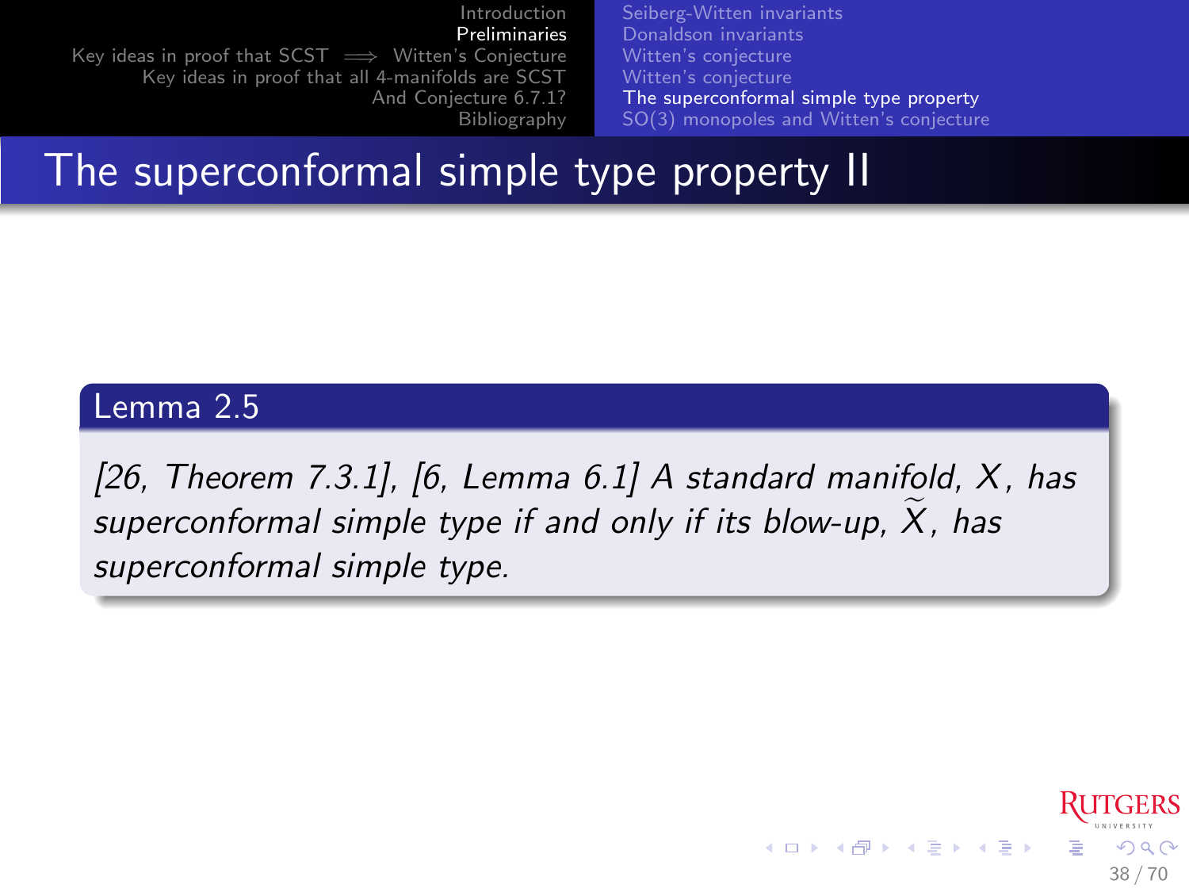# The superconformal simple type property II

**Lemma 2.5**

*[26, Theorem 7.3.1], [6, Lemma 6.1] A standard manifold, $X$, has superconformal simple type if and only if its blow-up, $\widetilde{X}$, has superconformal simple type.*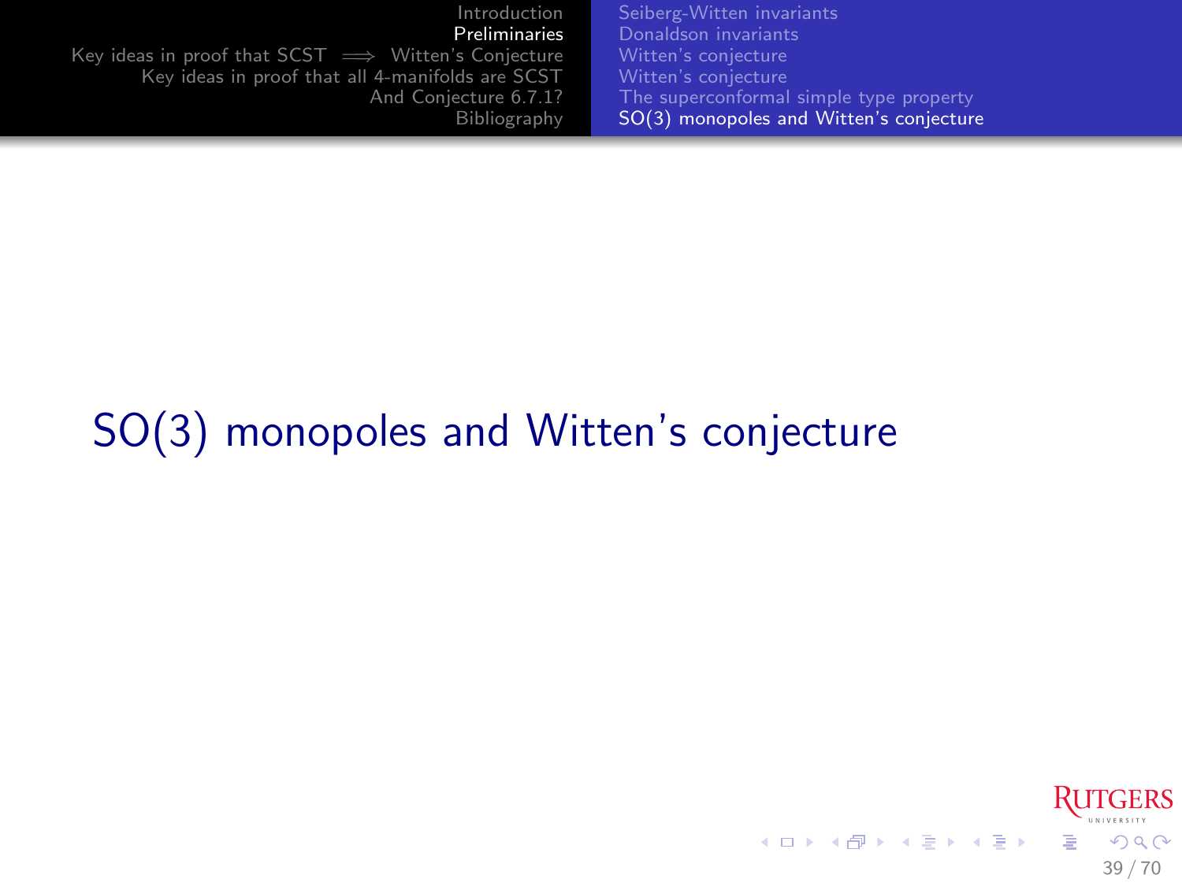# SO(3) monopoles and Witten's conjecture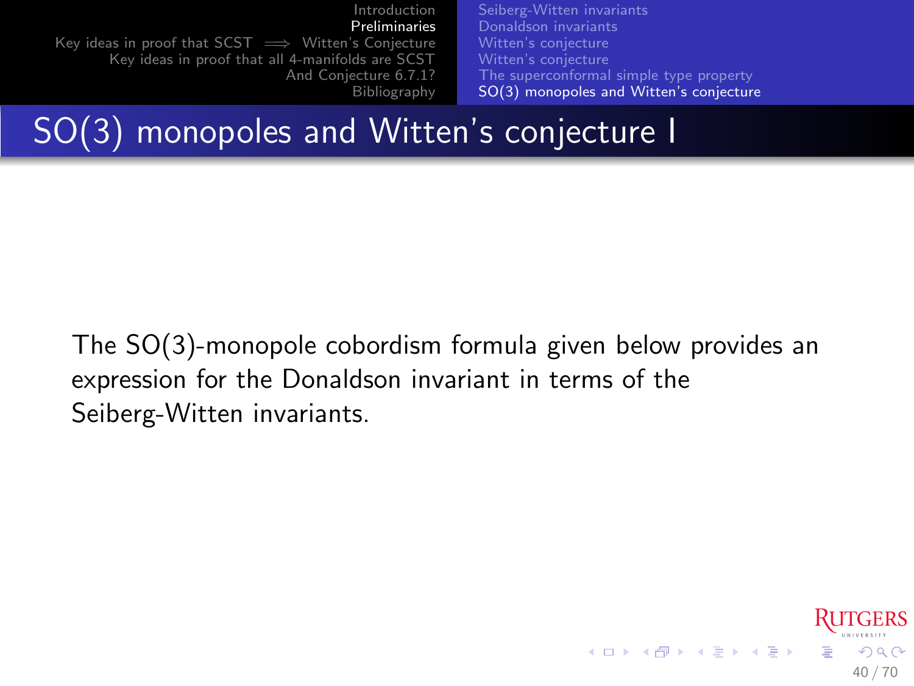## SO(3) monopoles and Witten's conjecture I

The SO(3)-monopole cobordism formula given below provides an expression for the Donaldson invariant in terms of the Seiberg-Witten invariants.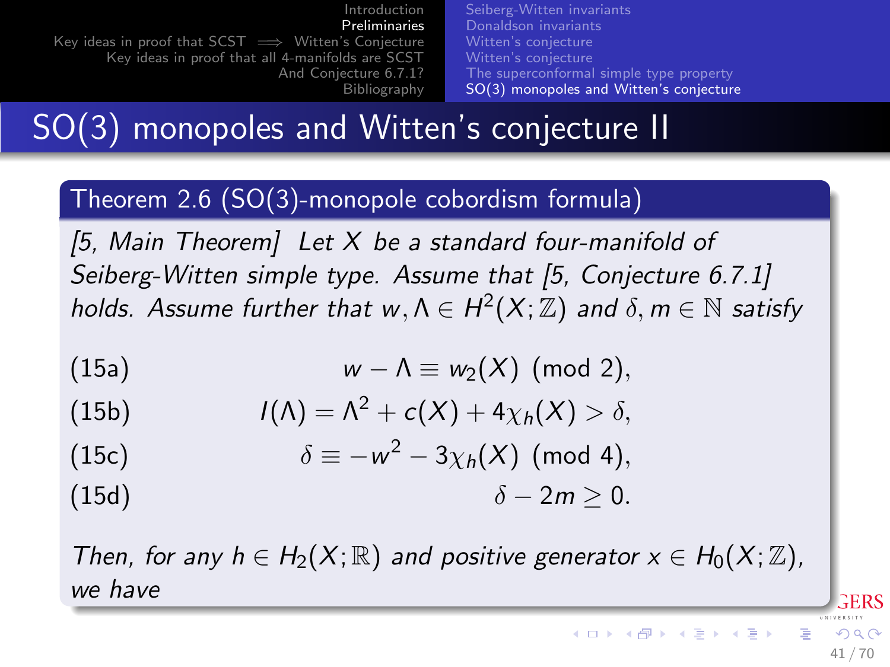# SO(3) monopoles and Witten's conjecture II

**Theorem 2.6 (SO(3)-monopole cobordism formula)**

*[5, Main Theorem] Let $X$ be a standard four-manifold of Seiberg-Witten simple type. Assume that [5, Conjecture 6.7.1] holds. Assume further that $w, \Lambda \in H^2(X;\mathbb{Z})$ and $\delta, m \in \mathbb{N}$ satisfy*

$$w - \Lambda \equiv w_2(X) \pmod 2, \tag{15a}$$

$$I(\Lambda) = \Lambda^2 + c(X) + 4\chi_h(X) > \delta, \tag{15b}$$

$$\delta \equiv -w^2 - 3\chi_h(X) \pmod 4, \tag{15c}$$

$$\delta - 2m \geq 0. \tag{15d}$$

*Then, for any $h \in H_2(X;\mathbb{R})$ and positive generator $x \in H_0(X;\mathbb{Z})$, we have*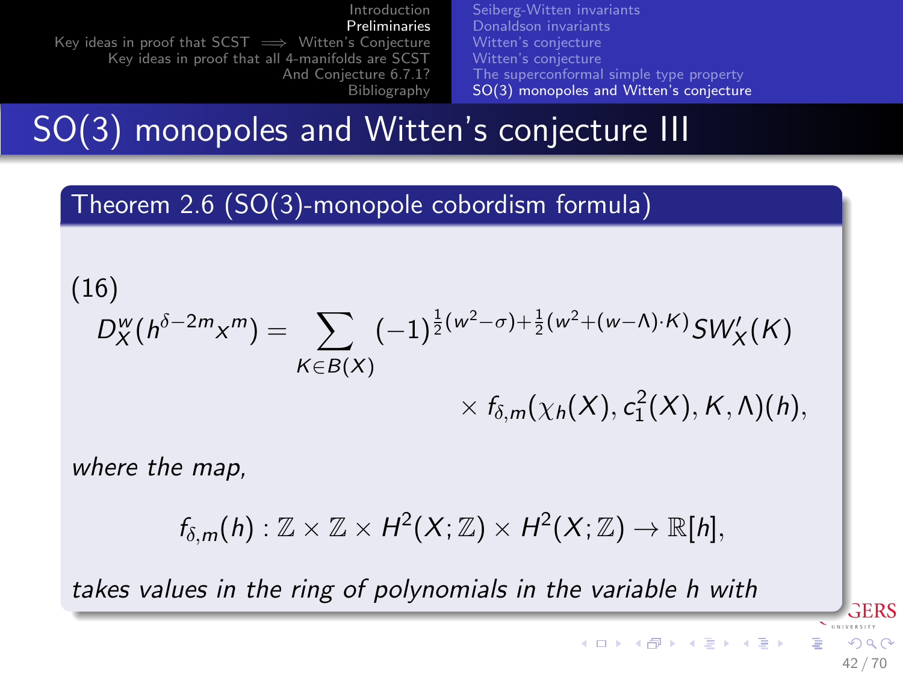# SO(3) monopoles and Witten's conjecture III

**Theorem 2.6 (SO(3)-monopole cobordism formula)**

(16)

$$D_X^w(h^{\delta-2m}x^m) = \sum_{K\in B(X)} (-1)^{\frac{1}{2}(w^2-\sigma)+\frac{1}{2}(w^2+(w-\Lambda)\cdot K)} SW_X'(K)$$

$$\times f_{\delta,m}(\chi_h(X), c_1^2(X), K, \Lambda)(h),$$

*where the map,*

$$f_{\delta,m}(h) : \mathbb{Z}\times\mathbb{Z}\times H^2(X;\mathbb{Z})\times H^2(X;\mathbb{Z}) \to \mathbb{R}[h],$$

*takes values in the ring of polynomials in the variable h with*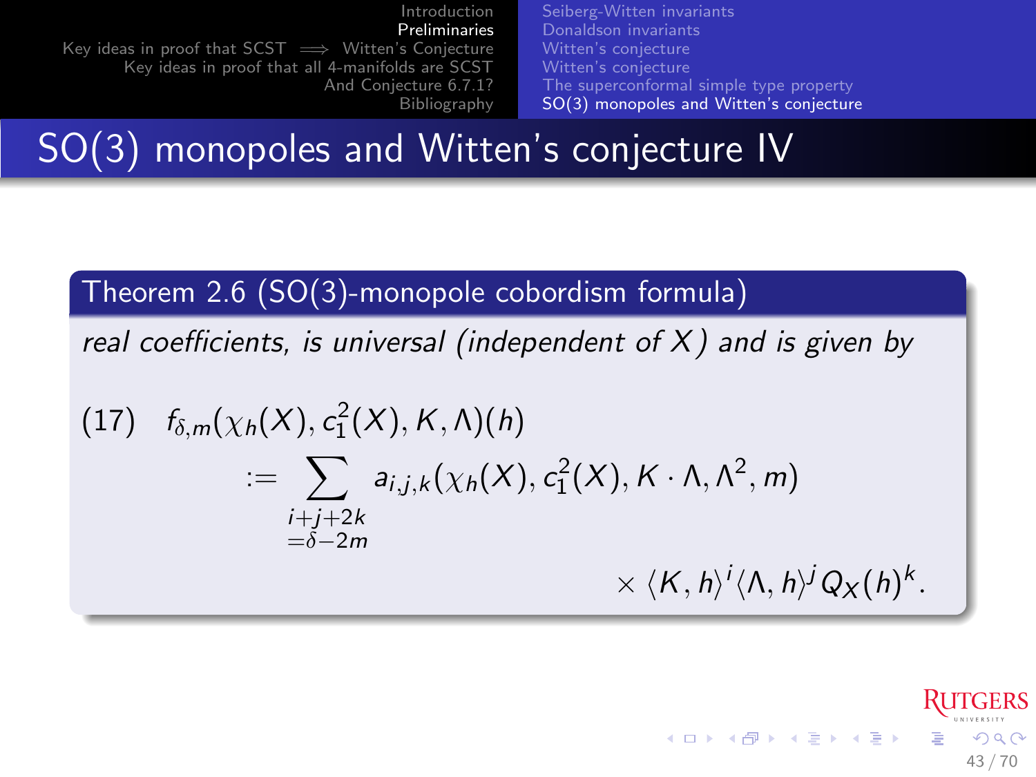# SO(3) monopoles and Witten's conjecture IV

**Theorem 2.6 (SO(3)-monopole cobordism formula)**

*real coefficients, is universal (independent of $X$) and is given by*

$$
\begin{aligned}
(17) \quad & f_{\delta,m}(\chi_h(X), c_1^2(X), K, \Lambda)(h) \\
& := \sum_{\substack{i+j+2k \\ =\delta-2m}} a_{i,j,k}(\chi_h(X), c_1^2(X), K\cdot\Lambda, \Lambda^2, m) \\
& \qquad \times \langle K, h\rangle^i \langle \Lambda, h\rangle^j Q_X(h)^k.
\end{aligned}
$$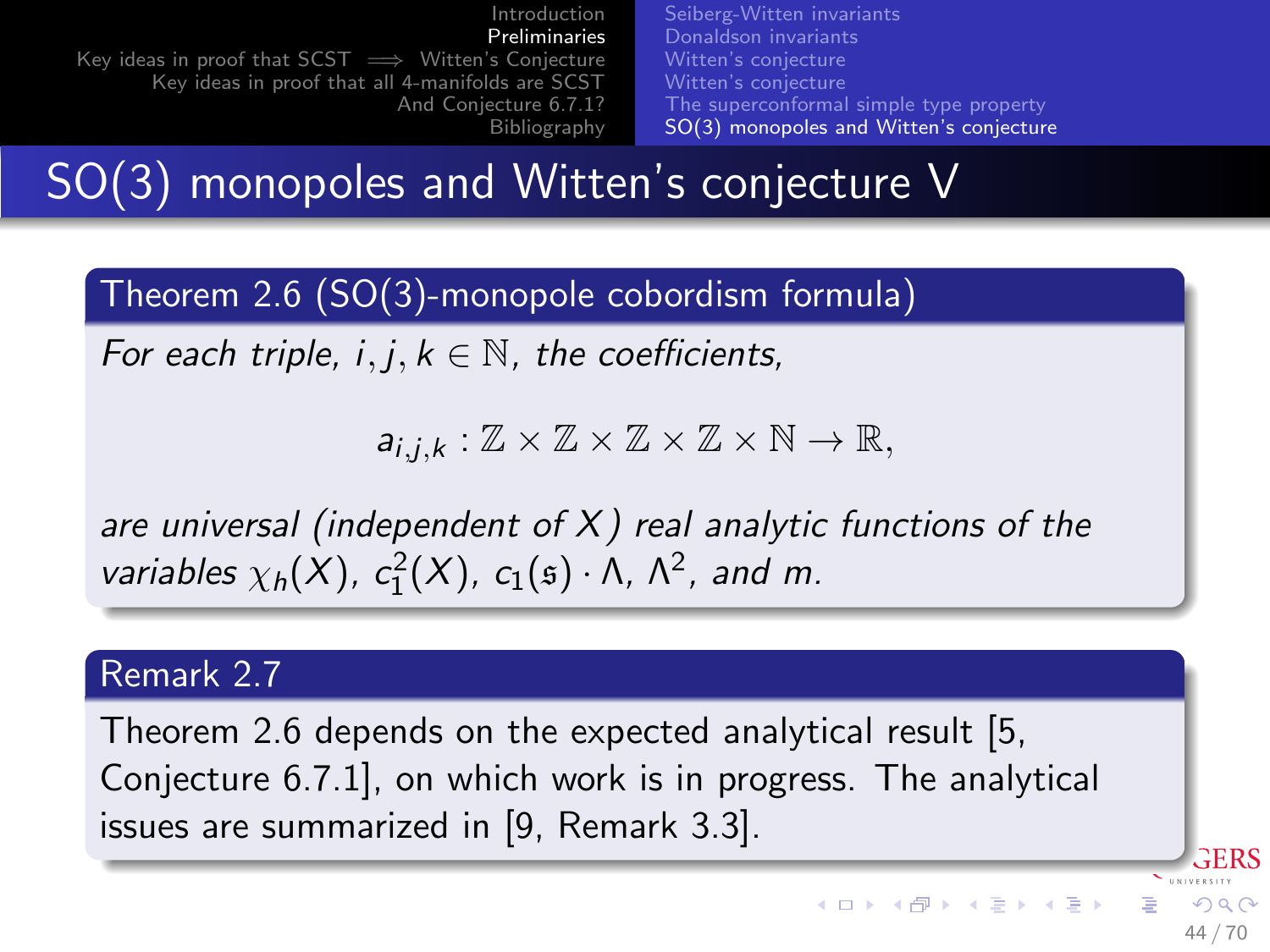# SO(3) monopoles and Witten's conjecture V

**Theorem 2.6 (SO(3)-monopole cobordism formula)**

*For each triple, $i, j, k \in \mathbb{N}$, the coefficients,*

$$a_{i,j,k} : \mathbb{Z} \times \mathbb{Z} \times \mathbb{Z} \times \mathbb{Z} \times \mathbb{N} \to \mathbb{R},$$

*are universal (independent of $X$) real analytic functions of the variables $\chi_h(X)$, $c_1^2(X)$, $c_1(\mathfrak{s}) \cdot \Lambda$, $\Lambda^2$, and $m$.*

**Remark 2.7**

Theorem 2.6 depends on the expected analytical result [5, Conjecture 6.7.1], on which work is in progress. The analytical issues are summarized in [9, Remark 3.3].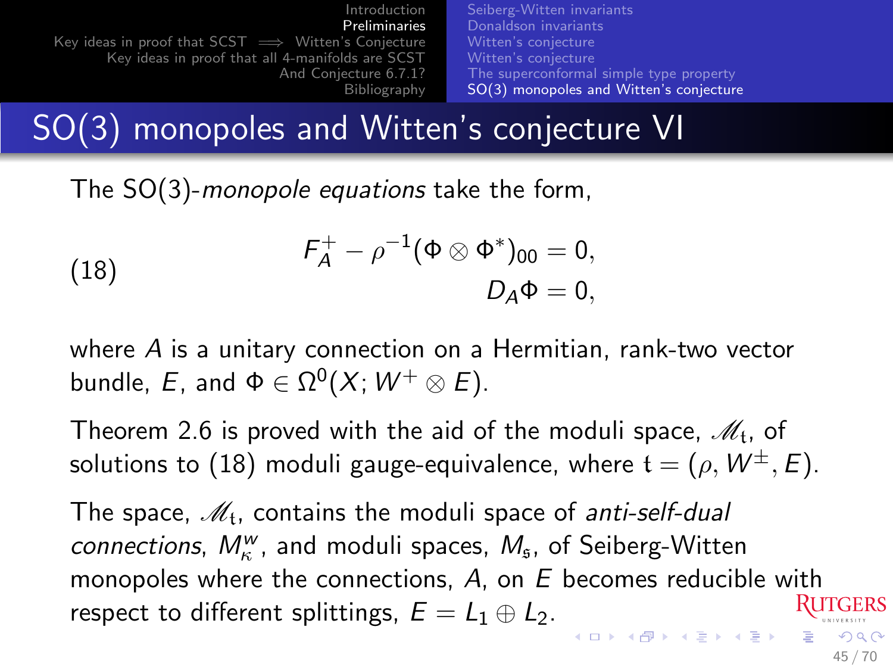# SO(3) monopoles and Witten's conjecture VI

The SO(3)-*monopole equations* take the form,

$$
\begin{aligned}
F_A^+ - \rho^{-1}(\Phi \otimes \Phi^*)_{00} &= 0, \\
D_A \Phi &= 0,
\end{aligned}
\tag{18}
$$

where $A$ is a unitary connection on a Hermitian, rank-two vector bundle, $E$, and $\Phi \in \Omega^0(X; W^+ \otimes E)$.

Theorem 2.6 is proved with the aid of the moduli space, $\mathscr{M}_{\mathfrak{t}}$, of solutions to (18) moduli gauge-equivalence, where $\mathfrak{t} = (\rho, W^\pm, E)$.

The space, $\mathscr{M}_{\mathfrak{t}}$, contains the moduli space of *anti-self-dual connections*, $M_\kappa^w$, and moduli spaces, $M_{\mathfrak{s}}$, of Seiberg-Witten monopoles where the connections, $A$, on $E$ becomes reducible with respect to different splittings, $E = L_1 \oplus L_2$.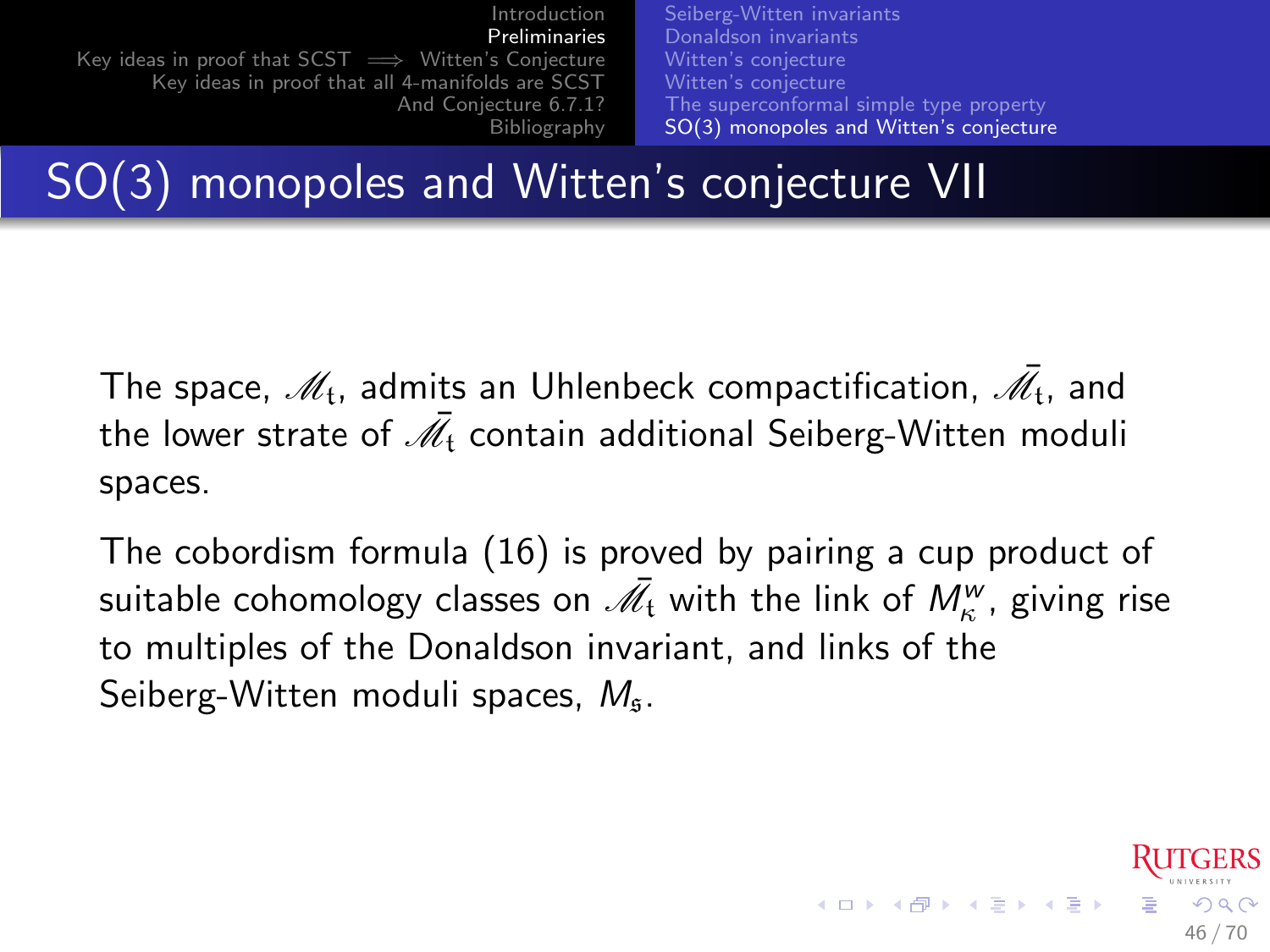# SO(3) monopoles and Witten's conjecture VII

The space, $\mathscr{M}_{\mathfrak{t}}$, admits an Uhlenbeck compactification, $\bar{\mathscr{M}}_{\mathfrak{t}}$, and the lower strate of $\bar{\mathscr{M}}_{\mathfrak{t}}$ contain additional Seiberg-Witten moduli spaces.

The cobordism formula (16) is proved by pairing a cup product of suitable cohomology classes on $\bar{\mathscr{M}}_{\mathfrak{t}}$ with the link of $M_{\kappa}^{w}$, giving rise to multiples of the Donaldson invariant, and links of the Seiberg-Witten moduli spaces, $M_{\mathfrak{s}}$.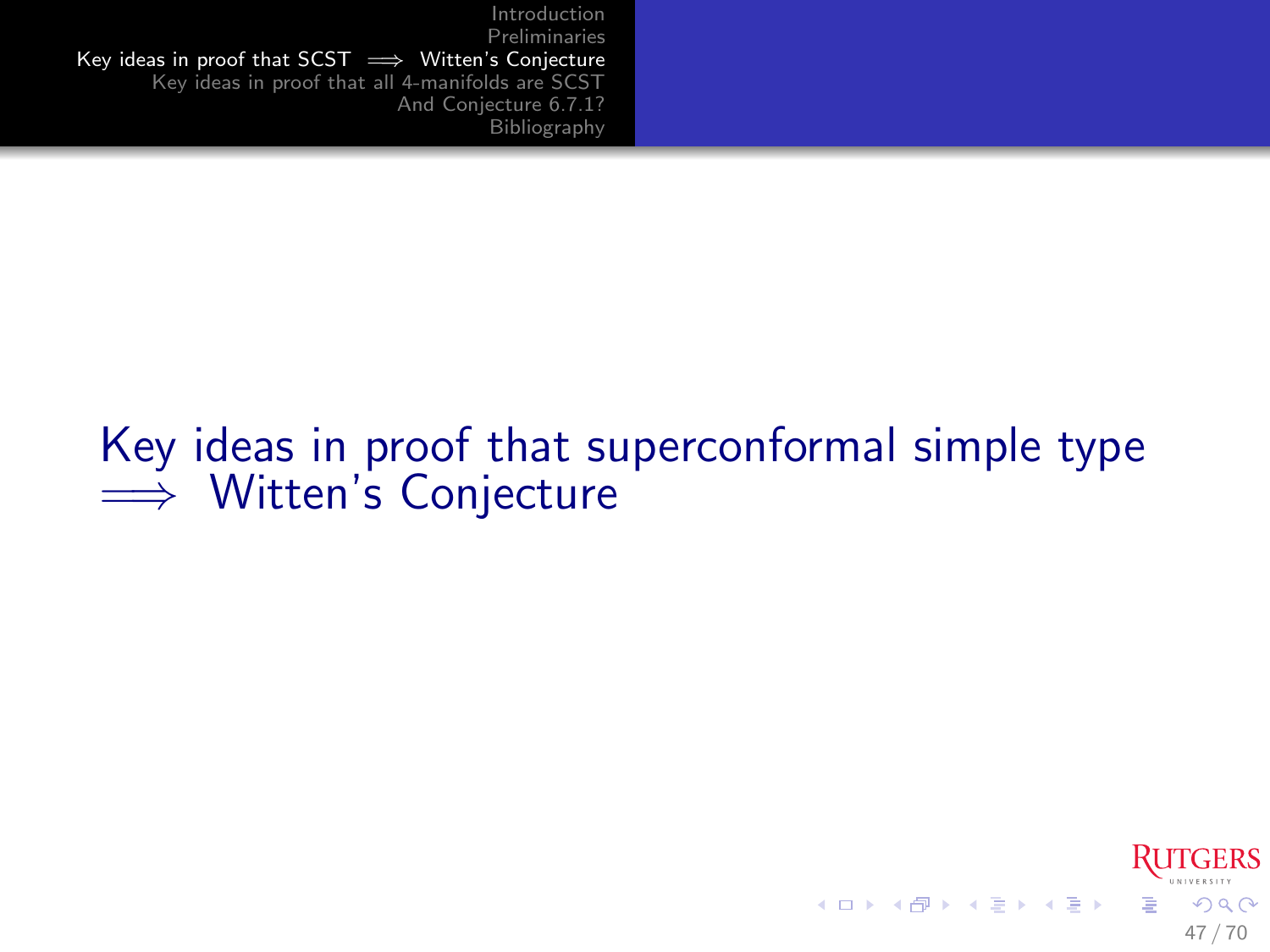# Key ideas in proof that superconformal simple type $\implies$ Witten's Conjecture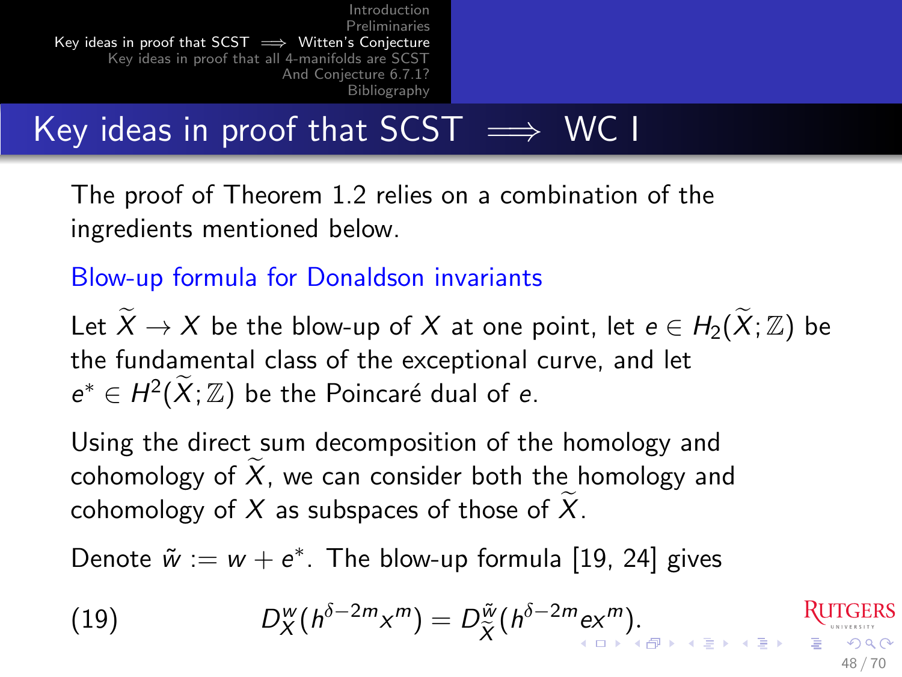## Key ideas in proof that SCST $\implies$ WC I

The proof of Theorem 1.2 relies on a combination of the ingredients mentioned below.

Blow-up formula for Donaldson invariants

Let $\widetilde{X} \to X$ be the blow-up of $X$ at one point, let $e \in H_2(\widetilde{X};\mathbb{Z})$ be the fundamental class of the exceptional curve, and let $e^* \in H^2(\widetilde{X};\mathbb{Z})$ be the Poincaré dual of $e$.

Using the direct sum decomposition of the homology and cohomology of $\widetilde{X}$, we can consider both the homology and cohomology of $X$ as subspaces of those of $\widetilde{X}$.

Denote $\tilde{w} := w + e^*$. The blow-up formula [19, 24] gives

$$D_X^w(h^{\delta-2m}x^m) = D_{\widetilde{X}}^{\tilde{w}}(h^{\delta-2m}ex^m). \tag{19}$$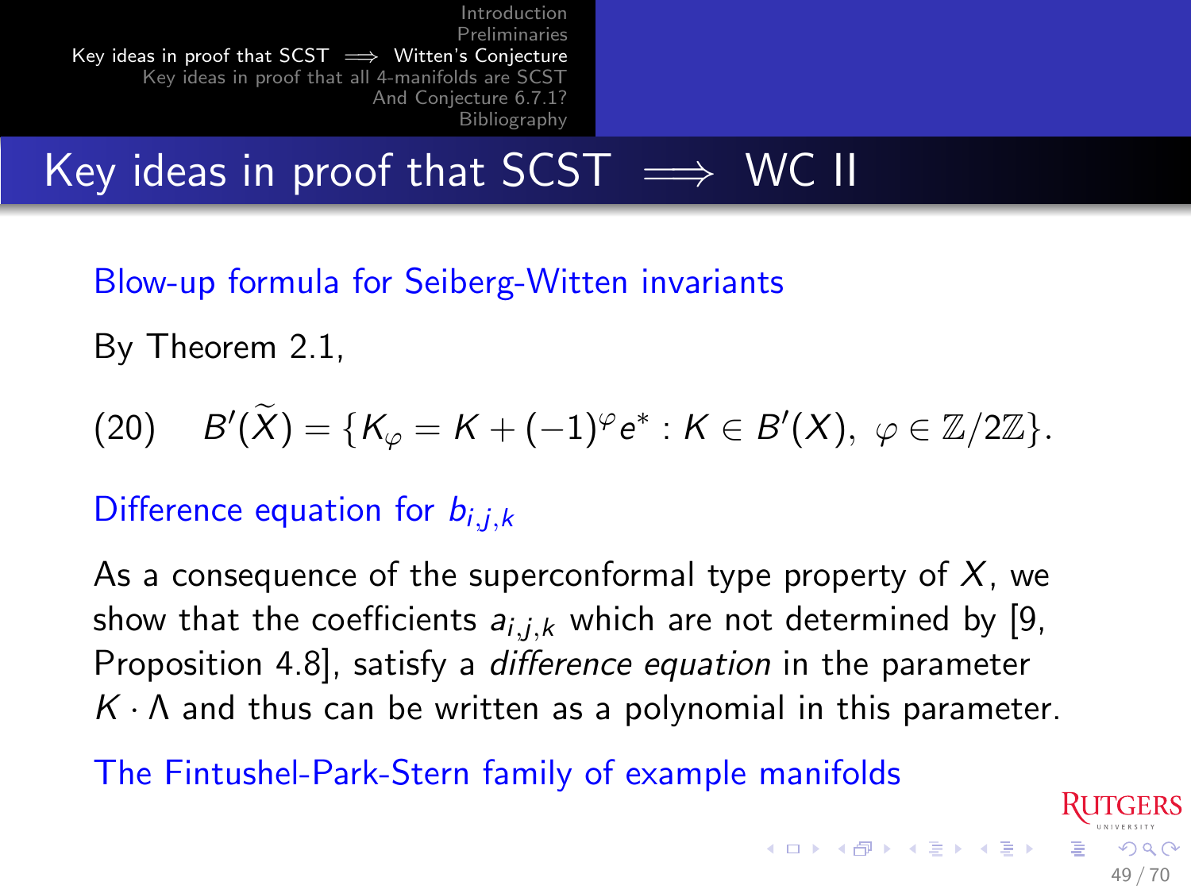# Key ideas in proof that SCST $\implies$ WC II

## Blow-up formula for Seiberg-Witten invariants

By Theorem 2.1,

$$B'(\widetilde{X}) = \{K_\varphi = K + (-1)^\varphi e^* : K \in B'(X),\ \varphi \in \mathbb{Z}/2\mathbb{Z}\}. \tag{20}$$

## Difference equation for $b_{i,j,k}$

As a consequence of the superconformal type property of $X$, we show that the coefficients $a_{i,j,k}$ which are not determined by [9, Proposition 4.8], satisfy a *difference equation* in the parameter $K \cdot \Lambda$ and thus can be written as a polynomial in this parameter.

## The Fintushel-Park-Stern family of example manifolds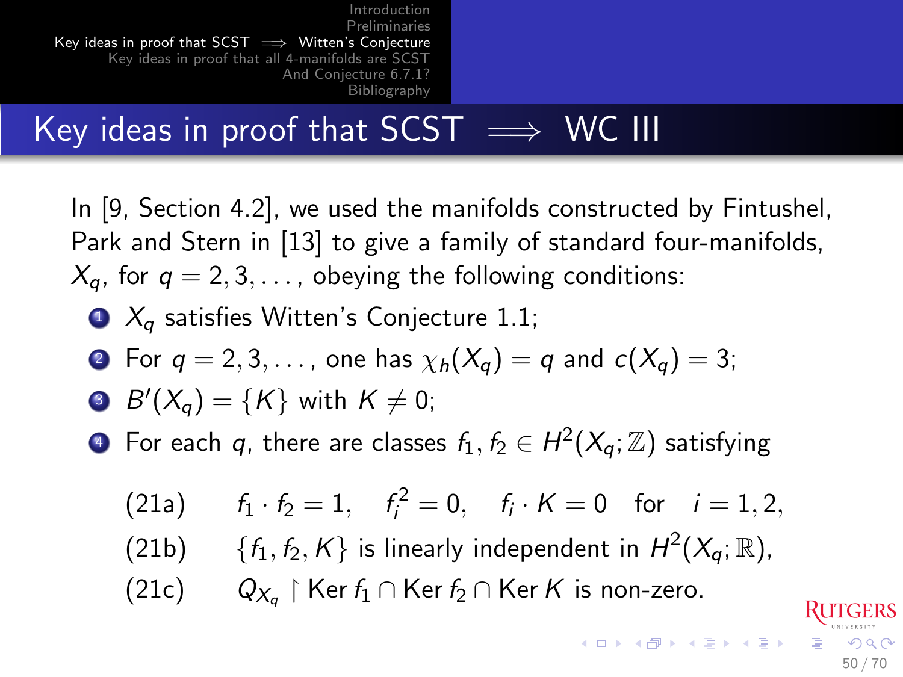# Key ideas in proof that SCST $\implies$ WC III

In [9, Section 4.2], we used the manifolds constructed by Fintushel, Park and Stern in [13] to give a family of standard four-manifolds, $X_q$, for $q = 2, 3, \ldots$, obeying the following conditions:

1. $X_q$ satisfies Witten's Conjecture 1.1;
2. For $q = 2, 3, \ldots$, one has $\chi_h(X_q) = q$ and $c(X_q) = 3$;
3. $B'(X_q) = \{K\}$ with $K \neq 0$;
4. For each $q$, there are classes $f_1, f_2 \in H^2(X_q; \mathbb{Z})$ satisfying

$$\text{(21a)} \qquad f_1 \cdot f_2 = 1, \quad f_i^2 = 0, \quad f_i \cdot K = 0 \quad \text{for} \quad i = 1, 2,$$

$$\text{(21b)} \qquad \{f_1, f_2, K\} \text{ is linearly independent in } H^2(X_q; \mathbb{R}),$$

$$\text{(21c)} \qquad Q_{X_q} \restriction \operatorname{Ker} f_1 \cap \operatorname{Ker} f_2 \cap \operatorname{Ker} K \text{ is non-zero.}$$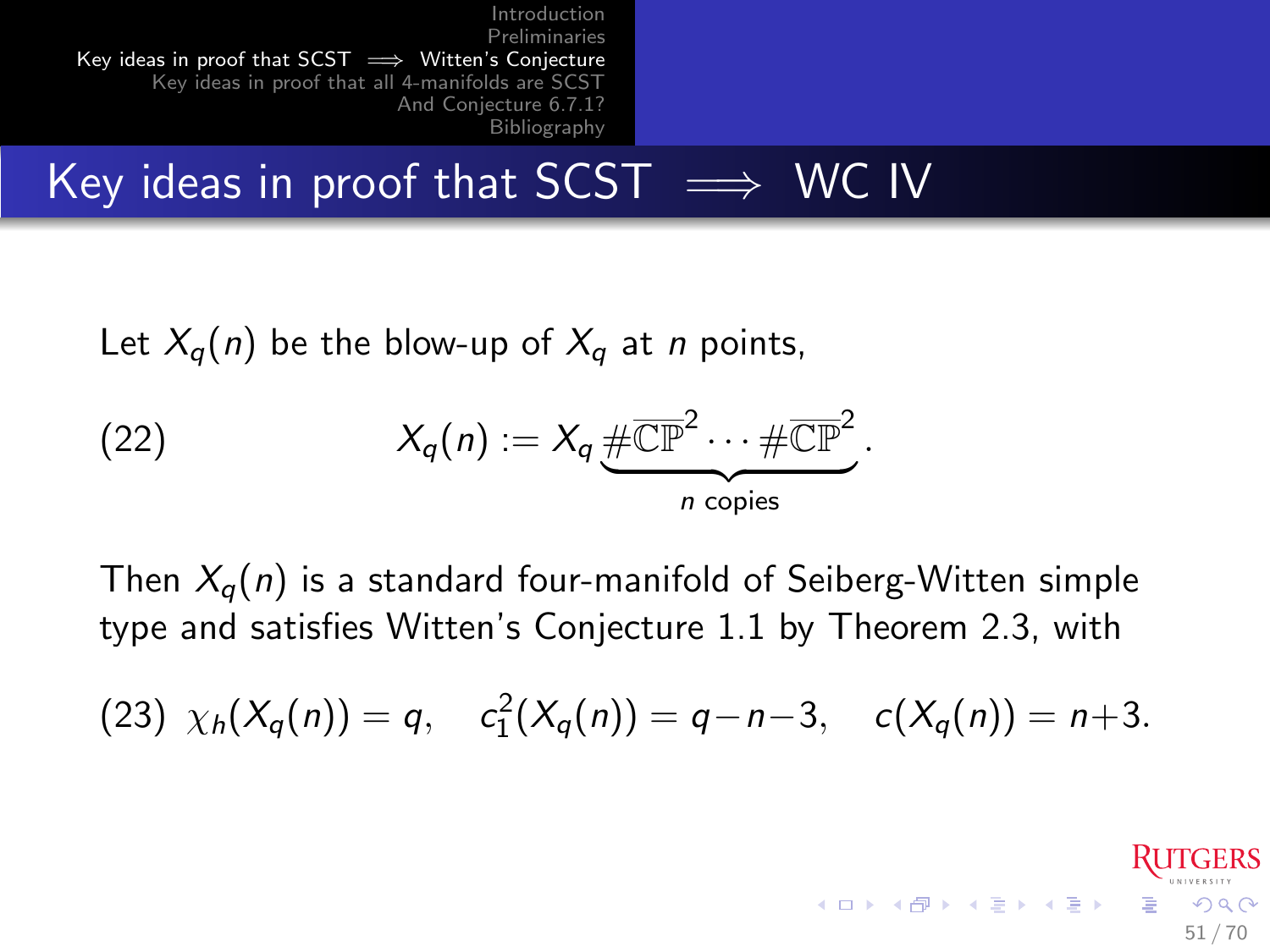# Key ideas in proof that SCST $\implies$ WC IV

Let $X_q(n)$ be the blow-up of $X_q$ at $n$ points,

$$X_q(n) := X_q \underbrace{\#\overline{\mathbb{CP}}^2 \cdots \#\overline{\mathbb{CP}}^2}_{n \text{ copies}}. \tag{22}$$

Then $X_q(n)$ is a standard four-manifold of Seiberg-Witten simple type and satisfies Witten's Conjecture 1.1 by Theorem 2.3, with

$$\chi_h(X_q(n)) = q, \quad c_1^2(X_q(n)) = q - n - 3, \quad c(X_q(n)) = n + 3. \tag{23}$$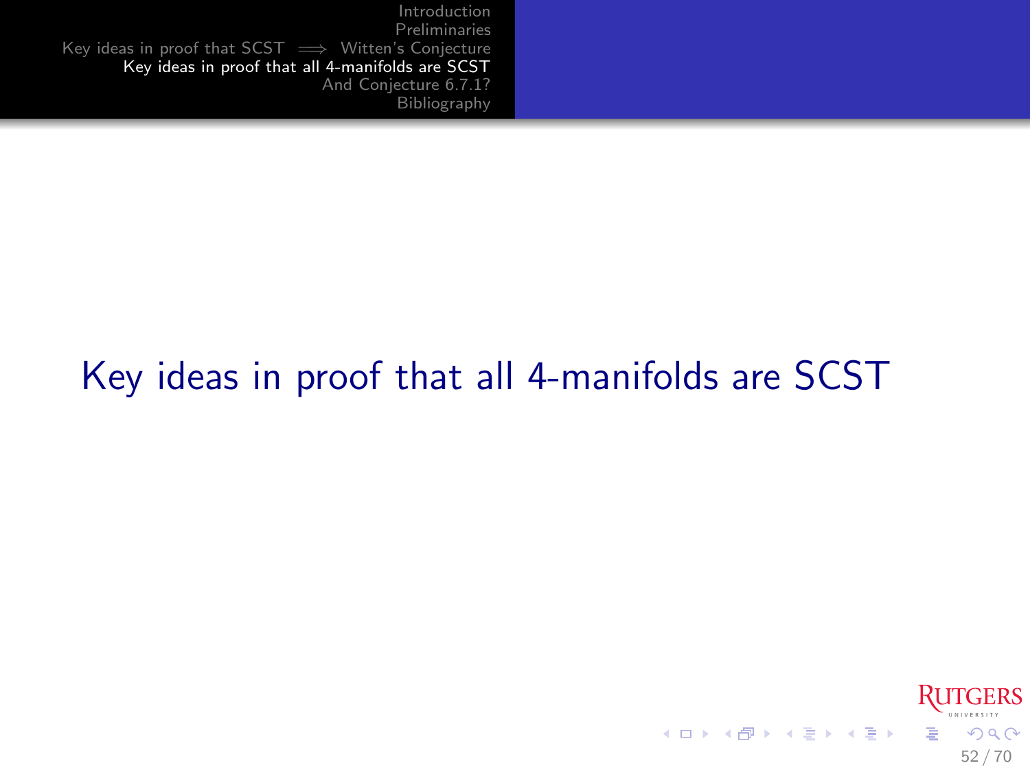# Key ideas in proof that all 4-manifolds are SCST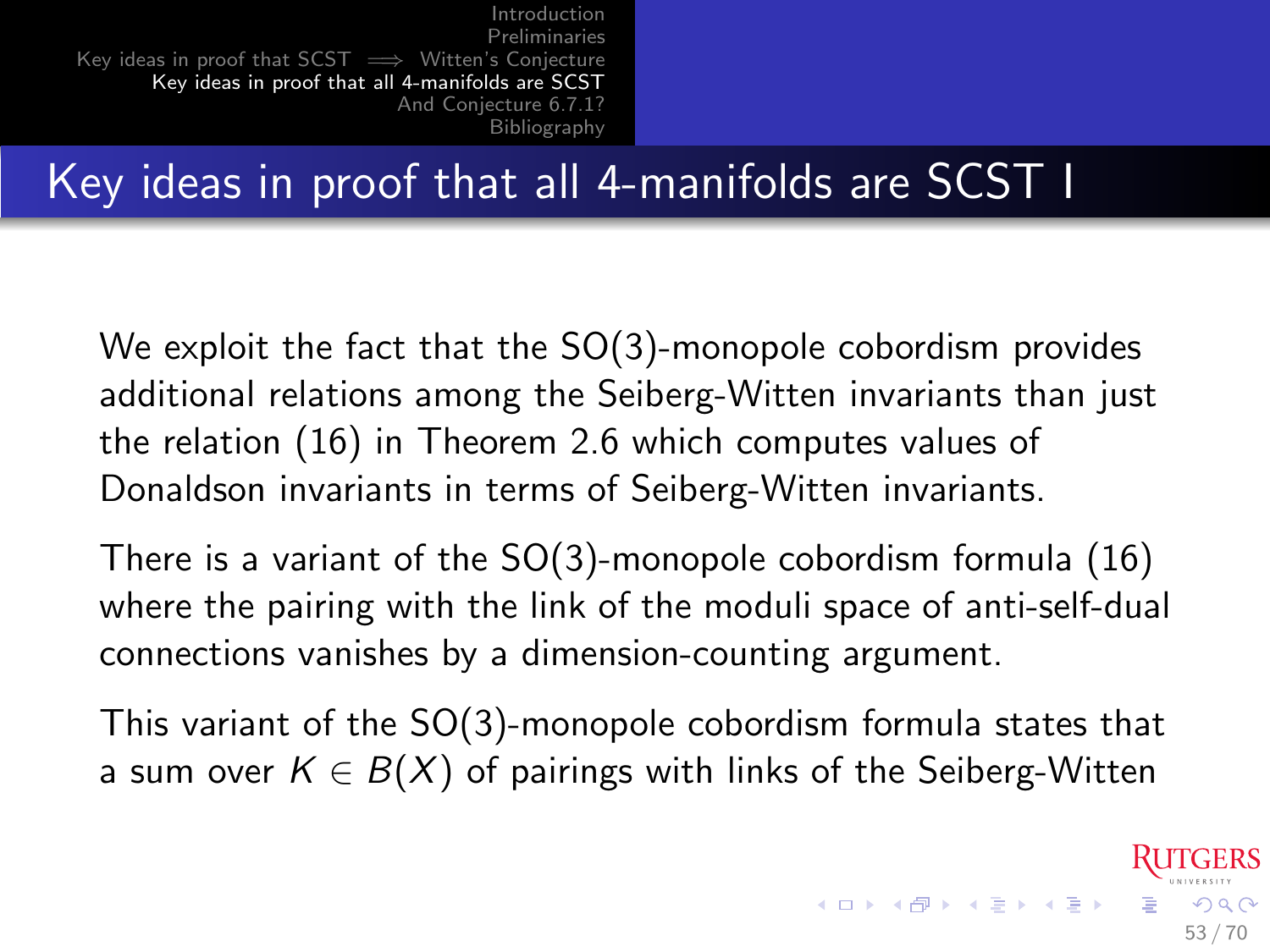# Key ideas in proof that all 4-manifolds are SCST I

We exploit the fact that the SO(3)-monopole cobordism provides additional relations among the Seiberg-Witten invariants than just the relation (16) in Theorem 2.6 which computes values of Donaldson invariants in terms of Seiberg-Witten invariants.

There is a variant of the SO(3)-monopole cobordism formula (16) where the pairing with the link of the moduli space of anti-self-dual connections vanishes by a dimension-counting argument.

This variant of the SO(3)-monopole cobordism formula states that a sum over $K \in B(X)$ of pairings with links of the Seiberg-Witten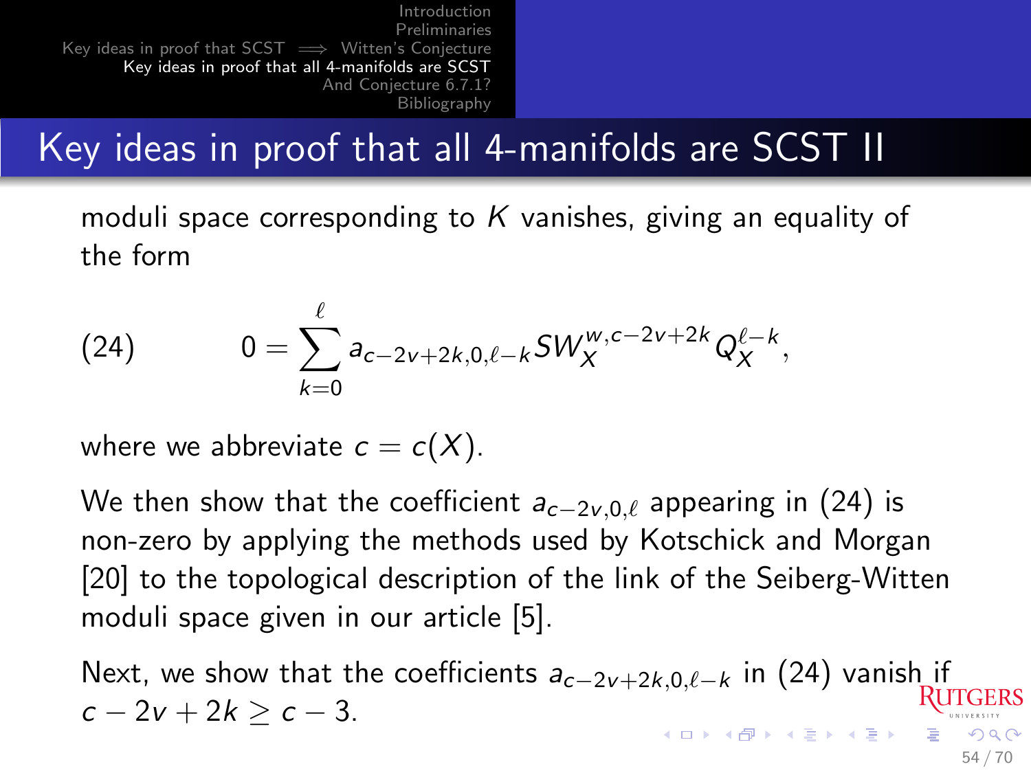# Key ideas in proof that all 4-manifolds are SCST II

moduli space corresponding to $K$ vanishes, giving an equality of the form

$$0 = \sum_{k=0}^{\ell} a_{c-2v+2k,0,\ell-k} SW_X^{w,c-2v+2k} Q_X^{\ell-k}, \tag{24}$$

where we abbreviate $c = c(X)$.

We then show that the coefficient $a_{c-2v,0,\ell}$ appearing in (24) is non-zero by applying the methods used by Kotschick and Morgan [20] to the topological description of the link of the Seiberg-Witten moduli space given in our article [5].

Next, we show that the coefficients $a_{c-2v+2k,0,\ell-k}$ in (24) vanish if $c - 2v + 2k \geq c - 3$.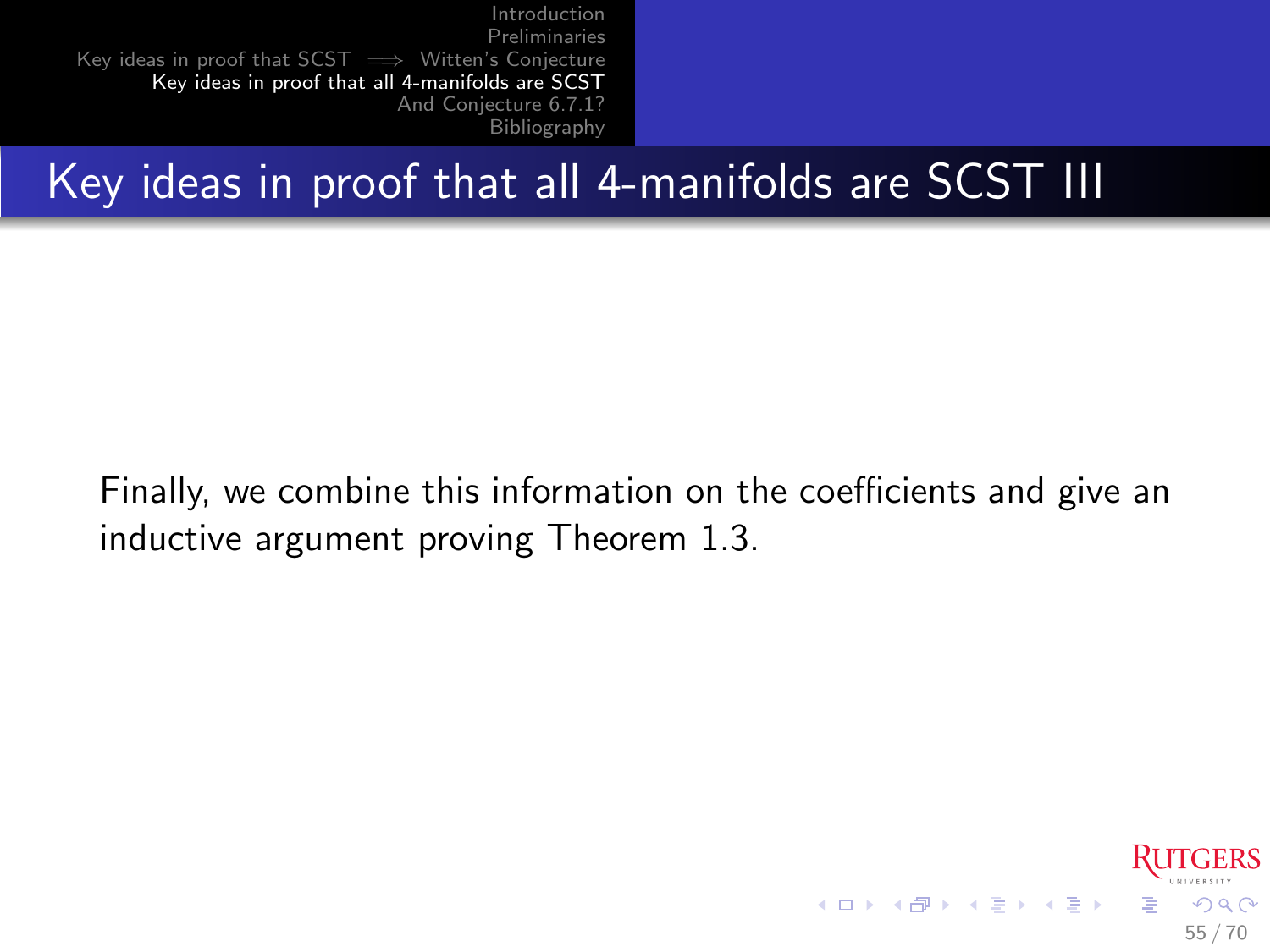# Key ideas in proof that all 4-manifolds are SCST III

Finally, we combine this information on the coefficients and give an inductive argument proving Theorem 1.3.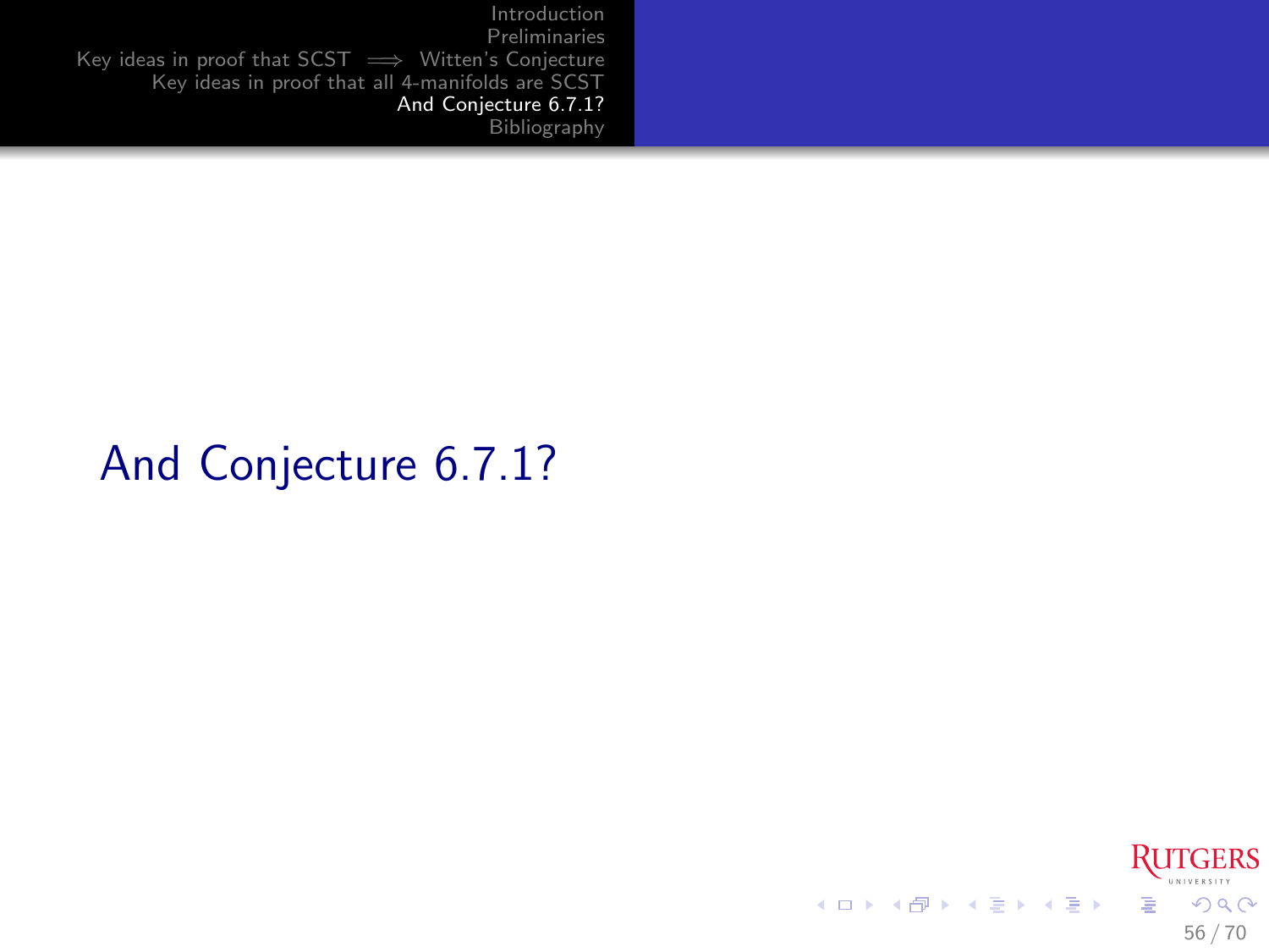# And Conjecture 6.7.1?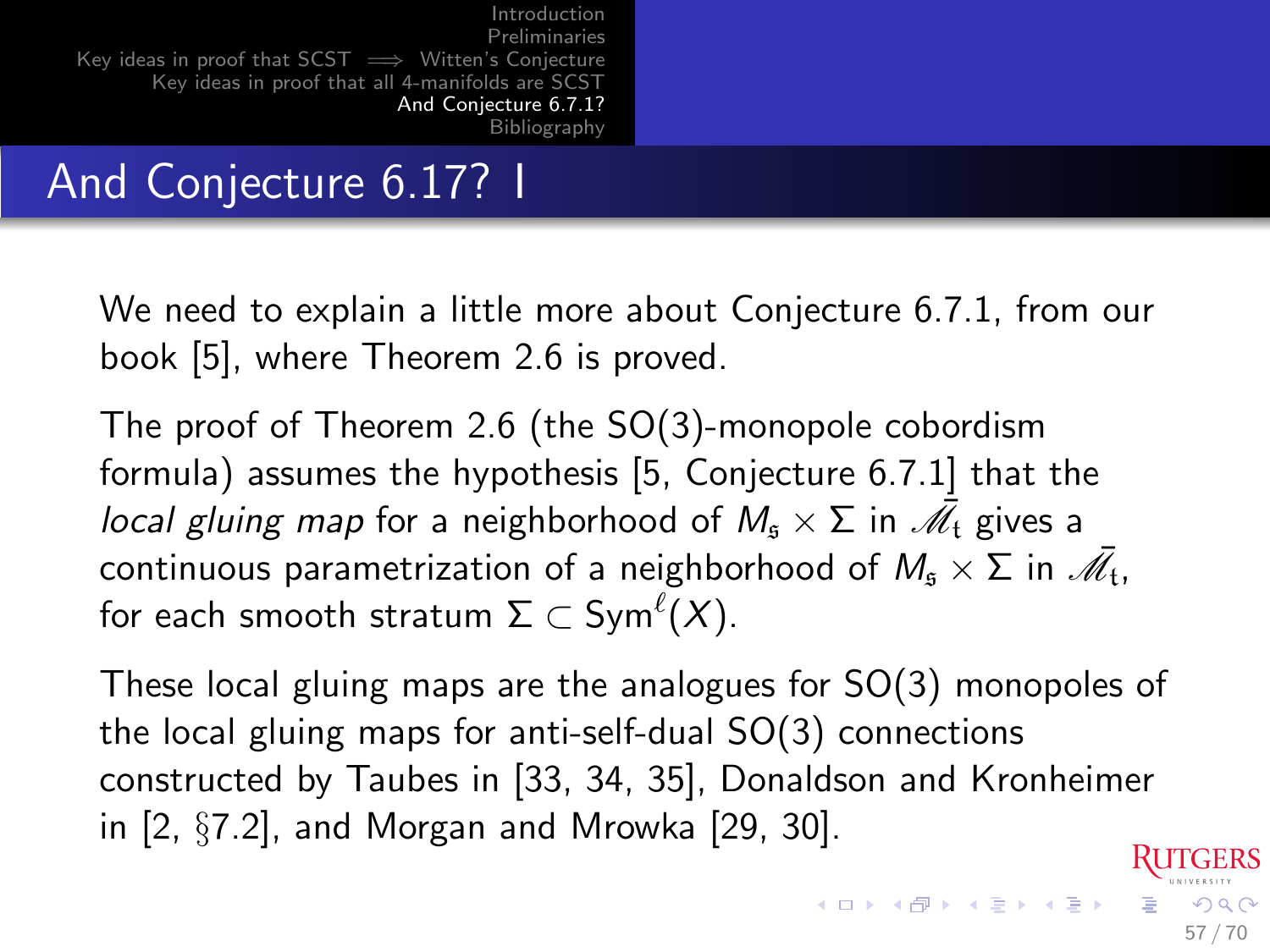## And Conjecture 6.17? I

We need to explain a little more about Conjecture 6.7.1, from our book [5], where Theorem 2.6 is proved.

The proof of Theorem 2.6 (the SO(3)-monopole cobordism formula) assumes the hypothesis [5, Conjecture 6.7.1] that the *local gluing map* for a neighborhood of $M_{\mathfrak{s}} \times \Sigma$ in $\bar{\mathscr{M}}_{\mathfrak{t}}$ gives a continuous parametrization of a neighborhood of $M_{\mathfrak{s}} \times \Sigma$ in $\bar{\mathscr{M}}_{\mathfrak{t}}$, for each smooth stratum $\Sigma \subset \mathrm{Sym}^{\ell}(X)$.

These local gluing maps are the analogues for SO(3) monopoles of the local gluing maps for anti-self-dual SO(3) connections constructed by Taubes in [33, 34, 35], Donaldson and Kronheimer in [2, §7.2], and Morgan and Mrowka [29, 30].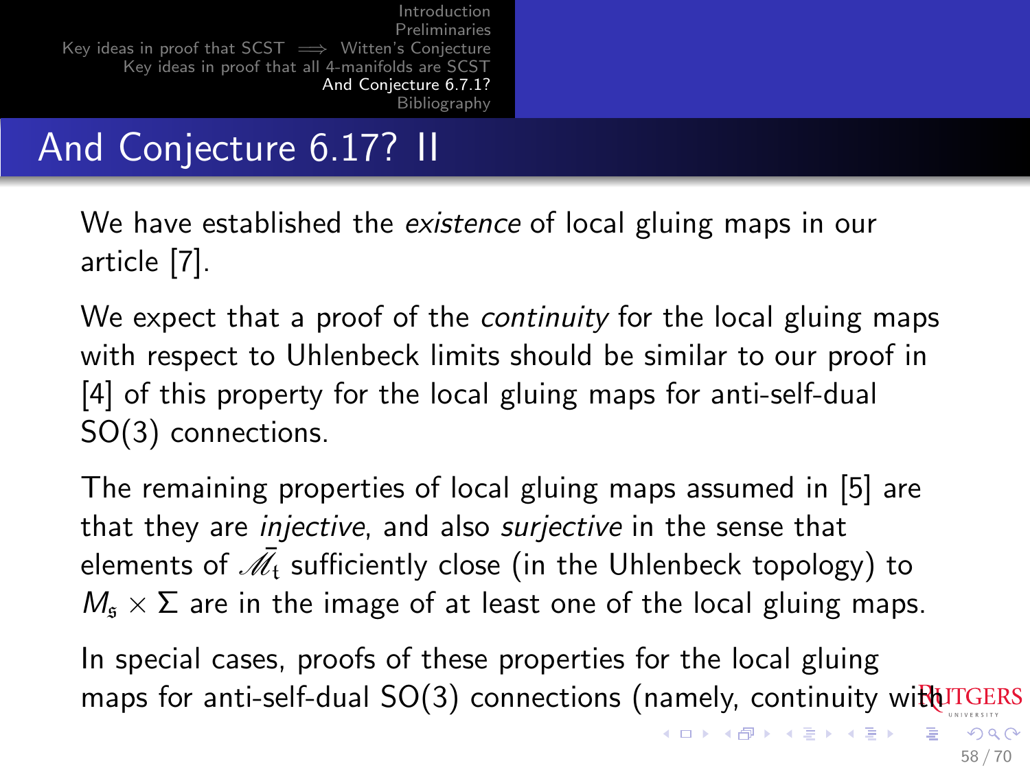## And Conjecture 6.17? II

We have established the *existence* of local gluing maps in our article [7].

We expect that a proof of the *continuity* for the local gluing maps with respect to Uhlenbeck limits should be similar to our proof in [4] of this property for the local gluing maps for anti-self-dual SO(3) connections.

The remaining properties of local gluing maps assumed in [5] are that they are *injective*, and also *surjective* in the sense that elements of $\bar{\mathscr{M}}_{\mathfrak{t}}$ sufficiently close (in the Uhlenbeck topology) to $M_{\mathfrak{s}} \times \Sigma$ are in the image of at least one of the local gluing maps.

In special cases, proofs of these properties for the local gluing maps for anti-self-dual SO(3) connections (namely, continuity with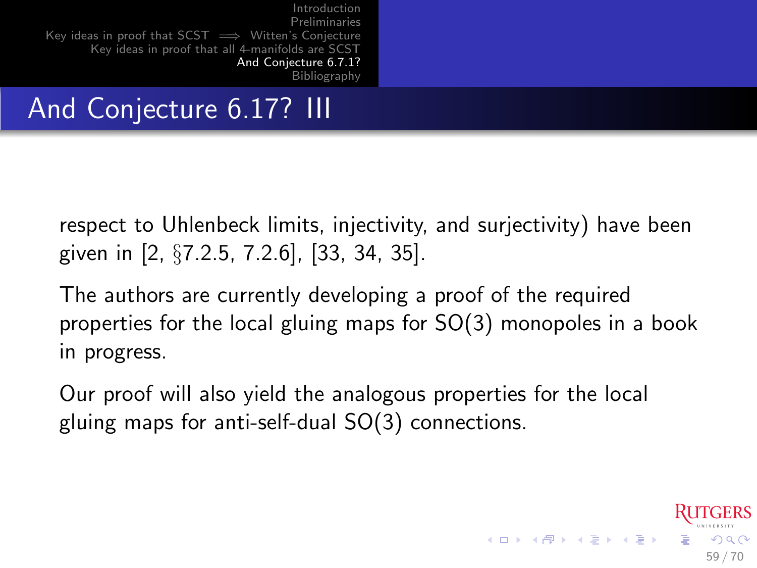# And Conjecture 6.17? III

respect to Uhlenbeck limits, injectivity, and surjectivity) have been given in [2, §7.2.5, 7.2.6], [33, 34, 35].

The authors are currently developing a proof of the required properties for the local gluing maps for SO(3) monopoles in a book in progress.

Our proof will also yield the analogous properties for the local gluing maps for anti-self-dual SO(3) connections.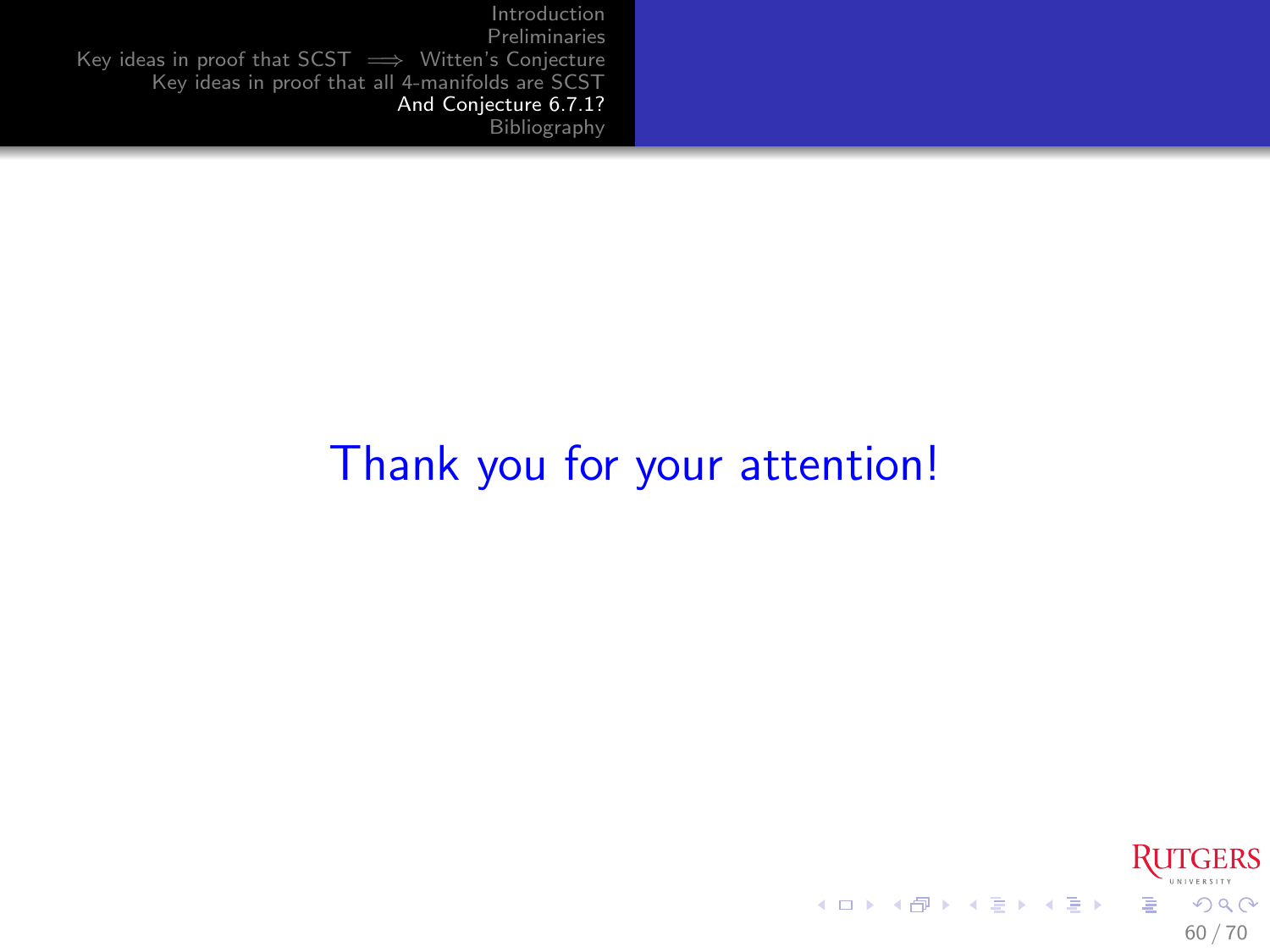Thank you for your attention!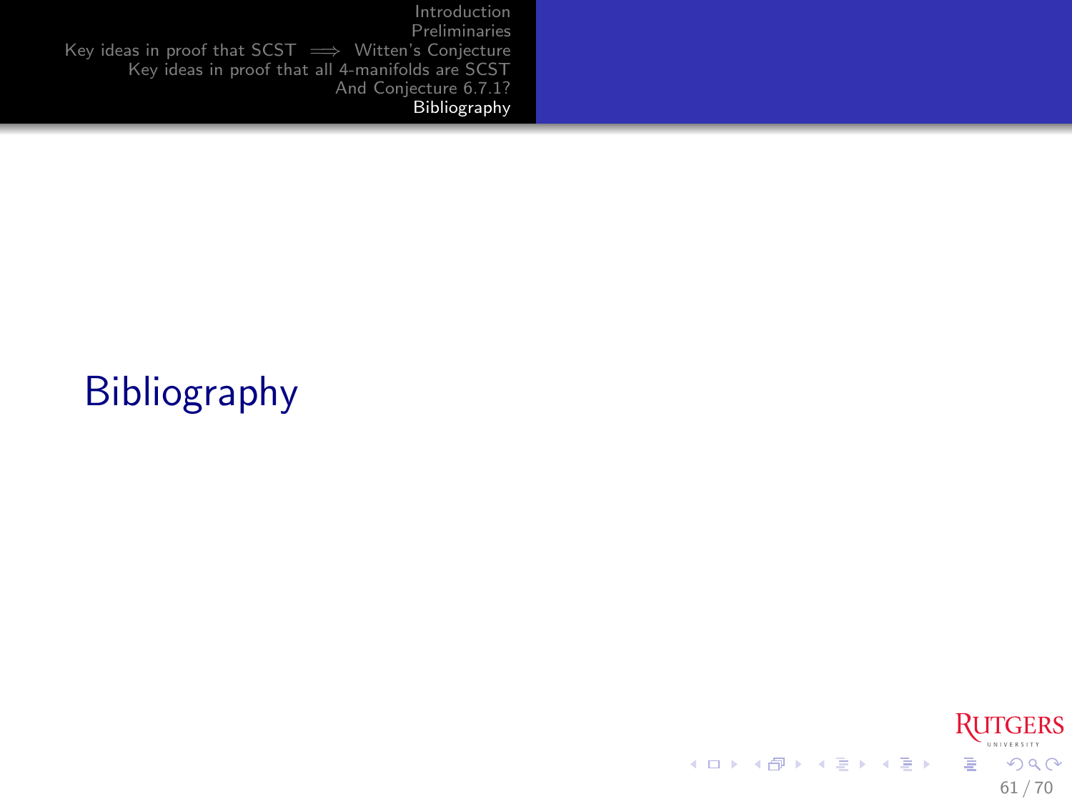# Bibliography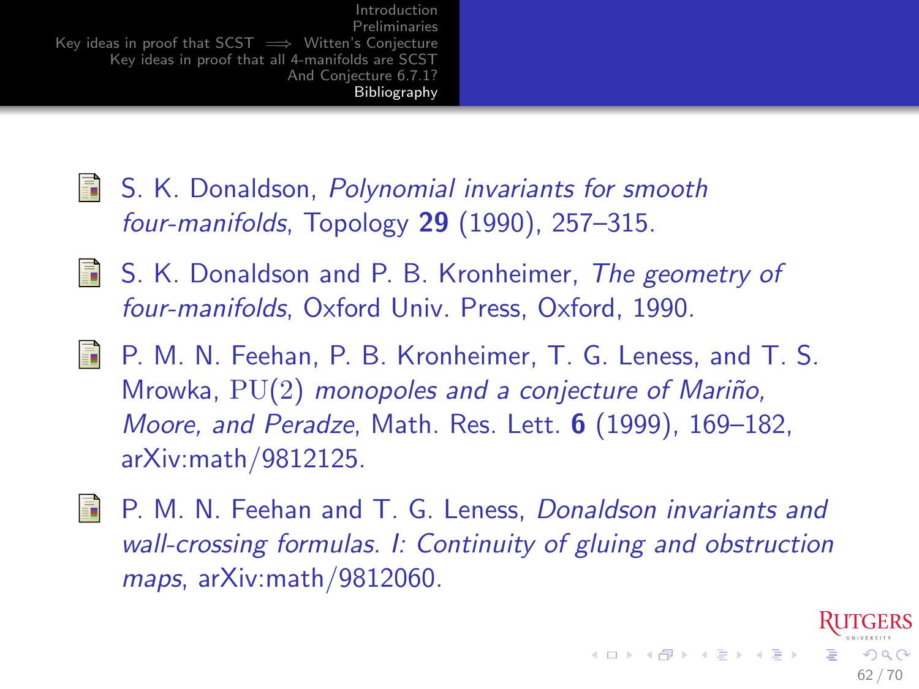- S. K. Donaldson, *Polynomial invariants for smooth four-manifolds*, Topology **29** (1990), 257–315.

- S. K. Donaldson and P. B. Kronheimer, *The geometry of four-manifolds*, Oxford Univ. Press, Oxford, 1990.

- P. M. N. Feehan, P. B. Kronheimer, T. G. Leness, and T. S. Mrowka, *$\mathrm{PU}(2)$ monopoles and a conjecture of Mariño, Moore, and Peradze*, Math. Res. Lett. **6** (1999), 169–182, arXiv:math/9812125.

- P. M. N. Feehan and T. G. Leness, *Donaldson invariants and wall-crossing formulas. I: Continuity of gluing and obstruction maps*, arXiv:math/9812060.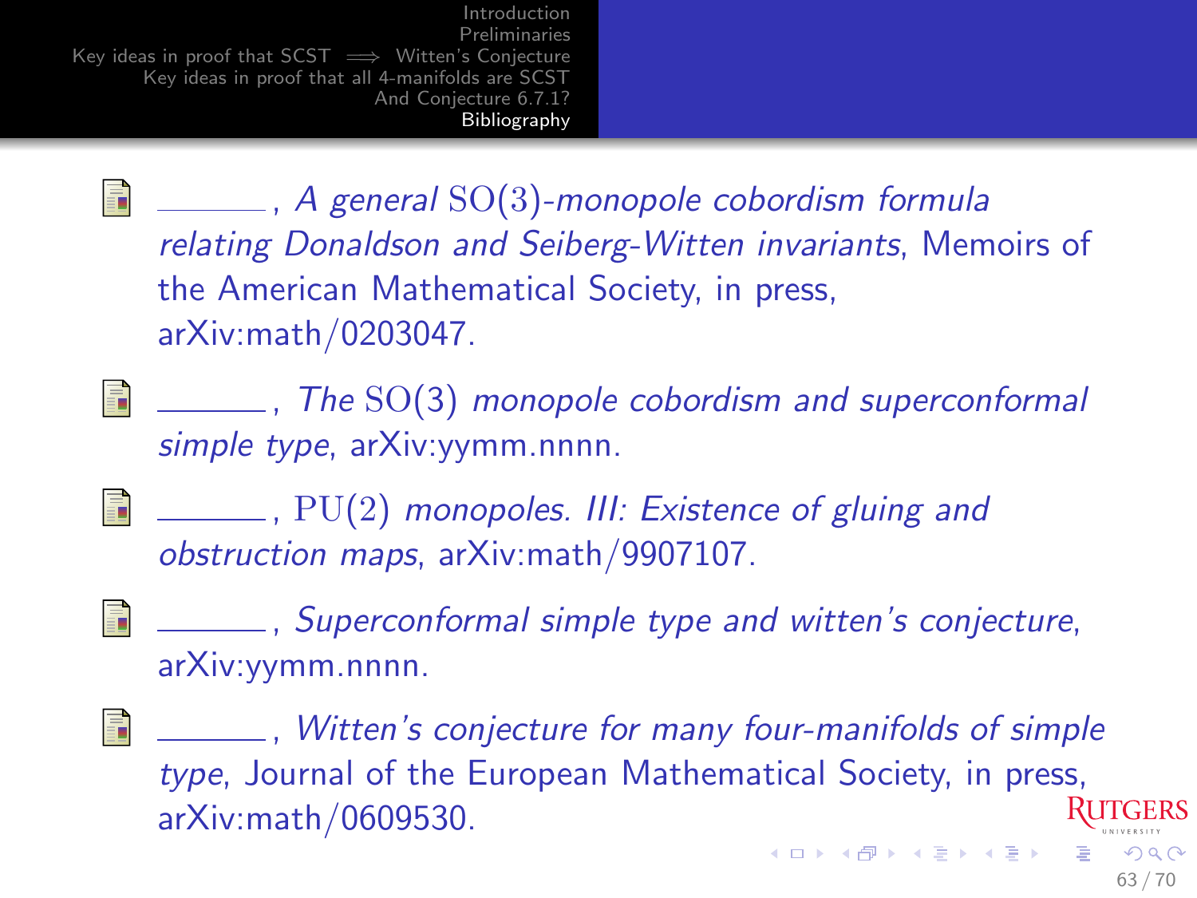- ______, *A general* $\mathrm{SO}(3)$*-monopole cobordism formula relating Donaldson and Seiberg-Witten invariants*, Memoirs of the American Mathematical Society, in press, arXiv:math/0203047.

- ______, *The* $\mathrm{SO}(3)$ *monopole cobordism and superconformal simple type*, arXiv:yymm.nnnn.

- ______, $\mathrm{PU}(2)$ *monopoles. III: Existence of gluing and obstruction maps*, arXiv:math/9907107.

- ______, *Superconformal simple type and witten's conjecture*, arXiv:yymm.nnnn.

- ______, *Witten's conjecture for many four-manifolds of simple type*, Journal of the European Mathematical Society, in press, arXiv:math/0609530.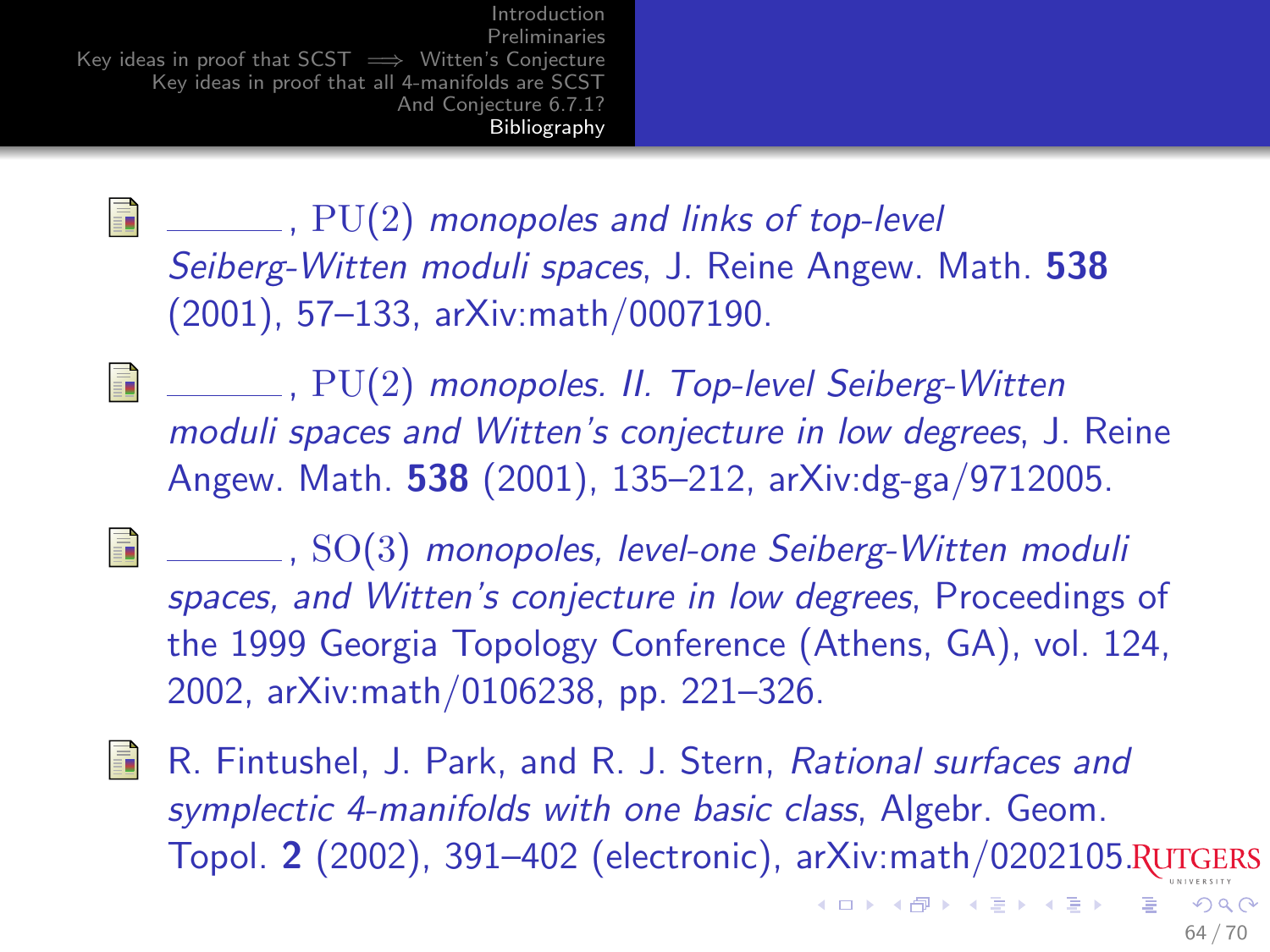- ———, $\mathrm{PU}(2)$ *monopoles and links of top-level Seiberg-Witten moduli spaces*, J. Reine Angew. Math. **538** (2001), 57–133, arXiv:math/0007190.

- ———, $\mathrm{PU}(2)$ *monopoles. II. Top-level Seiberg-Witten moduli spaces and Witten's conjecture in low degrees*, J. Reine Angew. Math. **538** (2001), 135–212, arXiv:dg-ga/9712005.

- ———, $\mathrm{SO}(3)$ *monopoles, level-one Seiberg-Witten moduli spaces, and Witten's conjecture in low degrees*, Proceedings of the 1999 Georgia Topology Conference (Athens, GA), vol. 124, 2002, arXiv:math/0106238, pp. 221–326.

- R. Fintushel, J. Park, and R. J. Stern, *Rational surfaces and symplectic 4-manifolds with one basic class*, Algebr. Geom. Topol. **2** (2002), 391–402 (electronic), arXiv:math/0202105.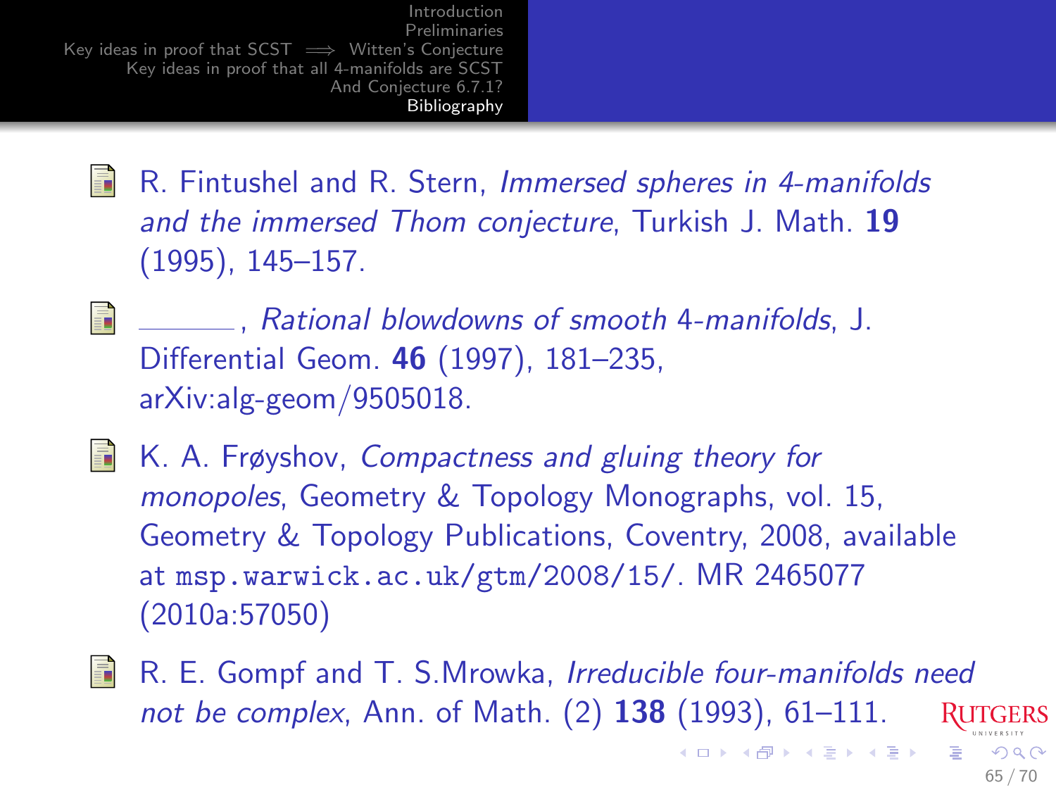- R. Fintushel and R. Stern, *Immersed spheres in 4-manifolds and the immersed Thom conjecture*, Turkish J. Math. **19** (1995), 145–157.

- ______, *Rational blowdowns of smooth 4-manifolds*, J. Differential Geom. **46** (1997), 181–235, arXiv:alg-geom/9505018.

- K. A. Frøyshov, *Compactness and gluing theory for monopoles*, Geometry & Topology Monographs, vol. 15, Geometry & Topology Publications, Coventry, 2008, available at `msp.warwick.ac.uk/gtm/2008/15/`. MR 2465077 (2010a:57050)

- R. E. Gompf and T. S.Mrowka, *Irreducible four-manifolds need not be complex*, Ann. of Math. (2) **138** (1993), 61–111.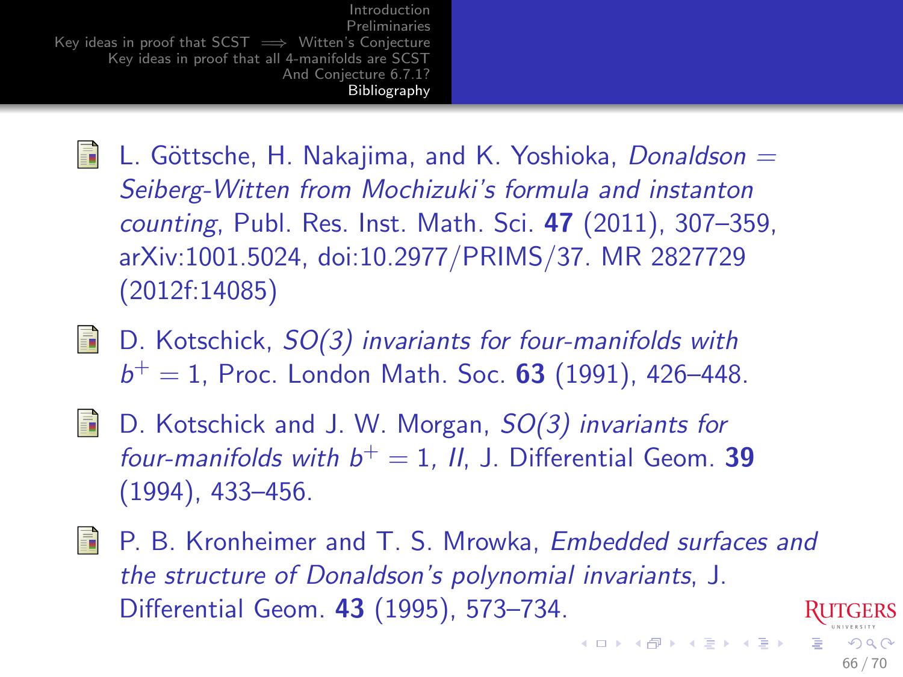- L. Göttsche, H. Nakajima, and K. Yoshioka, *Donaldson = Seiberg-Witten from Mochizuki's formula and instanton counting*, Publ. Res. Inst. Math. Sci. **47** (2011), 307–359, arXiv:1001.5024, doi:10.2977/PRIMS/37. MR 2827729 (2012f:14085)

- D. Kotschick, *SO(3) invariants for four-manifolds with $b^+ = 1$*, Proc. London Math. Soc. **63** (1991), 426–448.

- D. Kotschick and J. W. Morgan, *SO(3) invariants for four-manifolds with $b^+ = 1$, II*, J. Differential Geom. **39** (1994), 433–456.

- P. B. Kronheimer and T. S. Mrowka, *Embedded surfaces and the structure of Donaldson's polynomial invariants*, J. Differential Geom. **43** (1995), 573–734.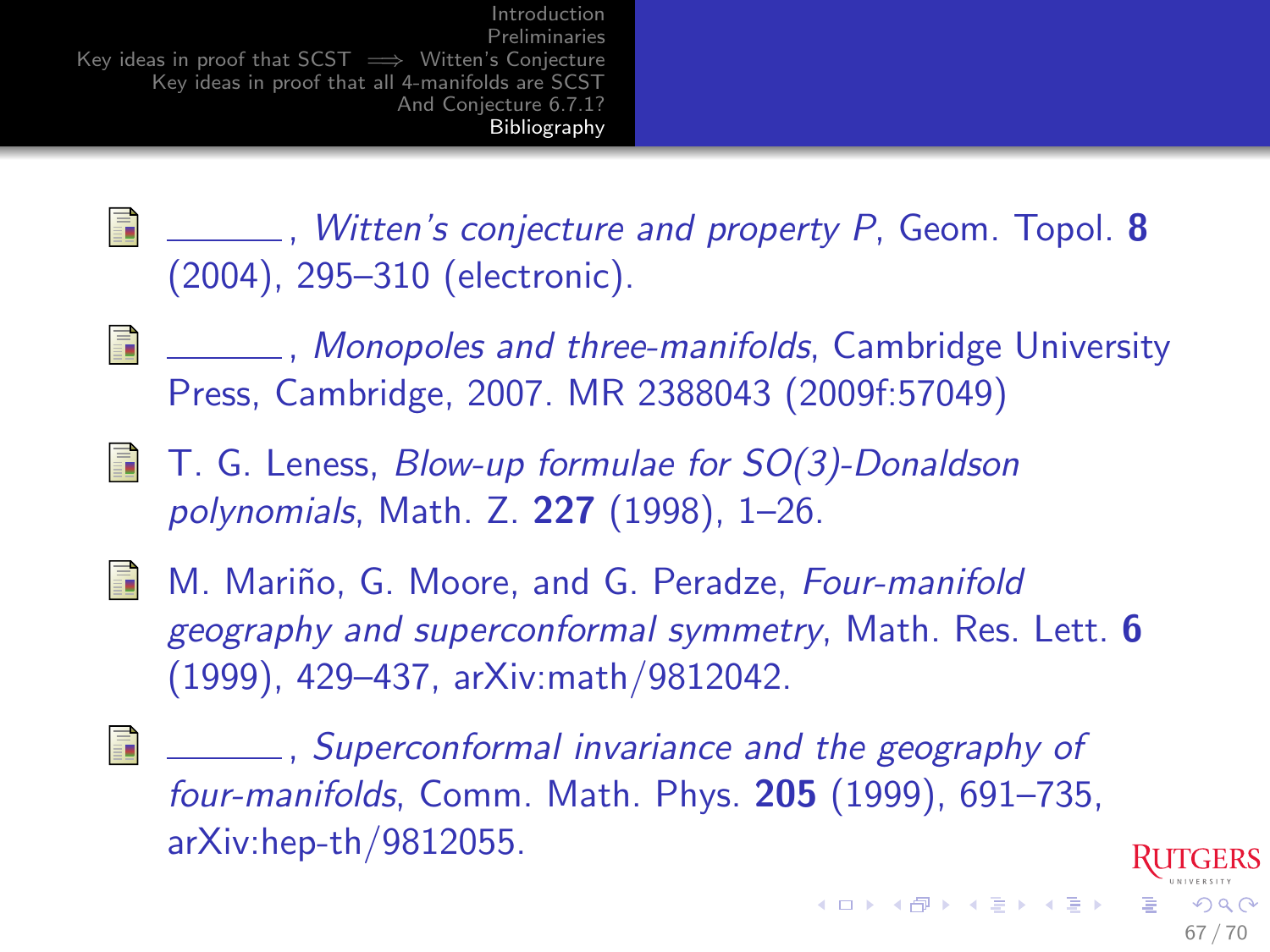- ———, *Witten's conjecture and property P*, Geom. Topol. **8** (2004), 295–310 (electronic).
- ———, *Monopoles and three-manifolds*, Cambridge University Press, Cambridge, 2007. MR 2388043 (2009f:57049)
- T. G. Leness, *Blow-up formulae for SO(3)-Donaldson polynomials*, Math. Z. **227** (1998), 1–26.
- M. Mariño, G. Moore, and G. Peradze, *Four-manifold geography and superconformal symmetry*, Math. Res. Lett. **6** (1999), 429–437, arXiv:math/9812042.
- ———, *Superconformal invariance and the geography of four-manifolds*, Comm. Math. Phys. **205** (1999), 691–735, arXiv:hep-th/9812055.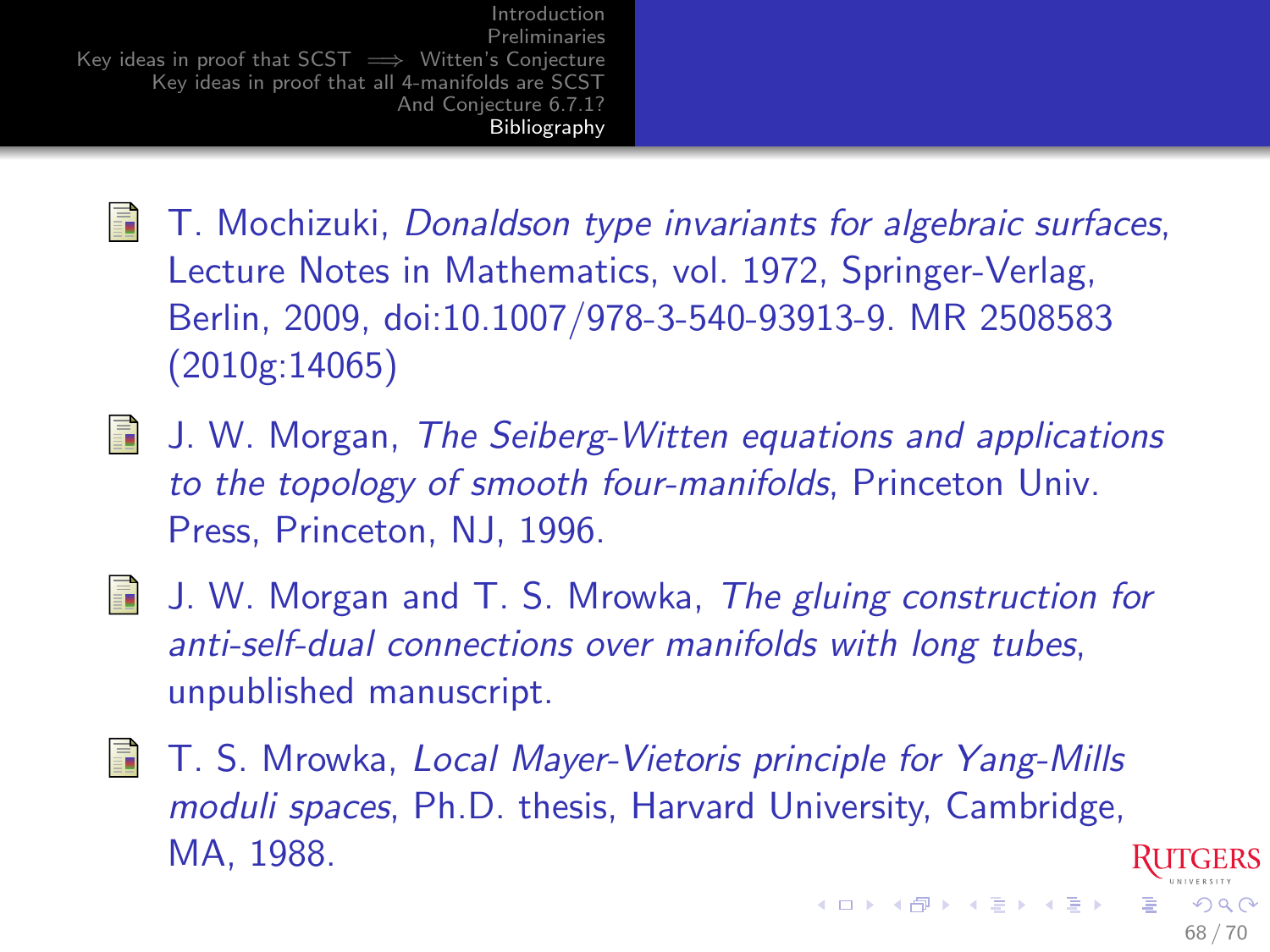- T. Mochizuki, *Donaldson type invariants for algebraic surfaces*, Lecture Notes in Mathematics, vol. 1972, Springer-Verlag, Berlin, 2009, doi:10.1007/978-3-540-93913-9. MR 2508583 (2010g:14065)

- J. W. Morgan, *The Seiberg-Witten equations and applications to the topology of smooth four-manifolds*, Princeton Univ. Press, Princeton, NJ, 1996.

- J. W. Morgan and T. S. Mrowka, *The gluing construction for anti-self-dual connections over manifolds with long tubes*, unpublished manuscript.

- T. S. Mrowka, *Local Mayer-Vietoris principle for Yang-Mills moduli spaces*, Ph.D. thesis, Harvard University, Cambridge, MA, 1988.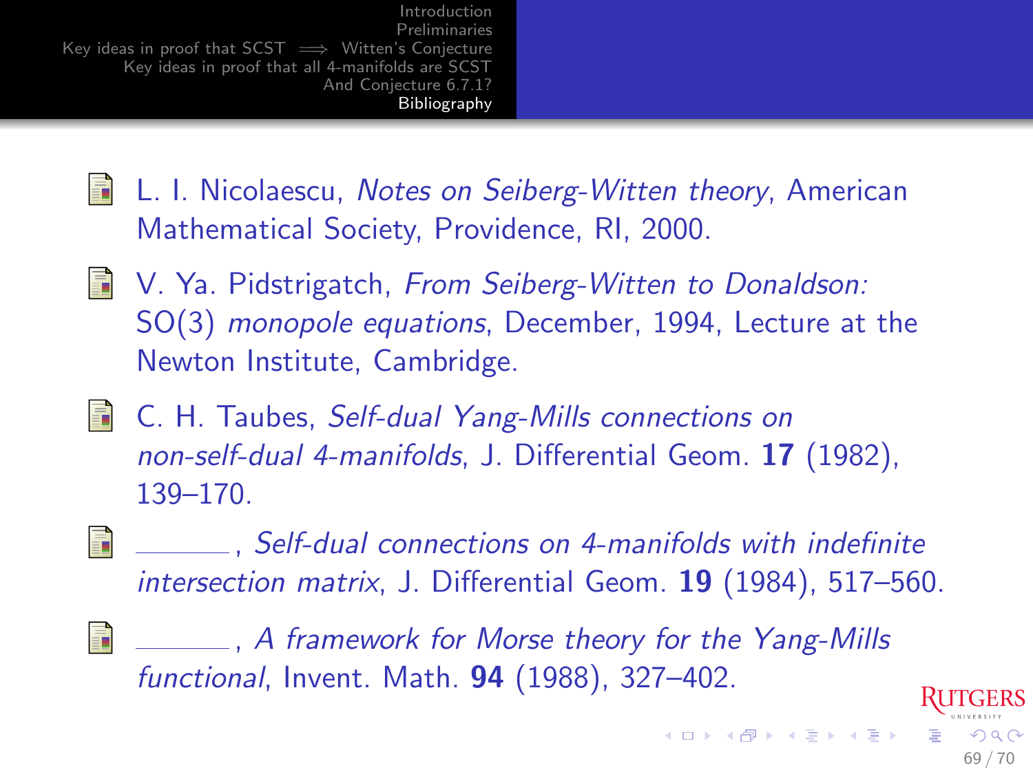- L. I. Nicolaescu, *Notes on Seiberg-Witten theory*, American Mathematical Society, Providence, RI, 2000.
- V. Ya. Pidstrigatch, *From Seiberg-Witten to Donaldson:* SO(3) *monopole equations*, December, 1994, Lecture at the Newton Institute, Cambridge.
- C. H. Taubes, *Self-dual Yang-Mills connections on non-self-dual 4-manifolds*, J. Differential Geom. **17** (1982), 139–170.
- \_\_\_\_\_\_\_, *Self-dual connections on 4-manifolds with indefinite intersection matrix*, J. Differential Geom. **19** (1984), 517–560.
- \_\_\_\_\_\_\_, *A framework for Morse theory for the Yang-Mills functional*, Invent. Math. **94** (1988), 327–402.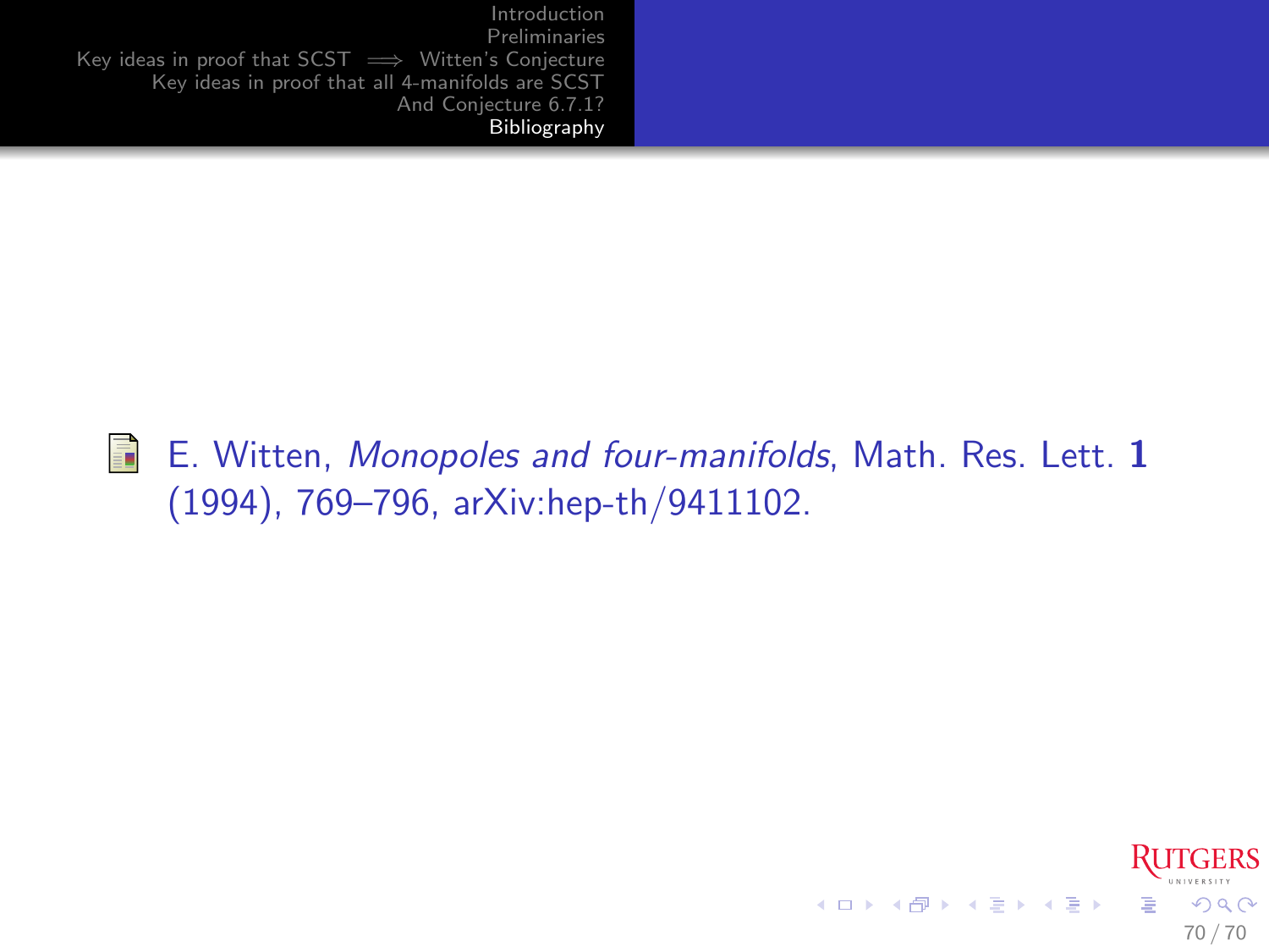E. Witten, *Monopoles and four-manifolds*, Math. Res. Lett. **1** (1994), 769–796, arXiv:hep-th/9411102.